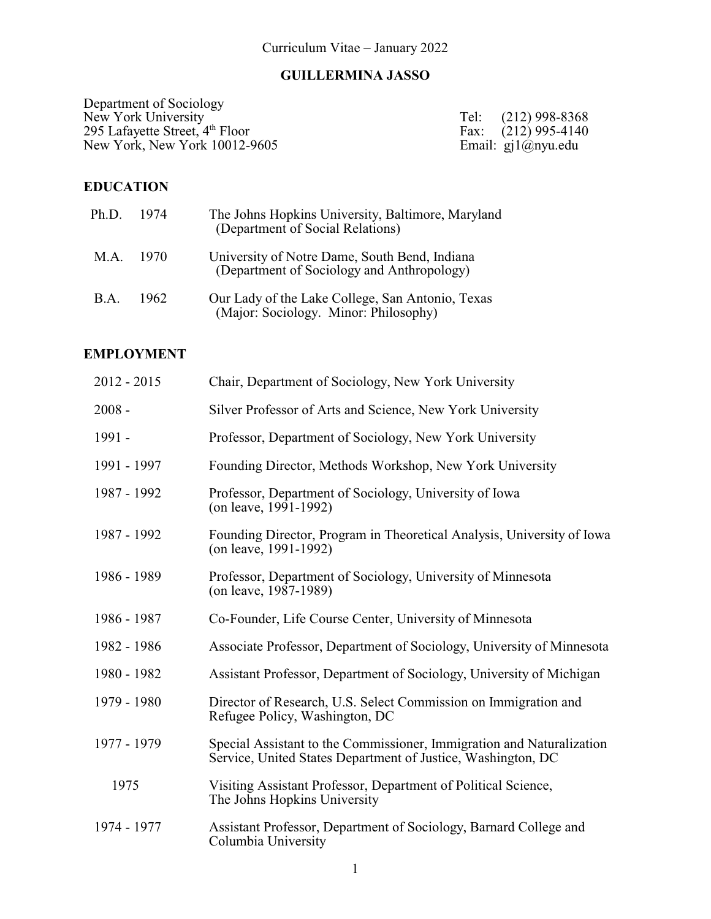Curriculum Vitae – January 2022

# GUILLERMINA JASSO

Department of Sociology
New York University
295 Lafayette Street, 4th Floor
New York, New York 10012-9605

Tel: (212) 998-8368
Fax: (212) 995-4140
Email: gj1@nyu.edu

## EDUCATION

| | | |
|---|---|---|
| Ph.D. | 1974 | The Johns Hopkins University, Baltimore, Maryland (Department of Social Relations) |
| M.A. | 1970 | University of Notre Dame, South Bend, Indiana (Department of Sociology and Anthropology) |
| B.A. | 1962 | Our Lady of the Lake College, San Antonio, Texas (Major: Sociology. Minor: Philosophy) |

## EMPLOYMENT

| | |
|---|---|
| 2012 - 2015 | Chair, Department of Sociology, New York University |
| 2008 - | Silver Professor of Arts and Science, New York University |
| 1991 - | Professor, Department of Sociology, New York University |
| 1991 - 1997 | Founding Director, Methods Workshop, New York University |
| 1987 - 1992 | Professor, Department of Sociology, University of Iowa (on leave, 1991-1992) |
| 1987 - 1992 | Founding Director, Program in Theoretical Analysis, University of Iowa (on leave, 1991-1992) |
| 1986 - 1989 | Professor, Department of Sociology, University of Minnesota (on leave, 1987-1989) |
| 1986 - 1987 | Co-Founder, Life Course Center, University of Minnesota |
| 1982 - 1986 | Associate Professor, Department of Sociology, University of Minnesota |
| 1980 - 1982 | Assistant Professor, Department of Sociology, University of Michigan |
| 1979 - 1980 | Director of Research, U.S. Select Commission on Immigration and Refugee Policy, Washington, DC |
| 1977 - 1979 | Special Assistant to the Commissioner, Immigration and Naturalization Service, United States Department of Justice, Washington, DC |
| 1975 | Visiting Assistant Professor, Department of Political Science, The Johns Hopkins University |
| 1974 - 1977 | Assistant Professor, Department of Sociology, Barnard College and Columbia University |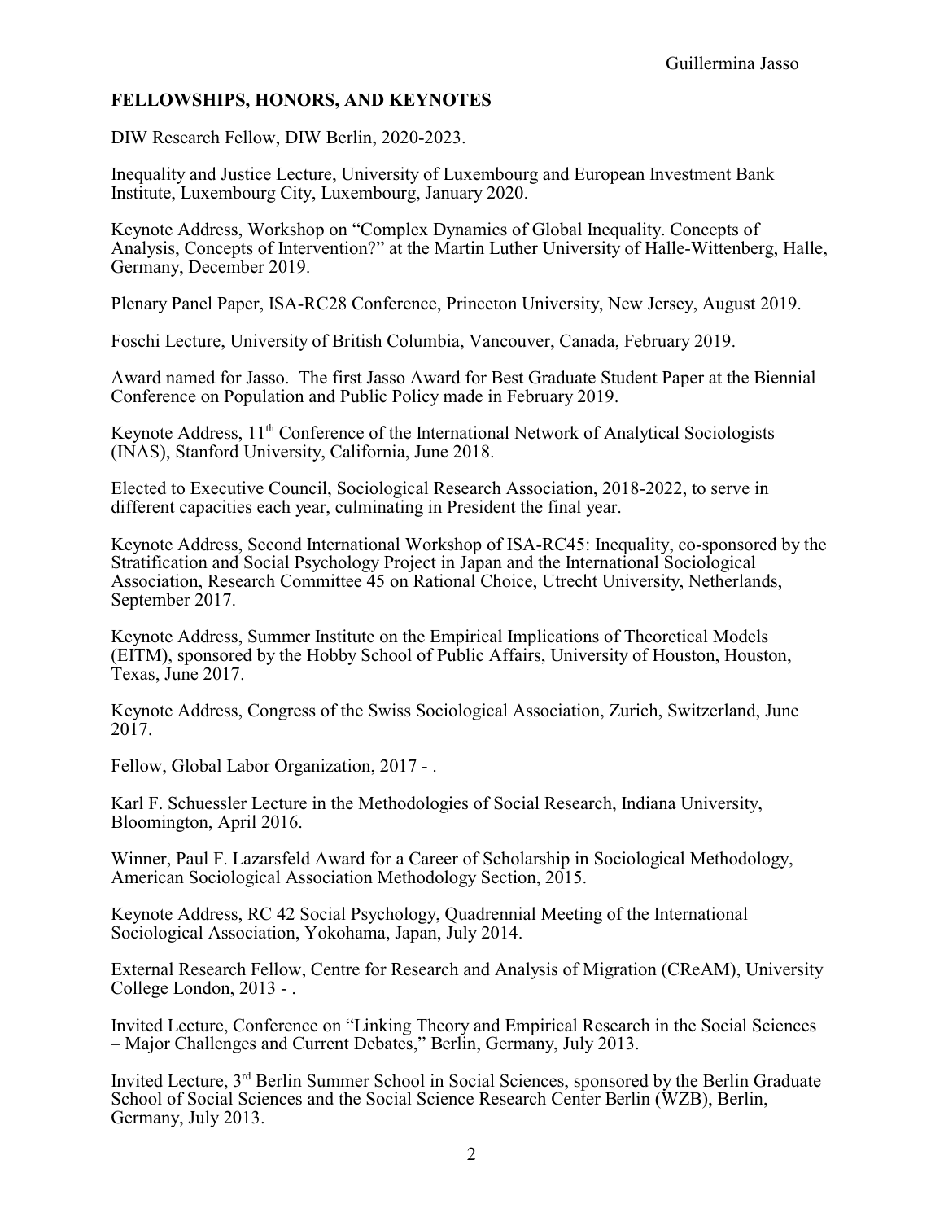## FELLOWSHIPS, HONORS, AND KEYNOTES

DIW Research Fellow, DIW Berlin, 2020-2023.

Inequality and Justice Lecture, University of Luxembourg and European Investment Bank Institute, Luxembourg City, Luxembourg, January 2020.

Keynote Address, Workshop on "Complex Dynamics of Global Inequality. Concepts of Analysis, Concepts of Intervention?" at the Martin Luther University of Halle-Wittenberg, Halle, Germany, December 2019.

Plenary Panel Paper, ISA-RC28 Conference, Princeton University, New Jersey, August 2019.

Foschi Lecture, University of British Columbia, Vancouver, Canada, February 2019.

Award named for Jasso. The first Jasso Award for Best Graduate Student Paper at the Biennial Conference on Population and Public Policy made in February 2019.

Keynote Address, 11th Conference of the International Network of Analytical Sociologists (INAS), Stanford University, California, June 2018.

Elected to Executive Council, Sociological Research Association, 2018-2022, to serve in different capacities each year, culminating in President the final year.

Keynote Address, Second International Workshop of ISA-RC45: Inequality, co-sponsored by the Stratification and Social Psychology Project in Japan and the International Sociological Association, Research Committee 45 on Rational Choice, Utrecht University, Netherlands, September 2017.

Keynote Address, Summer Institute on the Empirical Implications of Theoretical Models (EITM), sponsored by the Hobby School of Public Affairs, University of Houston, Houston, Texas, June 2017.

Keynote Address, Congress of the Swiss Sociological Association, Zurich, Switzerland, June 2017.

Fellow, Global Labor Organization, 2017 - .

Karl F. Schuessler Lecture in the Methodologies of Social Research, Indiana University, Bloomington, April 2016.

Winner, Paul F. Lazarsfeld Award for a Career of Scholarship in Sociological Methodology, American Sociological Association Methodology Section, 2015.

Keynote Address, RC 42 Social Psychology, Quadrennial Meeting of the International Sociological Association, Yokohama, Japan, July 2014.

External Research Fellow, Centre for Research and Analysis of Migration (CReAM), University College London, 2013 - .

Invited Lecture, Conference on "Linking Theory and Empirical Research in the Social Sciences – Major Challenges and Current Debates," Berlin, Germany, July 2013.

Invited Lecture, 3rd Berlin Summer School in Social Sciences, sponsored by the Berlin Graduate School of Social Sciences and the Social Science Research Center Berlin (WZB), Berlin, Germany, July 2013.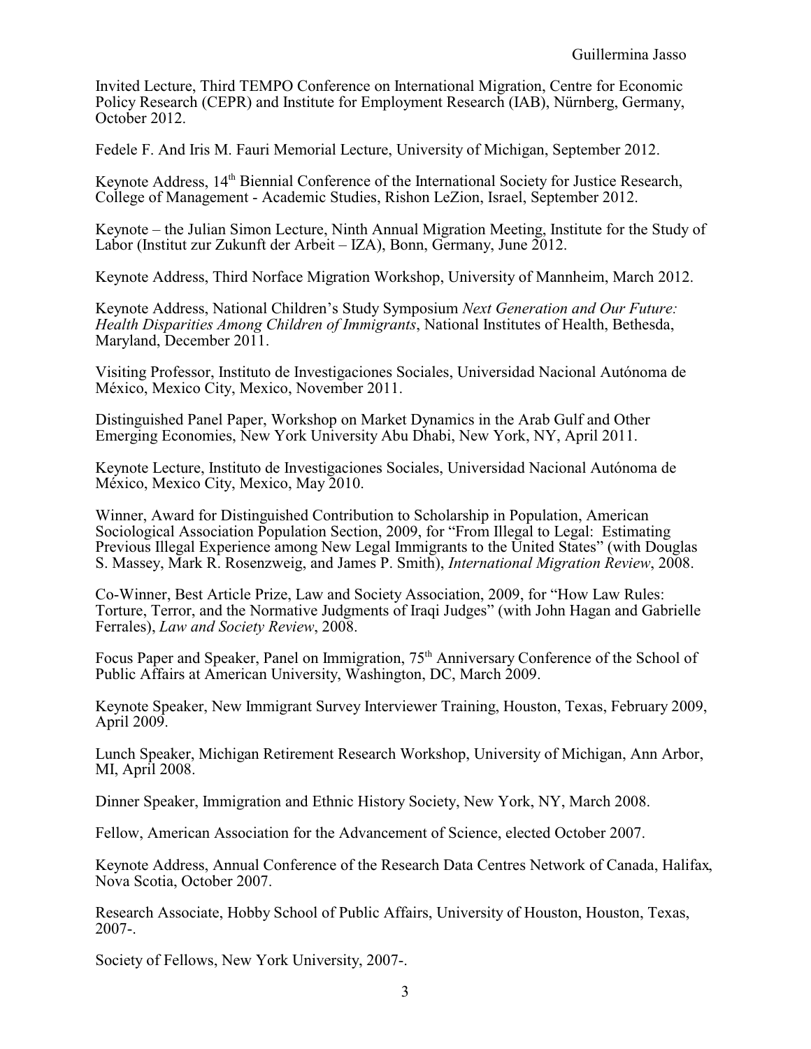Invited Lecture, Third TEMPO Conference on International Migration, Centre for Economic Policy Research (CEPR) and Institute for Employment Research (IAB), Nürnberg, Germany, October 2012.

Fedele F. And Iris M. Fauri Memorial Lecture, University of Michigan, September 2012.

Keynote Address, 14th Biennial Conference of the International Society for Justice Research, College of Management - Academic Studies, Rishon LeZion, Israel, September 2012.

Keynote – the Julian Simon Lecture, Ninth Annual Migration Meeting, Institute for the Study of Labor (Institut zur Zukunft der Arbeit – IZA), Bonn, Germany, June 2012.

Keynote Address, Third Norface Migration Workshop, University of Mannheim, March 2012.

Keynote Address, National Children's Study Symposium *Next Generation and Our Future: Health Disparities Among Children of Immigrants*, National Institutes of Health, Bethesda, Maryland, December 2011.

Visiting Professor, Instituto de Investigaciones Sociales, Universidad Nacional Autónoma de México, Mexico City, Mexico, November 2011.

Distinguished Panel Paper, Workshop on Market Dynamics in the Arab Gulf and Other Emerging Economies, New York University Abu Dhabi, New York, NY, April 2011.

Keynote Lecture, Instituto de Investigaciones Sociales, Universidad Nacional Autónoma de México, Mexico City, Mexico, May 2010.

Winner, Award for Distinguished Contribution to Scholarship in Population, American Sociological Association Population Section, 2009, for "From Illegal to Legal: Estimating Previous Illegal Experience among New Legal Immigrants to the United States" (with Douglas S. Massey, Mark R. Rosenzweig, and James P. Smith), *International Migration Review*, 2008.

Co-Winner, Best Article Prize, Law and Society Association, 2009, for "How Law Rules: Torture, Terror, and the Normative Judgments of Iraqi Judges" (with John Hagan and Gabrielle Ferrales), *Law and Society Review*, 2008.

Focus Paper and Speaker, Panel on Immigration, 75th Anniversary Conference of the School of Public Affairs at American University, Washington, DC, March 2009.

Keynote Speaker, New Immigrant Survey Interviewer Training, Houston, Texas, February 2009, April 2009.

Lunch Speaker, Michigan Retirement Research Workshop, University of Michigan, Ann Arbor, MI, April 2008.

Dinner Speaker, Immigration and Ethnic History Society, New York, NY, March 2008.

Fellow, American Association for the Advancement of Science, elected October 2007.

Keynote Address, Annual Conference of the Research Data Centres Network of Canada, Halifax, Nova Scotia, October 2007.

Research Associate, Hobby School of Public Affairs, University of Houston, Houston, Texas, 2007-.

Society of Fellows, New York University, 2007-.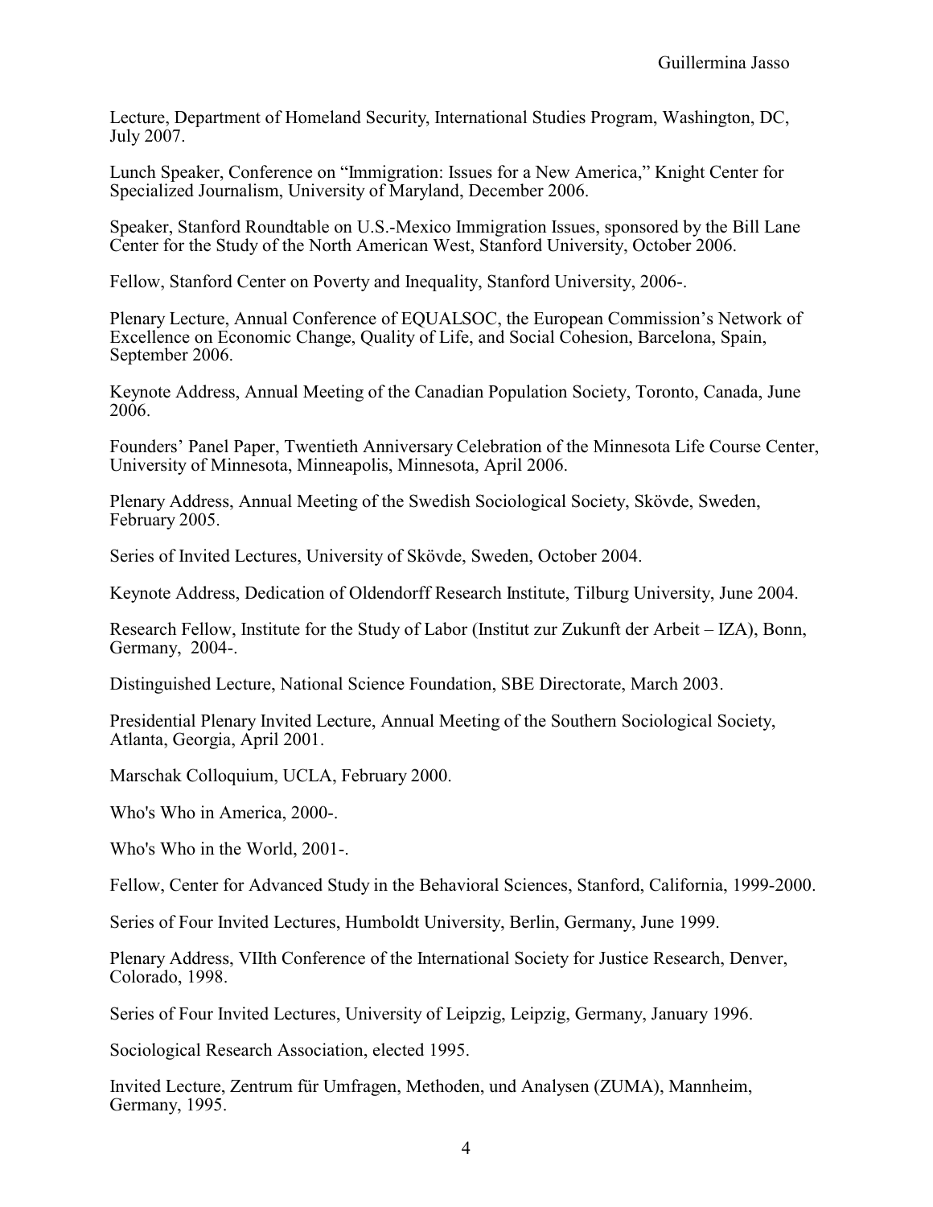Lecture, Department of Homeland Security, International Studies Program, Washington, DC, July 2007.

Lunch Speaker, Conference on "Immigration: Issues for a New America," Knight Center for Specialized Journalism, University of Maryland, December 2006.

Speaker, Stanford Roundtable on U.S.-Mexico Immigration Issues, sponsored by the Bill Lane Center for the Study of the North American West, Stanford University, October 2006.

Fellow, Stanford Center on Poverty and Inequality, Stanford University, 2006-.

Plenary Lecture, Annual Conference of EQUALSOC, the European Commission's Network of Excellence on Economic Change, Quality of Life, and Social Cohesion, Barcelona, Spain, September 2006.

Keynote Address, Annual Meeting of the Canadian Population Society, Toronto, Canada, June 2006.

Founders' Panel Paper, Twentieth Anniversary Celebration of the Minnesota Life Course Center, University of Minnesota, Minneapolis, Minnesota, April 2006.

Plenary Address, Annual Meeting of the Swedish Sociological Society, Skövde, Sweden, February 2005.

Series of Invited Lectures, University of Skövde, Sweden, October 2004.

Keynote Address, Dedication of Oldendorff Research Institute, Tilburg University, June 2004.

Research Fellow, Institute for the Study of Labor (Institut zur Zukunft der Arbeit – IZA), Bonn, Germany, 2004-.

Distinguished Lecture, National Science Foundation, SBE Directorate, March 2003.

Presidential Plenary Invited Lecture, Annual Meeting of the Southern Sociological Society, Atlanta, Georgia, April 2001.

Marschak Colloquium, UCLA, February 2000.

Who's Who in America, 2000-.

Who's Who in the World, 2001-.

Fellow, Center for Advanced Study in the Behavioral Sciences, Stanford, California, 1999-2000.

Series of Four Invited Lectures, Humboldt University, Berlin, Germany, June 1999.

Plenary Address, VIIth Conference of the International Society for Justice Research, Denver, Colorado, 1998.

Series of Four Invited Lectures, University of Leipzig, Leipzig, Germany, January 1996.

Sociological Research Association, elected 1995.

Invited Lecture, Zentrum für Umfragen, Methoden, und Analysen (ZUMA), Mannheim, Germany, 1995.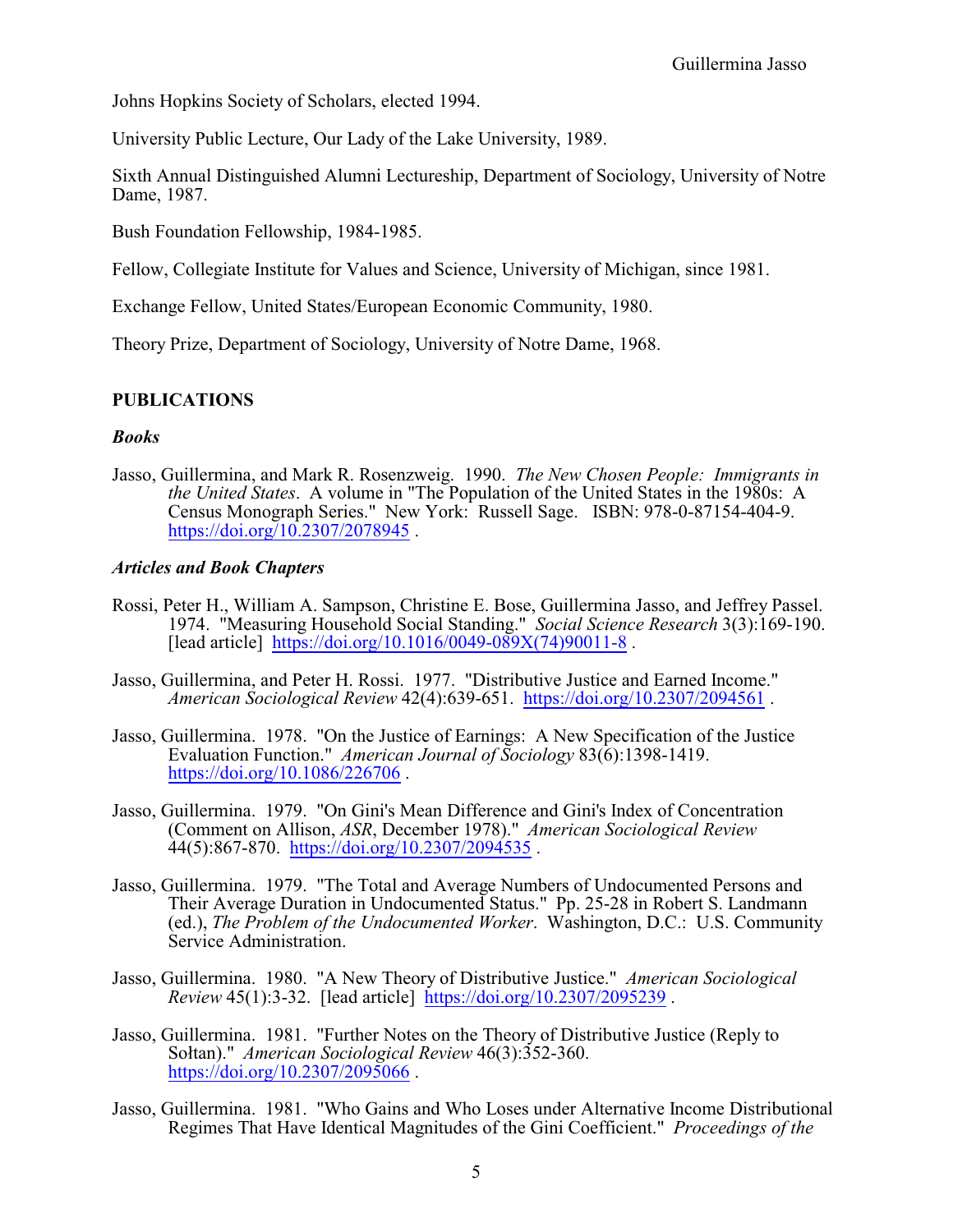Johns Hopkins Society of Scholars, elected 1994.

University Public Lecture, Our Lady of the Lake University, 1989.

Sixth Annual Distinguished Alumni Lectureship, Department of Sociology, University of Notre Dame, 1987.

Bush Foundation Fellowship, 1984-1985.

Fellow, Collegiate Institute for Values and Science, University of Michigan, since 1981.

Exchange Fellow, United States/European Economic Community, 1980.

Theory Prize, Department of Sociology, University of Notre Dame, 1968.

## PUBLICATIONS

### *Books*

Jasso, Guillermina, and Mark R. Rosenzweig. 1990. *The New Chosen People: Immigrants in the United States*. A volume in "The Population of the United States in the 1980s: A Census Monograph Series." New York: Russell Sage. ISBN: 978-0-87154-404-9. https://doi.org/10.2307/2078945 .

### *Articles and Book Chapters*

Rossi, Peter H., William A. Sampson, Christine E. Bose, Guillermina Jasso, and Jeffrey Passel. 1974. "Measuring Household Social Standing." *Social Science Research* 3(3):169-190. [lead article] https://doi.org/10.1016/0049-089X(74)90011-8 .

Jasso, Guillermina, and Peter H. Rossi. 1977. "Distributive Justice and Earned Income." *American Sociological Review* 42(4):639-651. https://doi.org/10.2307/2094561 .

Jasso, Guillermina. 1978. "On the Justice of Earnings: A New Specification of the Justice Evaluation Function." *American Journal of Sociology* 83(6):1398-1419. https://doi.org/10.1086/226706 .

Jasso, Guillermina. 1979. "On Gini's Mean Difference and Gini's Index of Concentration (Comment on Allison, *ASR*, December 1978)." *American Sociological Review* 44(5):867-870. https://doi.org/10.2307/2094535 .

Jasso, Guillermina. 1979. "The Total and Average Numbers of Undocumented Persons and Their Average Duration in Undocumented Status." Pp. 25-28 in Robert S. Landmann (ed.), *The Problem of the Undocumented Worker*. Washington, D.C.: U.S. Community Service Administration.

Jasso, Guillermina. 1980. "A New Theory of Distributive Justice." *American Sociological Review* 45(1):3-32. [lead article] https://doi.org/10.2307/2095239 .

Jasso, Guillermina. 1981. "Further Notes on the Theory of Distributive Justice (Reply to Sołtan)." *American Sociological Review* 46(3):352-360. https://doi.org/10.2307/2095066 .

Jasso, Guillermina. 1981. "Who Gains and Who Loses under Alternative Income Distributional Regimes That Have Identical Magnitudes of the Gini Coefficient." *Proceedings of the*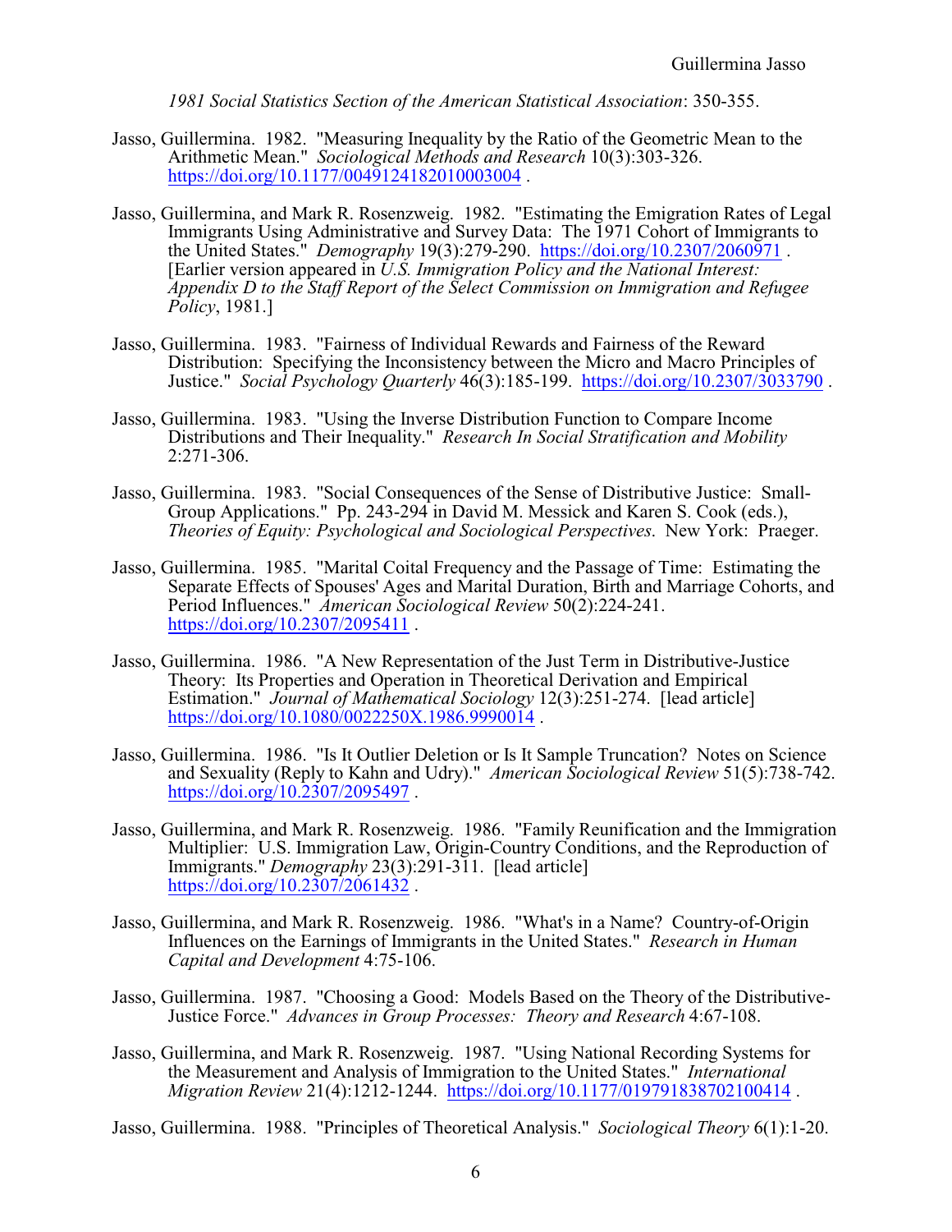*1981 Social Statistics Section of the American Statistical Association*: 350-355.

Jasso, Guillermina. 1982. "Measuring Inequality by the Ratio of the Geometric Mean to the Arithmetic Mean." *Sociological Methods and Research* 10(3):303-326. https://doi.org/10.1177/004912418201000300 4 .

Jasso, Guillermina, and Mark R. Rosenzweig. 1982. "Estimating the Emigration Rates of Legal Immigrants Using Administrative and Survey Data: The 1971 Cohort of Immigrants to the United States." *Demography* 19(3):279-290. https://doi.org/10.2307/2060971 . [Earlier version appeared in *U.S. Immigration Policy and the National Interest: Appendix D to the Staff Report of the Select Commission on Immigration and Refugee Policy*, 1981.]

Jasso, Guillermina. 1983. "Fairness of Individual Rewards and Fairness of the Reward Distribution: Specifying the Inconsistency between the Micro and Macro Principles of Justice." *Social Psychology Quarterly* 46(3):185-199. https://doi.org/10.2307/3033790 .

Jasso, Guillermina. 1983. "Using the Inverse Distribution Function to Compare Income Distributions and Their Inequality." *Research In Social Stratification and Mobility* 2:271-306.

Jasso, Guillermina. 1983. "Social Consequences of the Sense of Distributive Justice: Small-Group Applications." Pp. 243-294 in David M. Messick and Karen S. Cook (eds.), *Theories of Equity: Psychological and Sociological Perspectives*. New York: Praeger.

Jasso, Guillermina. 1985. "Marital Coital Frequency and the Passage of Time: Estimating the Separate Effects of Spouses' Ages and Marital Duration, Birth and Marriage Cohorts, and Period Influences." *American Sociological Review* 50(2):224-241. https://doi.org/10.2307/2095411 .

Jasso, Guillermina. 1986. "A New Representation of the Just Term in Distributive-Justice Theory: Its Properties and Operation in Theoretical Derivation and Empirical Estimation." *Journal of Mathematical Sociology* 12(3):251-274. [lead article] https://doi.org/10.1080/0022250X.1986.9990014 .

Jasso, Guillermina. 1986. "Is It Outlier Deletion or Is It Sample Truncation? Notes on Science and Sexuality (Reply to Kahn and Udry)." *American Sociological Review* 51(5):738-742. https://doi.org/10.2307/2095497 .

Jasso, Guillermina, and Mark R. Rosenzweig. 1986. "Family Reunification and the Immigration Multiplier: U.S. Immigration Law, Origin-Country Conditions, and the Reproduction of Immigrants." *Demography* 23(3):291-311. [lead article] https://doi.org/10.2307/2061432 .

Jasso, Guillermina, and Mark R. Rosenzweig. 1986. "What's in a Name? Country-of-Origin Influences on the Earnings of Immigrants in the United States." *Research in Human Capital and Development* 4:75-106.

Jasso, Guillermina. 1987. "Choosing a Good: Models Based on the Theory of the Distributive-Justice Force." *Advances in Group Processes: Theory and Research* 4:67-108.

Jasso, Guillermina, and Mark R. Rosenzweig. 1987. "Using National Recording Systems for the Measurement and Analysis of Immigration to the United States." *International Migration Review* 21(4):1212-1244. https://doi.org/10.1177/019791838702100414 .

Jasso, Guillermina. 1988. "Principles of Theoretical Analysis." *Sociological Theory* 6(1):1-20.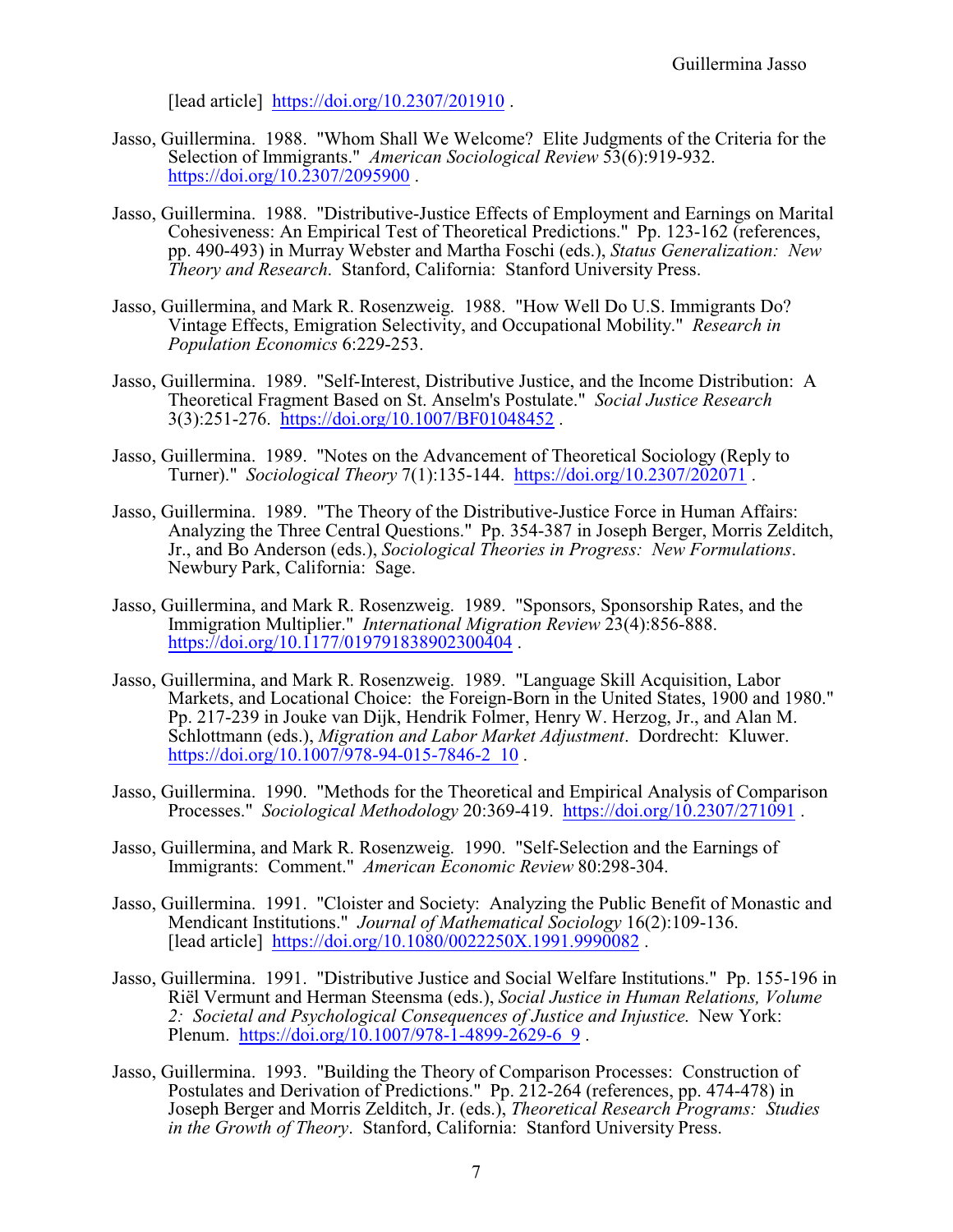[lead article] https://doi.org/10.2307/201910 .

Jasso, Guillermina. 1988. "Whom Shall We Welcome? Elite Judgments of the Criteria for the Selection of Immigrants." *American Sociological Review* 53(6):919-932. https://doi.org/10.2307/2095900 .

Jasso, Guillermina. 1988. "Distributive-Justice Effects of Employment and Earnings on Marital Cohesiveness: An Empirical Test of Theoretical Predictions." Pp. 123-162 (references, pp. 490-493) in Murray Webster and Martha Foschi (eds.), *Status Generalization: New Theory and Research*. Stanford, California: Stanford University Press.

Jasso, Guillermina, and Mark R. Rosenzweig. 1988. "How Well Do U.S. Immigrants Do? Vintage Effects, Emigration Selectivity, and Occupational Mobility." *Research in Population Economics* 6:229-253.

Jasso, Guillermina. 1989. "Self-Interest, Distributive Justice, and the Income Distribution: A Theoretical Fragment Based on St. Anselm's Postulate." *Social Justice Research* 3(3):251-276. https://doi.org/10.1007/BF01048452 .

Jasso, Guillermina. 1989. "Notes on the Advancement of Theoretical Sociology (Reply to Turner)." *Sociological Theory* 7(1):135-144. https://doi.org/10.2307/202071 .

Jasso, Guillermina. 1989. "The Theory of the Distributive-Justice Force in Human Affairs: Analyzing the Three Central Questions." Pp. 354-387 in Joseph Berger, Morris Zelditch, Jr., and Bo Anderson (eds.), *Sociological Theories in Progress: New Formulations*. Newbury Park, California: Sage.

Jasso, Guillermina, and Mark R. Rosenzweig. 1989. "Sponsors, Sponsorship Rates, and the Immigration Multiplier." *International Migration Review* 23(4):856-888. https://doi.org/10.1177/019791838902300404 .

Jasso, Guillermina, and Mark R. Rosenzweig. 1989. "Language Skill Acquisition, Labor Markets, and Locational Choice: the Foreign-Born in the United States, 1900 and 1980." Pp. 217-239 in Jouke van Dijk, Hendrik Folmer, Henry W. Herzog, Jr., and Alan M. Schlottmann (eds.), *Migration and Labor Market Adjustment*. Dordrecht: Kluwer. https://doi.org/10.1007/978-94-015-7846-2_10 .

Jasso, Guillermina. 1990. "Methods for the Theoretical and Empirical Analysis of Comparison Processes." *Sociological Methodology* 20:369-419. https://doi.org/10.2307/271091 .

Jasso, Guillermina, and Mark R. Rosenzweig. 1990. "Self-Selection and the Earnings of Immigrants: Comment." *American Economic Review* 80:298-304.

Jasso, Guillermina. 1991. "Cloister and Society: Analyzing the Public Benefit of Monastic and Mendicant Institutions." *Journal of Mathematical Sociology* 16(2):109-136. [lead article] https://doi.org/10.1080/0022250X.1991.9990082 .

Jasso, Guillermina. 1991. "Distributive Justice and Social Welfare Institutions." Pp. 155-196 in Riël Vermunt and Herman Steensma (eds.), *Social Justice in Human Relations, Volume 2: Societal and Psychological Consequences of Justice and Injustice.* New York: Plenum. https://doi.org/10.1007/978-1-4899-2629-6_9 .

Jasso, Guillermina. 1993. "Building the Theory of Comparison Processes: Construction of Postulates and Derivation of Predictions." Pp. 212-264 (references, pp. 474-478) in Joseph Berger and Morris Zelditch, Jr. (eds.), *Theoretical Research Programs: Studies in the Growth of Theory*. Stanford, California: Stanford University Press.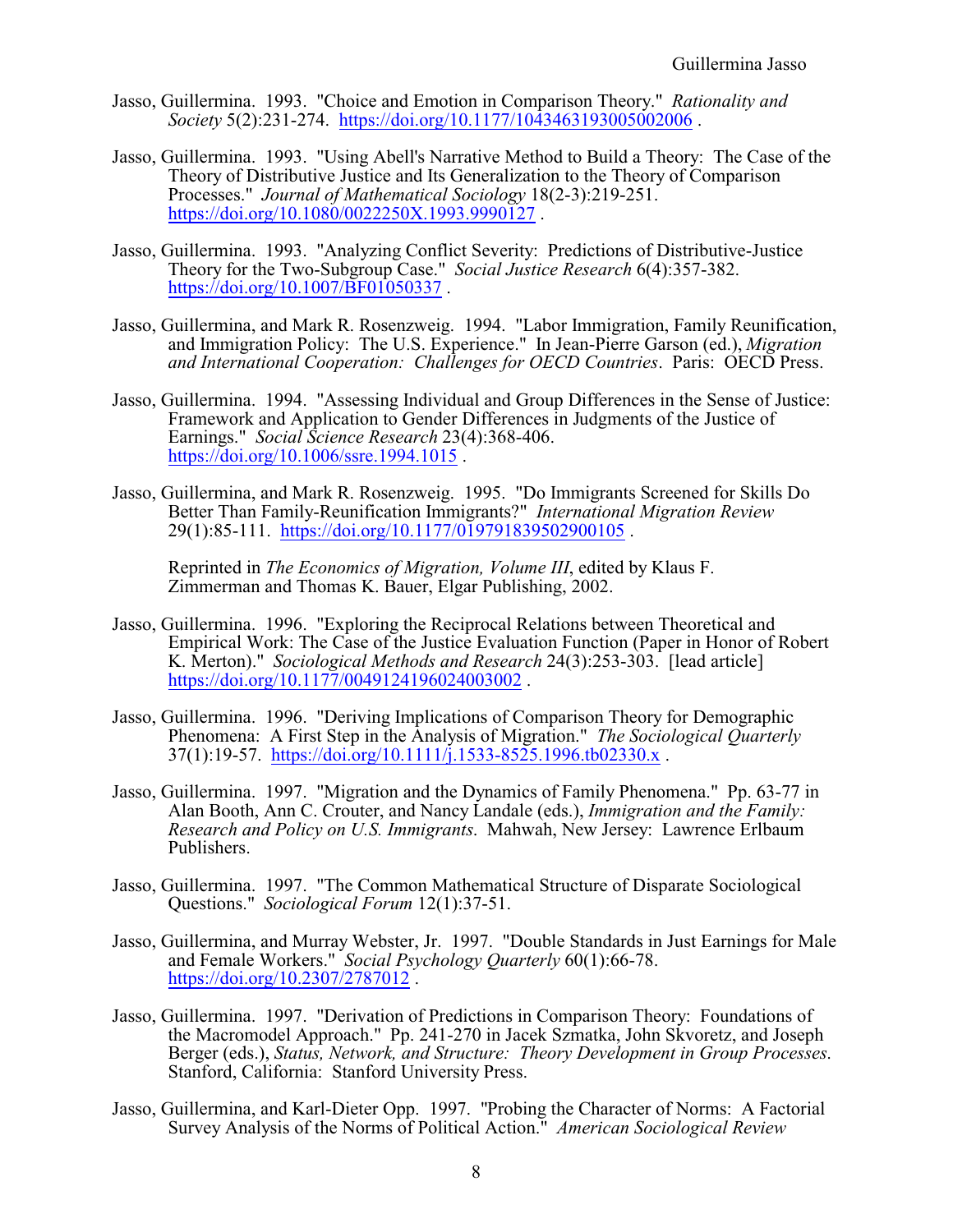Jasso, Guillermina. 1993. "Choice and Emotion in Comparison Theory." *Rationality and Society* 5(2):231-274. https://doi.org/10.1177/1043463193005002006 .

Jasso, Guillermina. 1993. "Using Abell's Narrative Method to Build a Theory: The Case of the Theory of Distributive Justice and Its Generalization to the Theory of Comparison Processes." *Journal of Mathematical Sociology* 18(2-3):219-251. https://doi.org/10.1080/0022250X.1993.9990127 .

Jasso, Guillermina. 1993. "Analyzing Conflict Severity: Predictions of Distributive-Justice Theory for the Two-Subgroup Case." *Social Justice Research* 6(4):357-382. https://doi.org/10.1007/BF01050337 .

Jasso, Guillermina, and Mark R. Rosenzweig. 1994. "Labor Immigration, Family Reunification, and Immigration Policy: The U.S. Experience." In Jean-Pierre Garson (ed.), *Migration and International Cooperation: Challenges for OECD Countries*. Paris: OECD Press.

Jasso, Guillermina. 1994. "Assessing Individual and Group Differences in the Sense of Justice: Framework and Application to Gender Differences in Judgments of the Justice of Earnings." *Social Science Research* 23(4):368-406. https://doi.org/10.1006/ssre.1994.1015 .

Jasso, Guillermina, and Mark R. Rosenzweig. 1995. "Do Immigrants Screened for Skills Do Better Than Family-Reunification Immigrants?" *International Migration Review* 29(1):85-111. https://doi.org/10.1177/019791839502900105 .

Reprinted in *The Economics of Migration, Volume III*, edited by Klaus F. Zimmerman and Thomas K. Bauer, Elgar Publishing, 2002.

Jasso, Guillermina. 1996. "Exploring the Reciprocal Relations between Theoretical and Empirical Work: The Case of the Justice Evaluation Function (Paper in Honor of Robert K. Merton)." *Sociological Methods and Research* 24(3):253-303. [lead article] https://doi.org/10.1177/0049124196024003002 .

Jasso, Guillermina. 1996. "Deriving Implications of Comparison Theory for Demographic Phenomena: A First Step in the Analysis of Migration." *The Sociological Quarterly* 37(1):19-57. https://doi.org/10.1111/j.1533-8525.1996.tb02330.x .

Jasso, Guillermina. 1997. "Migration and the Dynamics of Family Phenomena." Pp. 63-77 in Alan Booth, Ann C. Crouter, and Nancy Landale (eds.), *Immigration and the Family: Research and Policy on U.S. Immigrants*. Mahwah, New Jersey: Lawrence Erlbaum Publishers.

Jasso, Guillermina. 1997. "The Common Mathematical Structure of Disparate Sociological Questions." *Sociological Forum* 12(1):37-51.

Jasso, Guillermina, and Murray Webster, Jr. 1997. "Double Standards in Just Earnings for Male and Female Workers." *Social Psychology Quarterly* 60(1):66-78. https://doi.org/10.2307/2787012 .

Jasso, Guillermina. 1997. "Derivation of Predictions in Comparison Theory: Foundations of the Macromodel Approach." Pp. 241-270 in Jacek Szmatka, John Skvoretz, and Joseph Berger (eds.), *Status, Network, and Structure: Theory Development in Group Processes*. Stanford, California: Stanford University Press.

Jasso, Guillermina, and Karl-Dieter Opp. 1997. "Probing the Character of Norms: A Factorial Survey Analysis of the Norms of Political Action." *American Sociological Review*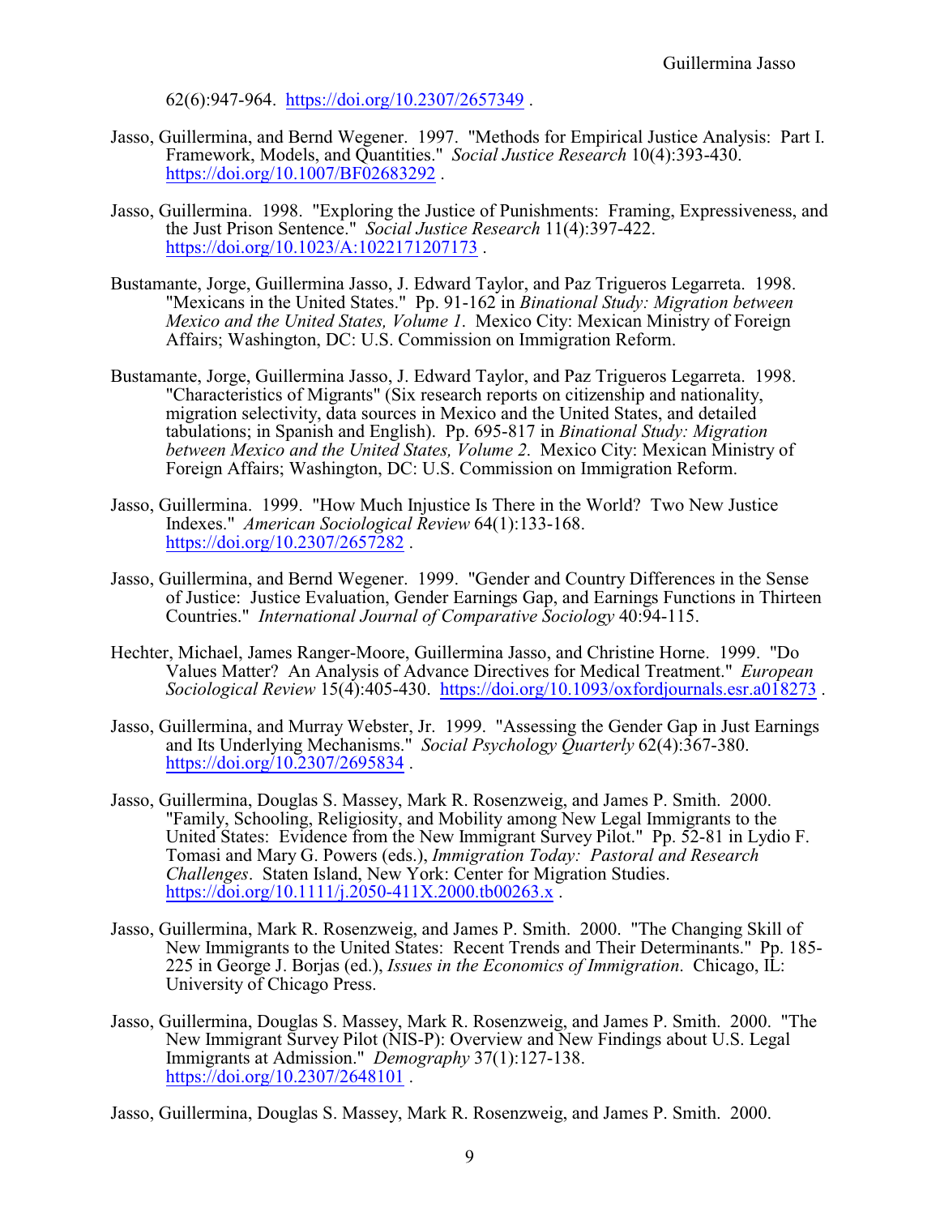62(6):947-964. https://doi.org/10.2307/2657349 .

Jasso, Guillermina, and Bernd Wegener. 1997. "Methods for Empirical Justice Analysis: Part I. Framework, Models, and Quantities." *Social Justice Research* 10(4):393-430. https://doi.org/10.1007/BF02683292 .

Jasso, Guillermina. 1998. "Exploring the Justice of Punishments: Framing, Expressiveness, and the Just Prison Sentence." *Social Justice Research* 11(4):397-422. https://doi.org/10.1023/A:1022171207173 .

Bustamante, Jorge, Guillermina Jasso, J. Edward Taylor, and Paz Trigueros Legarreta. 1998. "Mexicans in the United States." Pp. 91-162 in *Binational Study: Migration between Mexico and the United States, Volume 1*. Mexico City: Mexican Ministry of Foreign Affairs; Washington, DC: U.S. Commission on Immigration Reform.

Bustamante, Jorge, Guillermina Jasso, J. Edward Taylor, and Paz Trigueros Legarreta. 1998. "Characteristics of Migrants" (Six research reports on citizenship and nationality, migration selectivity, data sources in Mexico and the United States, and detailed tabulations; in Spanish and English). Pp. 695-817 in *Binational Study: Migration between Mexico and the United States, Volume 2*. Mexico City: Mexican Ministry of Foreign Affairs; Washington, DC: U.S. Commission on Immigration Reform.

Jasso, Guillermina. 1999. "How Much Injustice Is There in the World? Two New Justice Indexes." *American Sociological Review* 64(1):133-168. https://doi.org/10.2307/2657282 .

Jasso, Guillermina, and Bernd Wegener. 1999. "Gender and Country Differences in the Sense of Justice: Justice Evaluation, Gender Earnings Gap, and Earnings Functions in Thirteen Countries." *International Journal of Comparative Sociology* 40:94-115.

Hechter, Michael, James Ranger-Moore, Guillermina Jasso, and Christine Horne. 1999. "Do Values Matter? An Analysis of Advance Directives for Medical Treatment." *European Sociological Review* 15(4):405-430. https://doi.org/10.1093/oxfordjournals.esr.a018273 .

Jasso, Guillermina, and Murray Webster, Jr. 1999. "Assessing the Gender Gap in Just Earnings and Its Underlying Mechanisms." *Social Psychology Quarterly* 62(4):367-380. https://doi.org/10.2307/2695834 .

Jasso, Guillermina, Douglas S. Massey, Mark R. Rosenzweig, and James P. Smith. 2000. "Family, Schooling, Religiosity, and Mobility among New Legal Immigrants to the United States: Evidence from the New Immigrant Survey Pilot." Pp. 52-81 in Lydio F. Tomasi and Mary G. Powers (eds.), *Immigration Today: Pastoral and Research Challenges*. Staten Island, New York: Center for Migration Studies. https://doi.org/10.1111/j.2050-411X.2000.tb00263.x .

Jasso, Guillermina, Mark R. Rosenzweig, and James P. Smith. 2000. "The Changing Skill of New Immigrants to the United States: Recent Trends and Their Determinants." Pp. 185-225 in George J. Borjas (ed.), *Issues in the Economics of Immigration*. Chicago, IL: University of Chicago Press.

Jasso, Guillermina, Douglas S. Massey, Mark R. Rosenzweig, and James P. Smith. 2000. "The New Immigrant Survey Pilot (NIS-P): Overview and New Findings about U.S. Legal Immigrants at Admission." *Demography* 37(1):127-138. https://doi.org/10.2307/2648101 .

Jasso, Guillermina, Douglas S. Massey, Mark R. Rosenzweig, and James P. Smith. 2000.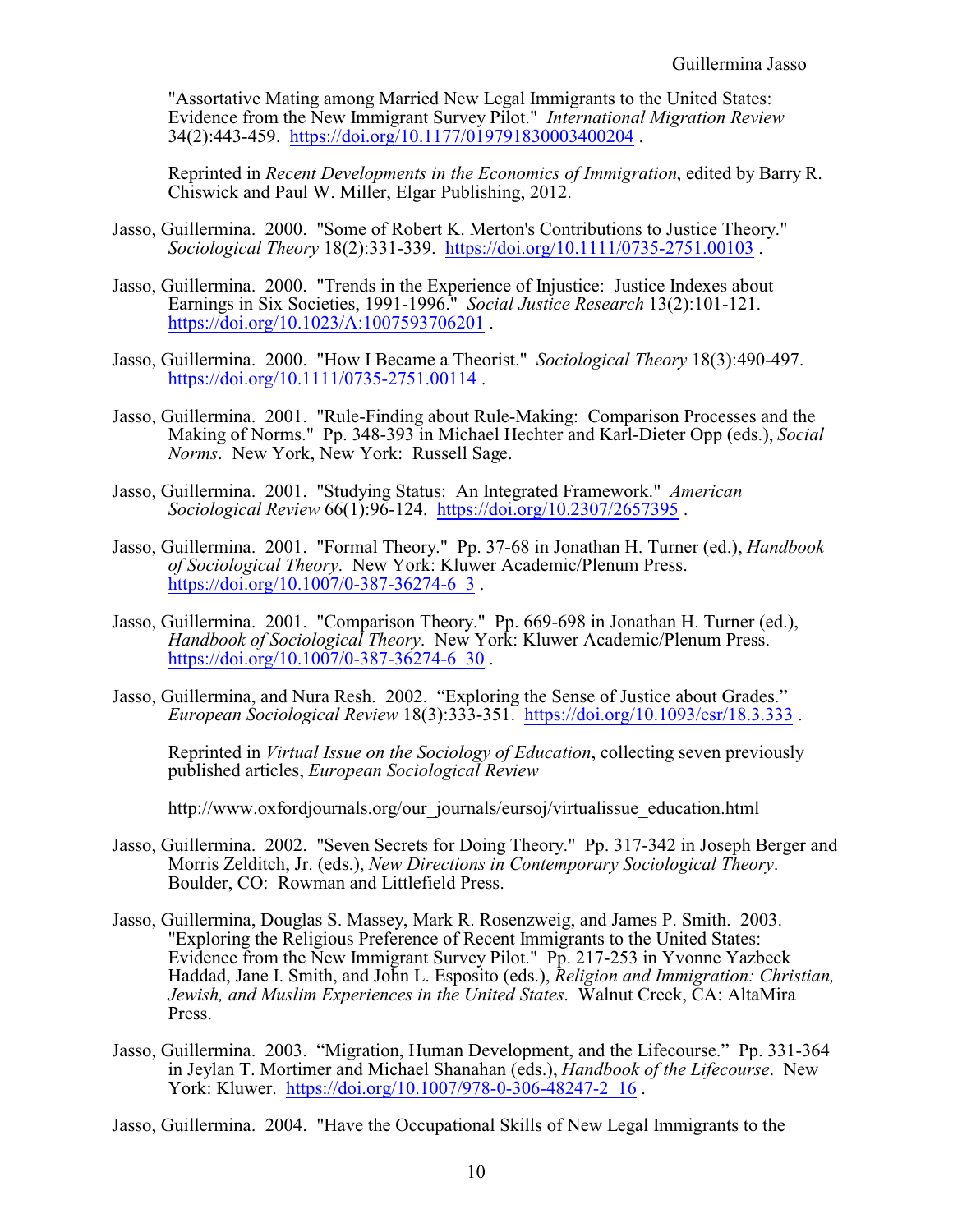"Assortative Mating among Married New Legal Immigrants to the United States: Evidence from the New Immigrant Survey Pilot." *International Migration Review* 34(2):443-459. https://doi.org/10.1177/019791830003400204 .

Reprinted in *Recent Developments in the Economics of Immigration*, edited by Barry R. Chiswick and Paul W. Miller, Elgar Publishing, 2012.

Jasso, Guillermina. 2000. "Some of Robert K. Merton's Contributions to Justice Theory." *Sociological Theory* 18(2):331-339. https://doi.org/10.1111/0735-2751.00103 .

Jasso, Guillermina. 2000. "Trends in the Experience of Injustice: Justice Indexes about Earnings in Six Societies, 1991-1996." *Social Justice Research* 13(2):101-121. https://doi.org/10.1023/A:1007593706201 .

Jasso, Guillermina. 2000. "How I Became a Theorist." *Sociological Theory* 18(3):490-497. https://doi.org/10.1111/0735-2751.00114 .

Jasso, Guillermina. 2001. "Rule-Finding about Rule-Making: Comparison Processes and the Making of Norms." Pp. 348-393 in Michael Hechter and Karl-Dieter Opp (eds.), *Social Norms*. New York, New York: Russell Sage.

Jasso, Guillermina. 2001. "Studying Status: An Integrated Framework." *American Sociological Review* 66(1):96-124. https://doi.org/10.2307/2657395 .

Jasso, Guillermina. 2001. "Formal Theory." Pp. 37-68 in Jonathan H. Turner (ed.), *Handbook of Sociological Theory*. New York: Kluwer Academic/Plenum Press. https://doi.org/10.1007/0-387-36274-6_3 .

Jasso, Guillermina. 2001. "Comparison Theory." Pp. 669-698 in Jonathan H. Turner (ed.), *Handbook of Sociological Theory*. New York: Kluwer Academic/Plenum Press. https://doi.org/10.1007/0-387-36274-6_30 .

Jasso, Guillermina, and Nura Resh. 2002. "Exploring the Sense of Justice about Grades." *European Sociological Review* 18(3):333-351. https://doi.org/10.1093/esr/18.3.333 .

Reprinted in *Virtual Issue on the Sociology of Education*, collecting seven previously published articles, *European Sociological Review*

http://www.oxfordjournals.org/our_journals/eursoj/virtualissue_education.html

Jasso, Guillermina. 2002. "Seven Secrets for Doing Theory." Pp. 317-342 in Joseph Berger and Morris Zelditch, Jr. (eds.), *New Directions in Contemporary Sociological Theory*. Boulder, CO: Rowman and Littlefield Press.

Jasso, Guillermina, Douglas S. Massey, Mark R. Rosenzweig, and James P. Smith. 2003. "Exploring the Religious Preference of Recent Immigrants to the United States: Evidence from the New Immigrant Survey Pilot." Pp. 217-253 in Yvonne Yazbeck Haddad, Jane I. Smith, and John L. Esposito (eds.), *Religion and Immigration: Christian, Jewish, and Muslim Experiences in the United States*. Walnut Creek, CA: AltaMira Press.

Jasso, Guillermina. 2003. "Migration, Human Development, and the Lifecourse." Pp. 331-364 in Jeylan T. Mortimer and Michael Shanahan (eds.), *Handbook of the Lifecourse*. New York: Kluwer. https://doi.org/10.1007/978-0-306-48247-2_16 .

Jasso, Guillermina. 2004. "Have the Occupational Skills of New Legal Immigrants to the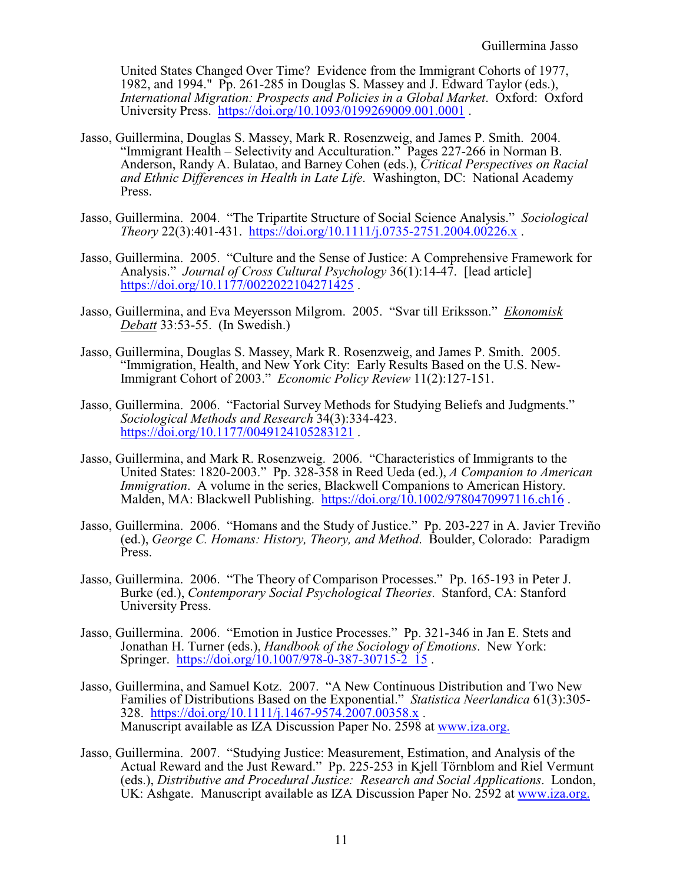United States Changed Over Time? Evidence from the Immigrant Cohorts of 1977, 1982, and 1994." Pp. 261-285 in Douglas S. Massey and J. Edward Taylor (eds.), *International Migration: Prospects and Policies in a Global Market*. Oxford: Oxford University Press. https://doi.org/10.1093/0199269009.001.0001 .

Jasso, Guillermina, Douglas S. Massey, Mark R. Rosenzweig, and James P. Smith. 2004. "Immigrant Health – Selectivity and Acculturation." Pages 227-266 in Norman B. Anderson, Randy A. Bulatao, and Barney Cohen (eds.), *Critical Perspectives on Racial and Ethnic Differences in Health in Late Life*. Washington, DC: National Academy Press.

Jasso, Guillermina. 2004. "The Tripartite Structure of Social Science Analysis." *Sociological Theory* 22(3):401-431. https://doi.org/10.1111/j.0735-2751.2004.00226.x .

Jasso, Guillermina. 2005. "Culture and the Sense of Justice: A Comprehensive Framework for Analysis." *Journal of Cross Cultural Psychology* 36(1):14-47. [lead article] https://doi.org/10.1177/0022022104271425 .

Jasso, Guillermina, and Eva Meyersson Milgrom. 2005. "Svar till Eriksson." *Ekonomisk Debatt* 33:53-55. (In Swedish.)

Jasso, Guillermina, Douglas S. Massey, Mark R. Rosenzweig, and James P. Smith. 2005. "Immigration, Health, and New York City: Early Results Based on the U.S. New-Immigrant Cohort of 2003." *Economic Policy Review* 11(2):127-151.

Jasso, Guillermina. 2006. "Factorial Survey Methods for Studying Beliefs and Judgments." *Sociological Methods and Research* 34(3):334-423. https://doi.org/10.1177/0049124105283121 .

Jasso, Guillermina, and Mark R. Rosenzweig. 2006. "Characteristics of Immigrants to the United States: 1820-2003." Pp. 328-358 in Reed Ueda (ed.), *A Companion to American Immigration*. A volume in the series, Blackwell Companions to American History. Malden, MA: Blackwell Publishing. https://doi.org/10.1002/9780470997116.ch16 .

Jasso, Guillermina. 2006. "Homans and the Study of Justice." Pp. 203-227 in A. Javier Treviño (ed.), *George C. Homans: History, Theory, and Method*. Boulder, Colorado: Paradigm Press.

Jasso, Guillermina. 2006. "The Theory of Comparison Processes." Pp. 165-193 in Peter J. Burke (ed.), *Contemporary Social Psychological Theories*. Stanford, CA: Stanford University Press.

Jasso, Guillermina. 2006. "Emotion in Justice Processes." Pp. 321-346 in Jan E. Stets and Jonathan H. Turner (eds.), *Handbook of the Sociology of Emotions*. New York: Springer. https://doi.org/10.1007/978-0-387-30715-2_15 .

Jasso, Guillermina, and Samuel Kotz. 2007. "A New Continuous Distribution and Two New Families of Distributions Based on the Exponential." *Statistica Neerlandica* 61(3):305-328. https://doi.org/10.1111/j.1467-9574.2007.00358.x .
Manuscript available as IZA Discussion Paper No. 2598 at www.iza.org.

Jasso, Guillermina. 2007. "Studying Justice: Measurement, Estimation, and Analysis of the Actual Reward and the Just Reward." Pp. 225-253 in Kjell Törnblom and Riel Vermunt (eds.), *Distributive and Procedural Justice: Research and Social Applications*. London, UK: Ashgate. Manuscript available as IZA Discussion Paper No. 2592 at www.iza.org.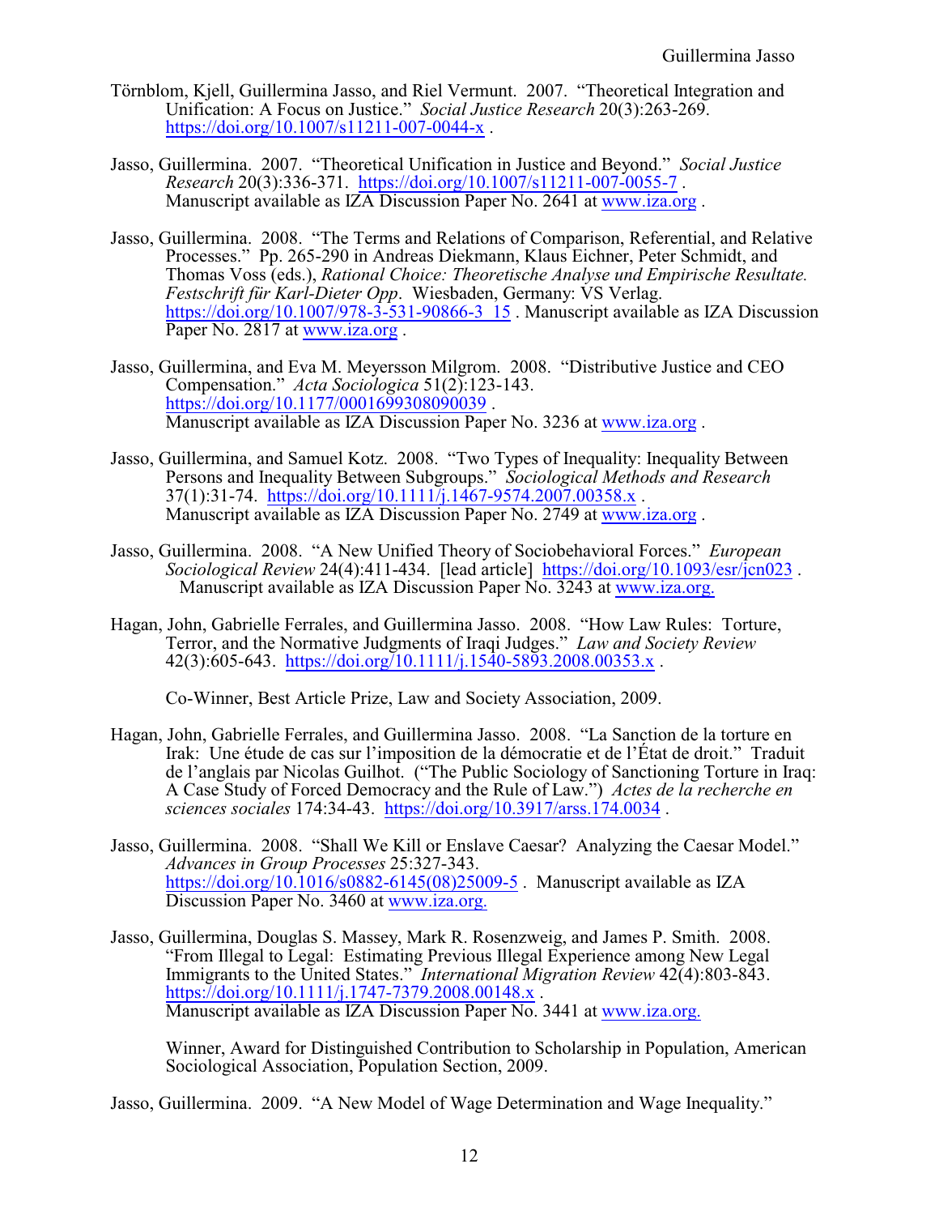Törnblom, Kjell, Guillermina Jasso, and Riel Vermunt. 2007. "Theoretical Integration and Unification: A Focus on Justice." *Social Justice Research* 20(3):263-269. https://doi.org/10.1007/s11211-007-0044-x .

Jasso, Guillermina. 2007. "Theoretical Unification in Justice and Beyond." *Social Justice Research* 20(3):336-371. https://doi.org/10.1007/s11211-007-0055-7 . Manuscript available as IZA Discussion Paper No. 2641 at www.iza.org .

Jasso, Guillermina. 2008. "The Terms and Relations of Comparison, Referential, and Relative Processes." Pp. 265-290 in Andreas Diekmann, Klaus Eichner, Peter Schmidt, and Thomas Voss (eds.), *Rational Choice: Theoretische Analyse und Empirische Resultate. Festschrift für Karl-Dieter Opp*. Wiesbaden, Germany: VS Verlag. https://doi.org/10.1007/978-3-531-90866-3_15 . Manuscript available as IZA Discussion Paper No. 2817 at www.iza.org .

Jasso, Guillermina, and Eva M. Meyersson Milgrom. 2008. "Distributive Justice and CEO Compensation." *Acta Sociologica* 51(2):123-143. https://doi.org/10.1177/0001699308090039 . Manuscript available as IZA Discussion Paper No. 3236 at www.iza.org .

Jasso, Guillermina, and Samuel Kotz. 2008. "Two Types of Inequality: Inequality Between Persons and Inequality Between Subgroups." *Sociological Methods and Research* 37(1):31-74. https://doi.org/10.1111/j.1467-9574.2007.00358.x . Manuscript available as IZA Discussion Paper No. 2749 at www.iza.org .

Jasso, Guillermina. 2008. "A New Unified Theory of Sociobehavioral Forces." *European Sociological Review* 24(4):411-434. [lead article] https://doi.org/10.1093/esr/jcn023 . Manuscript available as IZA Discussion Paper No. 3243 at www.iza.org.

Hagan, John, Gabrielle Ferrales, and Guillermina Jasso. 2008. "How Law Rules: Torture, Terror, and the Normative Judgments of Iraqi Judges." *Law and Society Review* 42(3):605-643. https://doi.org/10.1111/j.1540-5893.2008.00353.x .

Co-Winner, Best Article Prize, Law and Society Association, 2009.

Hagan, John, Gabrielle Ferrales, and Guillermina Jasso. 2008. "La Sanction de la torture en Irak: Une étude de cas sur l'imposition de la démocratie et de l'État de droit." Traduit de l'anglais par Nicolas Guilhot. ("The Public Sociology of Sanctioning Torture in Iraq: A Case Study of Forced Democracy and the Rule of Law.") *Actes de la recherche en sciences sociales* 174:34-43. https://doi.org/10.3917/arss.174.0034 .

Jasso, Guillermina. 2008. "Shall We Kill or Enslave Caesar? Analyzing the Caesar Model." *Advances in Group Processes* 25:327-343. https://doi.org/10.1016/s0882-6145(08)25009-5 . Manuscript available as IZA Discussion Paper No. 3460 at www.iza.org.

Jasso, Guillermina, Douglas S. Massey, Mark R. Rosenzweig, and James P. Smith. 2008. "From Illegal to Legal: Estimating Previous Illegal Experience among New Legal Immigrants to the United States." *International Migration Review* 42(4):803-843. https://doi.org/10.1111/j.1747-7379.2008.00148.x . Manuscript available as IZA Discussion Paper No. 3441 at www.iza.org.

Winner, Award for Distinguished Contribution to Scholarship in Population, American Sociological Association, Population Section, 2009.

Jasso, Guillermina. 2009. "A New Model of Wage Determination and Wage Inequality."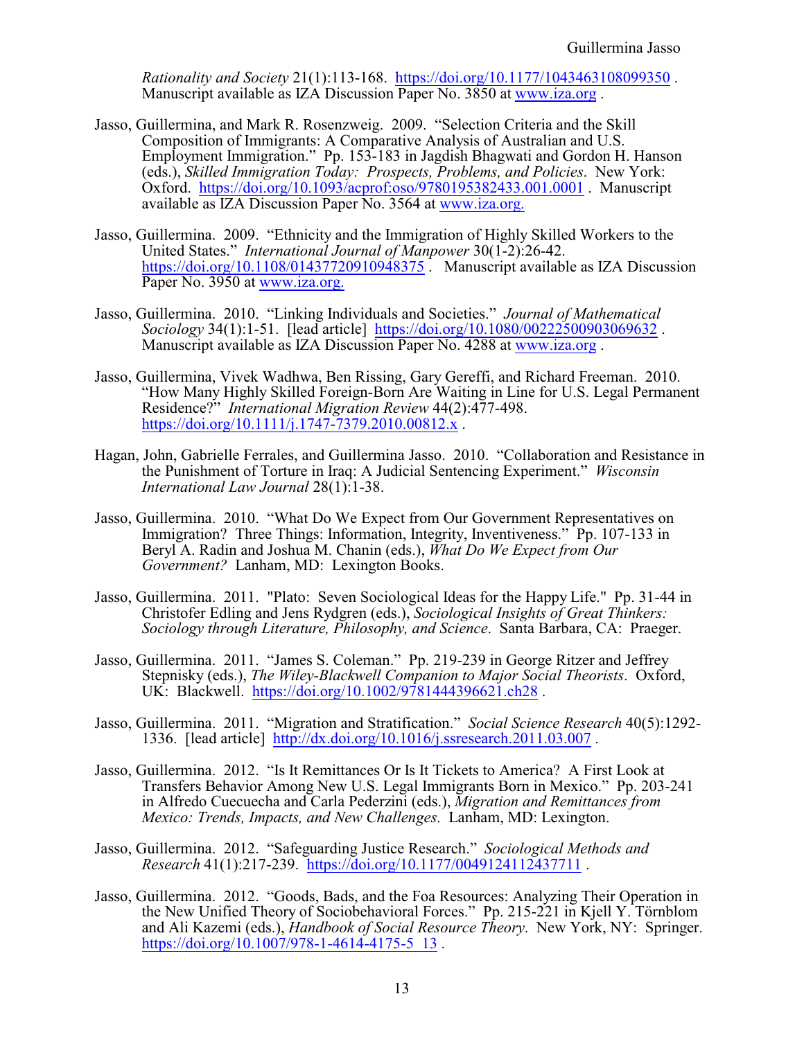*Rationality and Society* 21(1):113-168. https://doi.org/10.1177/1043463108099350 . Manuscript available as IZA Discussion Paper No. 3850 at www.iza.org .

Jasso, Guillermina, and Mark R. Rosenzweig. 2009. "Selection Criteria and the Skill Composition of Immigrants: A Comparative Analysis of Australian and U.S. Employment Immigration." Pp. 153-183 in Jagdish Bhagwati and Gordon H. Hanson (eds.), *Skilled Immigration Today: Prospects, Problems, and Policies*. New York: Oxford. https://doi.org/10.1093/acprof:oso/9780195382433.001.0001 . Manuscript available as IZA Discussion Paper No. 3564 at www.iza.org.

Jasso, Guillermina. 2009. "Ethnicity and the Immigration of Highly Skilled Workers to the United States." *International Journal of Manpower* 30(1-2):26-42. https://doi.org/10.1108/01437720910948375 . Manuscript available as IZA Discussion Paper No. 3950 at www.iza.org.

Jasso, Guillermina. 2010. "Linking Individuals and Societies." *Journal of Mathematical Sociology* 34(1):1-51. [lead article] https://doi.org/10.1080/00222500903069632 . Manuscript available as IZA Discussion Paper No. 4288 at www.iza.org .

Jasso, Guillermina, Vivek Wadhwa, Ben Rissing, Gary Gereffi, and Richard Freeman. 2010. "How Many Highly Skilled Foreign-Born Are Waiting in Line for U.S. Legal Permanent Residence?" *International Migration Review* 44(2):477-498. https://doi.org/10.1111/j.1747-7379.2010.00812.x .

Hagan, John, Gabrielle Ferrales, and Guillermina Jasso. 2010. "Collaboration and Resistance in the Punishment of Torture in Iraq: A Judicial Sentencing Experiment." *Wisconsin International Law Journal* 28(1):1-38.

Jasso, Guillermina. 2010. "What Do We Expect from Our Government Representatives on Immigration? Three Things: Information, Integrity, Inventiveness." Pp. 107-133 in Beryl A. Radin and Joshua M. Chanin (eds.), *What Do We Expect from Our Government?* Lanham, MD: Lexington Books.

Jasso, Guillermina. 2011. "Plato: Seven Sociological Ideas for the Happy Life." Pp. 31-44 in Christofer Edling and Jens Rydgren (eds.), *Sociological Insights of Great Thinkers: Sociology through Literature, Philosophy, and Science*. Santa Barbara, CA: Praeger.

Jasso, Guillermina. 2011. "James S. Coleman." Pp. 219-239 in George Ritzer and Jeffrey Stepnisky (eds.), *The Wiley-Blackwell Companion to Major Social Theorists*. Oxford, UK: Blackwell. https://doi.org/10.1002/9781444396621.ch28 .

Jasso, Guillermina. 2011. "Migration and Stratification." *Social Science Research* 40(5):1292-1336. [lead article] http://dx.doi.org/10.1016/j.ssresearch.2011.03.007 .

Jasso, Guillermina. 2012. "Is It Remittances Or Is It Tickets to America? A First Look at Transfers Behavior Among New U.S. Legal Immigrants Born in Mexico." Pp. 203-241 in Alfredo Cuecuecha and Carla Pederzini (eds.), *Migration and Remittances from Mexico: Trends, Impacts, and New Challenges*. Lanham, MD: Lexington.

Jasso, Guillermina. 2012. "Safeguarding Justice Research." *Sociological Methods and Research* 41(1):217-239. https://doi.org/10.1177/0049124112437711 .

Jasso, Guillermina. 2012. "Goods, Bads, and the Foa Resources: Analyzing Their Operation in the New Unified Theory of Sociobehavioral Forces." Pp. 215-221 in Kjell Y. Törnblom and Ali Kazemi (eds.), *Handbook of Social Resource Theory*. New York, NY: Springer. https://doi.org/10.1007/978-1-4614-4175-5_13 .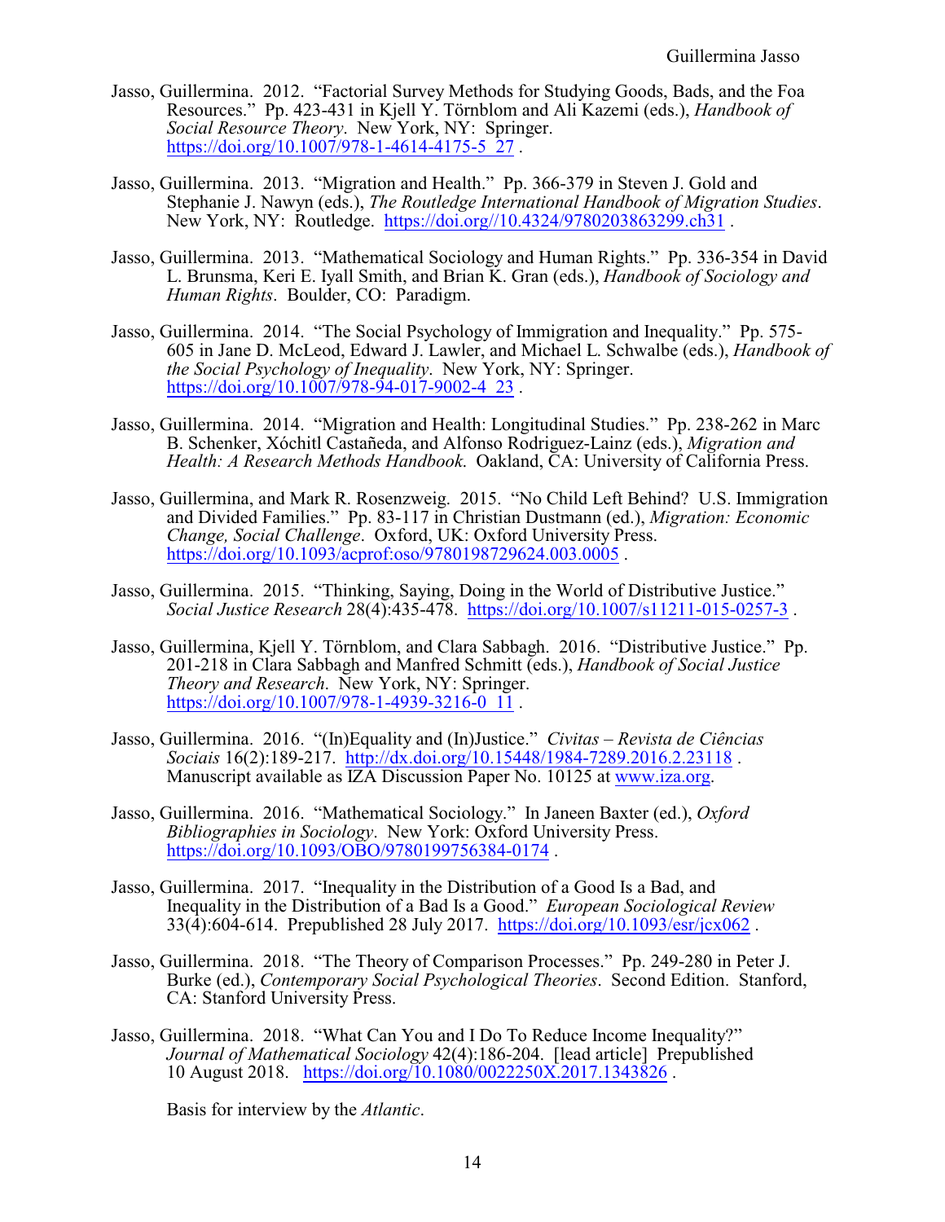Jasso, Guillermina. 2012. "Factorial Survey Methods for Studying Goods, Bads, and the Foa Resources." Pp. 423-431 in Kjell Y. Törnblom and Ali Kazemi (eds.), *Handbook of Social Resource Theory*. New York, NY: Springer. https://doi.org/10.1007/978-1-4614-4175-5_27 .

Jasso, Guillermina. 2013. "Migration and Health." Pp. 366-379 in Steven J. Gold and Stephanie J. Nawyn (eds.), *The Routledge International Handbook of Migration Studies*. New York, NY: Routledge. https://doi.org//10.4324/9780203863299.ch31 .

Jasso, Guillermina. 2013. "Mathematical Sociology and Human Rights." Pp. 336-354 in David L. Brunsma, Keri E. Iyall Smith, and Brian K. Gran (eds.), *Handbook of Sociology and Human Rights*. Boulder, CO: Paradigm.

Jasso, Guillermina. 2014. "The Social Psychology of Immigration and Inequality." Pp. 575-605 in Jane D. McLeod, Edward J. Lawler, and Michael L. Schwalbe (eds.), *Handbook of the Social Psychology of Inequality*. New York, NY: Springer. https://doi.org/10.1007/978-94-017-9002-4_23 .

Jasso, Guillermina. 2014. "Migration and Health: Longitudinal Studies." Pp. 238-262 in Marc B. Schenker, Xóchitl Castañeda, and Alfonso Rodriguez-Lainz (eds.), *Migration and Health: A Research Methods Handbook*. Oakland, CA: University of California Press.

Jasso, Guillermina, and Mark R. Rosenzweig. 2015. "No Child Left Behind? U.S. Immigration and Divided Families." Pp. 83-117 in Christian Dustmann (ed.), *Migration: Economic Change, Social Challenge*. Oxford, UK: Oxford University Press. https://doi.org/10.1093/acprof:oso/9780198729624.003.0005 .

Jasso, Guillermina. 2015. "Thinking, Saying, Doing in the World of Distributive Justice." *Social Justice Research* 28(4):435-478. https://doi.org/10.1007/s11211-015-0257-3 .

Jasso, Guillermina, Kjell Y. Törnblom, and Clara Sabbagh. 2016. "Distributive Justice." Pp. 201-218 in Clara Sabbagh and Manfred Schmitt (eds.), *Handbook of Social Justice Theory and Research*. New York, NY: Springer. https://doi.org/10.1007/978-1-4939-3216-0_11 .

Jasso, Guillermina. 2016. "(In)Equality and (In)Justice." *Civitas – Revista de Ciências Sociais* 16(2):189-217. http://dx.doi.org/10.15448/1984-7289.2016.2.23118 . Manuscript available as IZA Discussion Paper No. 10125 at www.iza.org.

Jasso, Guillermina. 2016. "Mathematical Sociology." In Janeen Baxter (ed.), *Oxford Bibliographies in Sociology*. New York: Oxford University Press. https://doi.org/10.1093/OBO/9780199756384-0174 .

Jasso, Guillermina. 2017. "Inequality in the Distribution of a Good Is a Bad, and Inequality in the Distribution of a Bad Is a Good." *European Sociological Review* 33(4):604-614. Prepublished 28 July 2017. https://doi.org/10.1093/esr/jcx062 .

Jasso, Guillermina. 2018. "The Theory of Comparison Processes." Pp. 249-280 in Peter J. Burke (ed.), *Contemporary Social Psychological Theories*. Second Edition. Stanford, CA: Stanford University Press.

Jasso, Guillermina. 2018. "What Can You and I Do To Reduce Income Inequality?" *Journal of Mathematical Sociology* 42(4):186-204. [lead article] Prepublished 10 August 2018. https://doi.org/10.1080/0022250X.2017.1343826 .

Basis for interview by the *Atlantic*.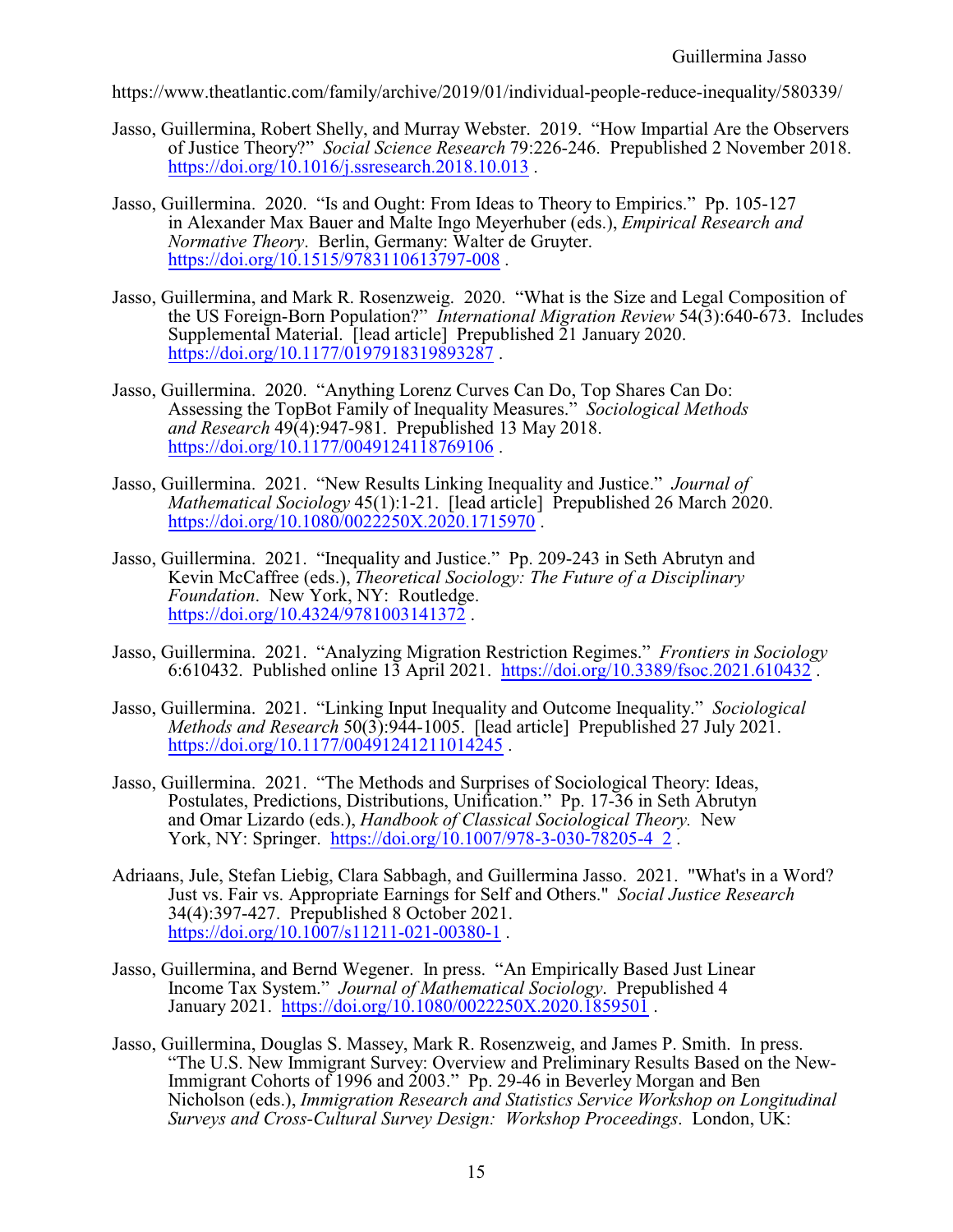https://www.theatlantic.com/family/archive/2019/01/individual-people-reduce-inequality/580339/

Jasso, Guillermina, Robert Shelly, and Murray Webster. 2019. "How Impartial Are the Observers of Justice Theory?" *Social Science Research* 79:226-246. Prepublished 2 November 2018. https://doi.org/10.1016/j.ssresearch.2018.10.013 .

Jasso, Guillermina. 2020. "Is and Ought: From Ideas to Theory to Empirics." Pp. 105-127 in Alexander Max Bauer and Malte Ingo Meyerhuber (eds.), *Empirical Research and Normative Theory*. Berlin, Germany: Walter de Gruyter. https://doi.org/10.1515/9783110613797-008 .

Jasso, Guillermina, and Mark R. Rosenzweig. 2020. "What is the Size and Legal Composition of the US Foreign-Born Population?" *International Migration Review* 54(3):640-673. Includes Supplemental Material. [lead article] Prepublished 21 January 2020. https://doi.org/10.1177/0197918319893287 .

Jasso, Guillermina. 2020. "Anything Lorenz Curves Can Do, Top Shares Can Do: Assessing the TopBot Family of Inequality Measures." *Sociological Methods and Research* 49(4):947-981. Prepublished 13 May 2018. https://doi.org/10.1177/0049124118769106 .

Jasso, Guillermina. 2021. "New Results Linking Inequality and Justice." *Journal of Mathematical Sociology* 45(1):1-21. [lead article] Prepublished 26 March 2020. https://doi.org/10.1080/0022250X.2020.1715970 .

Jasso, Guillermina. 2021. "Inequality and Justice." Pp. 209-243 in Seth Abrutyn and Kevin McCaffree (eds.), *Theoretical Sociology: The Future of a Disciplinary Foundation*. New York, NY: Routledge. https://doi.org/10.4324/9781003141372 .

Jasso, Guillermina. 2021. "Analyzing Migration Restriction Regimes." *Frontiers in Sociology* 6:610432. Published online 13 April 2021. https://doi.org/10.3389/fsoc.2021.610432 .

Jasso, Guillermina. 2021. "Linking Input Inequality and Outcome Inequality." *Sociological Methods and Research* 50(3):944-1005. [lead article] Prepublished 27 July 2021. https://doi.org/10.1177/00491241211014245 .

Jasso, Guillermina. 2021. "The Methods and Surprises of Sociological Theory: Ideas, Postulates, Predictions, Distributions, Unification." Pp. 17-36 in Seth Abrutyn and Omar Lizardo (eds.), *Handbook of Classical Sociological Theory.* New York, NY: Springer. https://doi.org/10.1007/978-3-030-78205-4_2 .

Adriaans, Jule, Stefan Liebig, Clara Sabbagh, and Guillermina Jasso. 2021. "What's in a Word? Just vs. Fair vs. Appropriate Earnings for Self and Others." *Social Justice Research* 34(4):397-427. Prepublished 8 October 2021. https://doi.org/10.1007/s11211-021-00380-1 .

Jasso, Guillermina, and Bernd Wegener. In press. "An Empirically Based Just Linear Income Tax System." *Journal of Mathematical Sociology*. Prepublished 4 January 2021. https://doi.org/10.1080/0022250X.2020.1859501 .

Jasso, Guillermina, Douglas S. Massey, Mark R. Rosenzweig, and James P. Smith. In press. "The U.S. New Immigrant Survey: Overview and Preliminary Results Based on the New-Immigrant Cohorts of 1996 and 2003." Pp. 29-46 in Beverley Morgan and Ben Nicholson (eds.), *Immigration Research and Statistics Service Workshop on Longitudinal Surveys and Cross-Cultural Survey Design: Workshop Proceedings*. London, UK: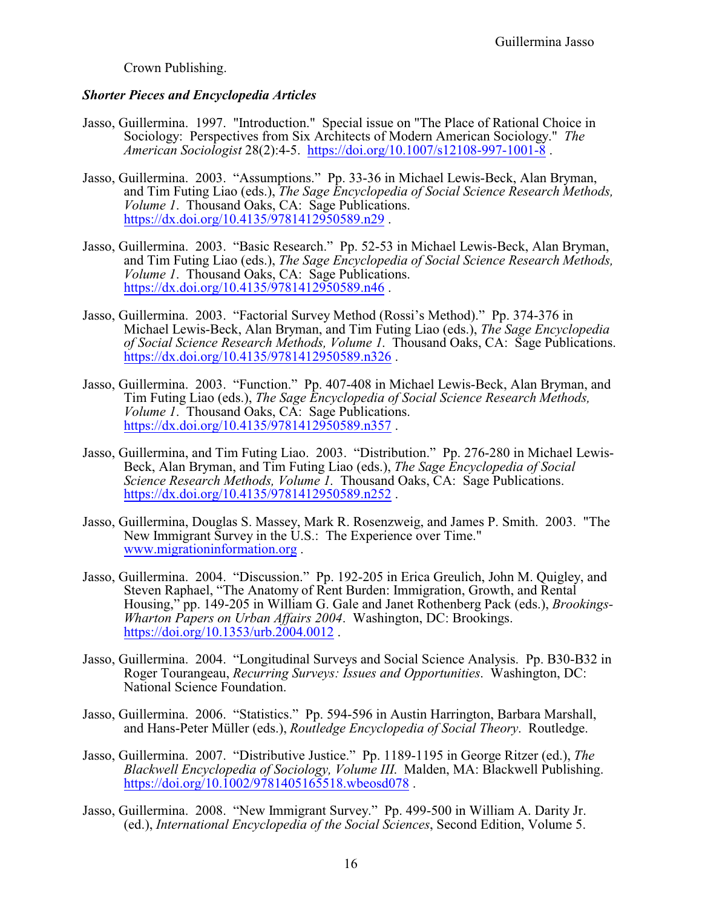Crown Publishing.

### *Shorter Pieces and Encyclopedia Articles*

Jasso, Guillermina. 1997. "Introduction." Special issue on "The Place of Rational Choice in Sociology: Perspectives from Six Architects of Modern American Sociology." *The American Sociologist* 28(2):4-5. https://doi.org/10.1007/s12108-997-1001-8 .

Jasso, Guillermina. 2003. "Assumptions." Pp. 33-36 in Michael Lewis-Beck, Alan Bryman, and Tim Futing Liao (eds.), *The Sage Encyclopedia of Social Science Research Methods, Volume 1*. Thousand Oaks, CA: Sage Publications. https://dx.doi.org/10.4135/9781412950589.n29 .

Jasso, Guillermina. 2003. "Basic Research." Pp. 52-53 in Michael Lewis-Beck, Alan Bryman, and Tim Futing Liao (eds.), *The Sage Encyclopedia of Social Science Research Methods, Volume 1*. Thousand Oaks, CA: Sage Publications. https://dx.doi.org/10.4135/9781412950589.n46 .

Jasso, Guillermina. 2003. "Factorial Survey Method (Rossi's Method)." Pp. 374-376 in Michael Lewis-Beck, Alan Bryman, and Tim Futing Liao (eds.), *The Sage Encyclopedia of Social Science Research Methods, Volume 1*. Thousand Oaks, CA: Sage Publications. https://dx.doi.org/10.4135/9781412950589.n326 .

Jasso, Guillermina. 2003. "Function." Pp. 407-408 in Michael Lewis-Beck, Alan Bryman, and Tim Futing Liao (eds.), *The Sage Encyclopedia of Social Science Research Methods, Volume 1*. Thousand Oaks, CA: Sage Publications. https://dx.doi.org/10.4135/9781412950589.n357 .

Jasso, Guillermina, and Tim Futing Liao. 2003. "Distribution." Pp. 276-280 in Michael Lewis-Beck, Alan Bryman, and Tim Futing Liao (eds.), *The Sage Encyclopedia of Social Science Research Methods, Volume 1*. Thousand Oaks, CA: Sage Publications. https://dx.doi.org/10.4135/9781412950589.n252 .

Jasso, Guillermina, Douglas S. Massey, Mark R. Rosenzweig, and James P. Smith. 2003. "The New Immigrant Survey in the U.S.: The Experience over Time." www.migrationinformation.org .

Jasso, Guillermina. 2004. "Discussion." Pp. 192-205 in Erica Greulich, John M. Quigley, and Steven Raphael, "The Anatomy of Rent Burden: Immigration, Growth, and Rental Housing," pp. 149-205 in William G. Gale and Janet Rothenberg Pack (eds.), *Brookings-Wharton Papers on Urban Affairs 2004*. Washington, DC: Brookings. https://doi.org/10.1353/urb.2004.0012 .

Jasso, Guillermina. 2004. "Longitudinal Surveys and Social Science Analysis. Pp. B30-B32 in Roger Tourangeau, *Recurring Surveys: Issues and Opportunities*. Washington, DC: National Science Foundation.

Jasso, Guillermina. 2006. "Statistics." Pp. 594-596 in Austin Harrington, Barbara Marshall, and Hans-Peter Müller (eds.), *Routledge Encyclopedia of Social Theory*. Routledge.

Jasso, Guillermina. 2007. "Distributive Justice." Pp. 1189-1195 in George Ritzer (ed.), *The Blackwell Encyclopedia of Sociology, Volume III.* Malden, MA: Blackwell Publishing. https://doi.org/10.1002/9781405165518.wbeosd078 .

Jasso, Guillermina. 2008. "New Immigrant Survey." Pp. 499-500 in William A. Darity Jr. (ed.), *International Encyclopedia of the Social Sciences*, Second Edition, Volume 5.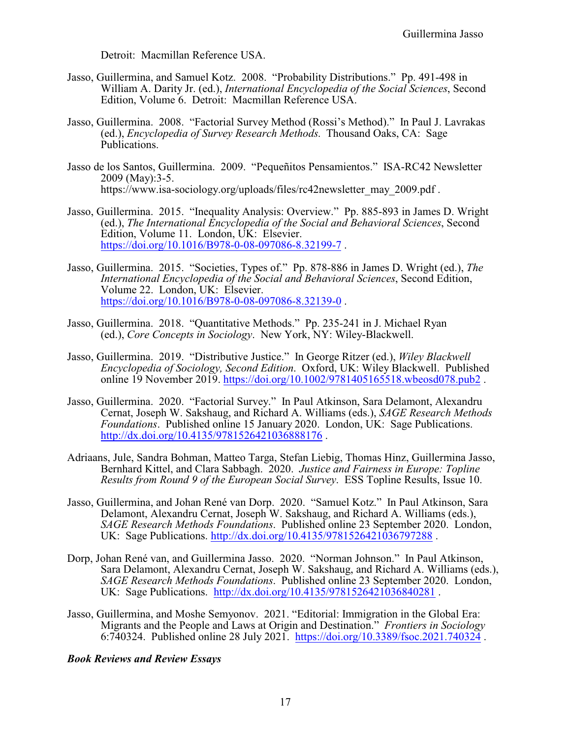Detroit: Macmillan Reference USA.

Jasso, Guillermina, and Samuel Kotz. 2008. "Probability Distributions." Pp. 491-498 in William A. Darity Jr. (ed.), *International Encyclopedia of the Social Sciences*, Second Edition, Volume 6. Detroit: Macmillan Reference USA.

Jasso, Guillermina. 2008. "Factorial Survey Method (Rossi's Method)." In Paul J. Lavrakas (ed.), *Encyclopedia of Survey Research Methods*. Thousand Oaks, CA: Sage Publications.

Jasso de los Santos, Guillermina. 2009. "Pequeñitos Pensamientos." ISA-RC42 Newsletter 2009 (May):3-5. https://www.isa-sociology.org/uploads/files/rc42newsletter_may_2009.pdf .

Jasso, Guillermina. 2015. "Inequality Analysis: Overview." Pp. 885-893 in James D. Wright (ed.), *The International Encyclopedia of the Social and Behavioral Sciences*, Second Edition, Volume 11. London, UK: Elsevier. https://doi.org/10.1016/B978-0-08-097086-8.32199-7 .

Jasso, Guillermina. 2015. "Societies, Types of." Pp. 878-886 in James D. Wright (ed.), *The International Encyclopedia of the Social and Behavioral Sciences*, Second Edition, Volume 22. London, UK: Elsevier. https://doi.org/10.1016/B978-0-08-097086-8.32139-0 .

Jasso, Guillermina. 2018. "Quantitative Methods." Pp. 235-241 in J. Michael Ryan (ed.), *Core Concepts in Sociology*. New York, NY: Wiley-Blackwell.

Jasso, Guillermina. 2019. "Distributive Justice." In George Ritzer (ed.), *Wiley Blackwell Encyclopedia of Sociology, Second Edition*. Oxford, UK: Wiley Blackwell. Published online 19 November 2019. https://doi.org/10.1002/9781405165518.wbeosd078.pub2 .

Jasso, Guillermina. 2020. "Factorial Survey." In Paul Atkinson, Sara Delamont, Alexandru Cernat, Joseph W. Sakshaug, and Richard A. Williams (eds.), *SAGE Research Methods Foundations*. Published online 15 January 2020. London, UK: Sage Publications. http://dx.doi.org/10.4135/9781526421036888176 .

Adriaans, Jule, Sandra Bohman, Matteo Targa, Stefan Liebig, Thomas Hinz, Guillermina Jasso, Bernhard Kittel, and Clara Sabbagh. 2020. *Justice and Fairness in Europe: Topline Results from Round 9 of the European Social Survey*. ESS Topline Results, Issue 10.

Jasso, Guillermina, and Johan René van Dorp. 2020. "Samuel Kotz." In Paul Atkinson, Sara Delamont, Alexandru Cernat, Joseph W. Sakshaug, and Richard A. Williams (eds.), *SAGE Research Methods Foundations*. Published online 23 September 2020. London, UK: Sage Publications. http://dx.doi.org/10.4135/9781526421036797288 .

Dorp, Johan René van, and Guillermina Jasso. 2020. "Norman Johnson." In Paul Atkinson, Sara Delamont, Alexandru Cernat, Joseph W. Sakshaug, and Richard A. Williams (eds.), *SAGE Research Methods Foundations*. Published online 23 September 2020. London, UK: Sage Publications. http://dx.doi.org/10.4135/9781526421036840281 .

Jasso, Guillermina, and Moshe Semyonov. 2021. "Editorial: Immigration in the Global Era: Migrants and the People and Laws at Origin and Destination." *Frontiers in Sociology* 6:740324. Published online 28 July 2021. https://doi.org/10.3389/fsoc.2021.740324 .

***Book Reviews and Review Essays***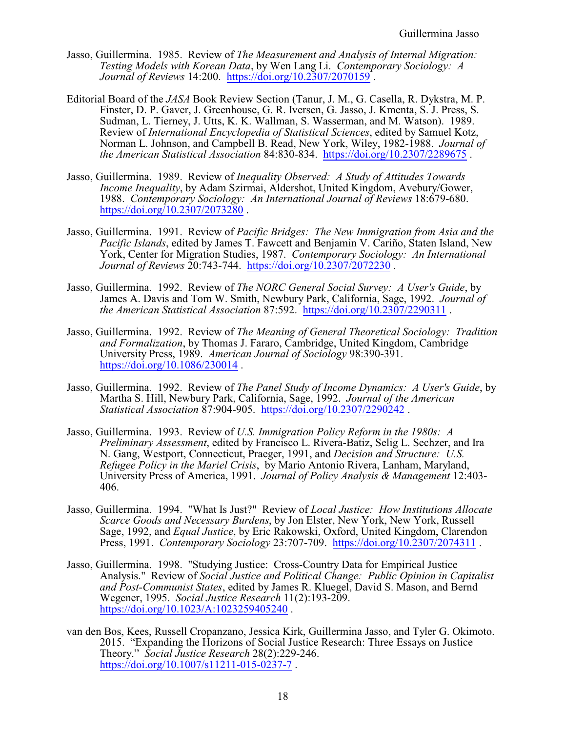Jasso, Guillermina. 1985. Review of *The Measurement and Analysis of Internal Migration: Testing Models with Korean Data*, by Wen Lang Li. *Contemporary Sociology: A Journal of Reviews* 14:200. https://doi.org/10.2307/2070159 .

Editorial Board of the *JASA* Book Review Section (Tanur, J. M., G. Casella, R. Dykstra, M. P. Finster, D. P. Gaver, J. Greenhouse, G. R. Iversen, G. Jasso, J. Kmenta, S. J. Press, S. Sudman, L. Tierney, J. Utts, K. K. Wallman, S. Wasserman, and M. Watson). 1989. Review of *International Encyclopedia of Statistical Sciences*, edited by Samuel Kotz, Norman L. Johnson, and Campbell B. Read, New York, Wiley, 1982-1988. *Journal of the American Statistical Association* 84:830-834. https://doi.org/10.2307/2289675 .

Jasso, Guillermina. 1989. Review of *Inequality Observed: A Study of Attitudes Towards Income Inequality*, by Adam Szirmai, Aldershot, United Kingdom, Avebury/Gower, 1988. *Contemporary Sociology: An International Journal of Reviews* 18:679-680. https://doi.org/10.2307/2073280 .

Jasso, Guillermina. 1991. Review of *Pacific Bridges: The New Immigration from Asia and the Pacific Islands*, edited by James T. Fawcett and Benjamin V. Cariño, Staten Island, New York, Center for Migration Studies, 1987. *Contemporary Sociology: An International Journal of Reviews* 20:743-744. https://doi.org/10.2307/2072230 .

Jasso, Guillermina. 1992. Review of *The NORC General Social Survey: A User's Guide*, by James A. Davis and Tom W. Smith, Newbury Park, California, Sage, 1992. *Journal of the American Statistical Association* 87:592. https://doi.org/10.2307/2290311 .

Jasso, Guillermina. 1992. Review of *The Meaning of General Theoretical Sociology: Tradition and Formalization*, by Thomas J. Fararo, Cambridge, United Kingdom, Cambridge University Press, 1989. *American Journal of Sociology* 98:390-391. https://doi.org/10.1086/230014 .

Jasso, Guillermina. 1992. Review of *The Panel Study of Income Dynamics: A User's Guide*, by Martha S. Hill, Newbury Park, California, Sage, 1992. *Journal of the American Statistical Association* 87:904-905. https://doi.org/10.2307/2290242 .

Jasso, Guillermina. 1993. Review of *U.S. Immigration Policy Reform in the 1980s: A Preliminary Assessment*, edited by Francisco L. Rivera-Batiz, Selig L. Sechzer, and Ira N. Gang, Westport, Connecticut, Praeger, 1991, and *Decision and Structure: U.S. Refugee Policy in the Mariel Crisis*, by Mario Antonio Rivera, Lanham, Maryland, University Press of America, 1991. *Journal of Policy Analysis & Management* 12:403-406.

Jasso, Guillermina. 1994. "What Is Just?" Review of *Local Justice: How Institutions Allocate Scarce Goods and Necessary Burdens*, by Jon Elster, New York, New York, Russell Sage, 1992, and *Equal Justice*, by Eric Rakowski, Oxford, United Kingdom, Clarendon Press, 1991. *Contemporary Sociology* 23:707-709. https://doi.org/10.2307/2074311 .

Jasso, Guillermina. 1998. "Studying Justice: Cross-Country Data for Empirical Justice Analysis." Review of *Social Justice and Political Change: Public Opinion in Capitalist and Post-Communist States*, edited by James R. Kluegel, David S. Mason, and Bernd Wegener, 1995. *Social Justice Research* 11(2):193-209. https://doi.org/10.1023/A:1023259405240 .

van den Bos, Kees, Russell Cropanzano, Jessica Kirk, Guillermina Jasso, and Tyler G. Okimoto. 2015. "Expanding the Horizons of Social Justice Research: Three Essays on Justice Theory." *Social Justice Research* 28(2):229-246. https://doi.org/10.1007/s11211-015-0237-7 .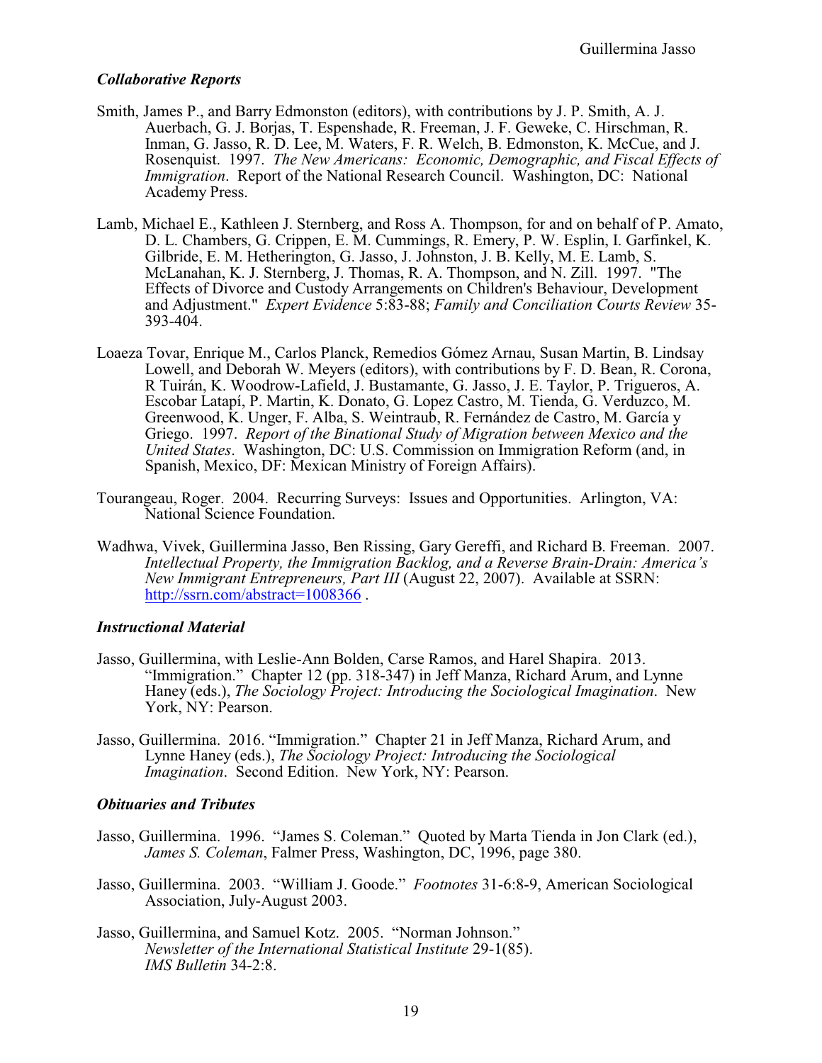### *Collaborative Reports*

Smith, James P., and Barry Edmonston (editors), with contributions by J. P. Smith, A. J. Auerbach, G. J. Borjas, T. Espenshade, R. Freeman, J. F. Geweke, C. Hirschman, R. Inman, G. Jasso, R. D. Lee, M. Waters, F. R. Welch, B. Edmonston, K. McCue, and J. Rosenquist. 1997. *The New Americans: Economic, Demographic, and Fiscal Effects of Immigration*. Report of the National Research Council. Washington, DC: National Academy Press.

Lamb, Michael E., Kathleen J. Sternberg, and Ross A. Thompson, for and on behalf of P. Amato, D. L. Chambers, G. Crippen, E. M. Cummings, R. Emery, P. W. Esplin, I. Garfinkel, K. Gilbride, E. M. Hetherington, G. Jasso, J. Johnston, J. B. Kelly, M. E. Lamb, S. McLanahan, K. J. Sternberg, J. Thomas, R. A. Thompson, and N. Zill. 1997. "The Effects of Divorce and Custody Arrangements on Children's Behaviour, Development and Adjustment." *Expert Evidence* 5:83-88; *Family and Conciliation Courts Review* 35-393-404.

Loaeza Tovar, Enrique M., Carlos Planck, Remedios Gómez Arnau, Susan Martin, B. Lindsay Lowell, and Deborah W. Meyers (editors), with contributions by F. D. Bean, R. Corona, R Tuirán, K. Woodrow-Lafield, J. Bustamante, G. Jasso, J. E. Taylor, P. Trigueros, A. Escobar Latapí, P. Martin, K. Donato, G. Lopez Castro, M. Tienda, G. Verduzco, M. Greenwood, K. Unger, F. Alba, S. Weintraub, R. Fernández de Castro, M. García y Griego. 1997. *Report of the Binational Study of Migration between Mexico and the United States*. Washington, DC: U.S. Commission on Immigration Reform (and, in Spanish, Mexico, DF: Mexican Ministry of Foreign Affairs).

Tourangeau, Roger. 2004. Recurring Surveys: Issues and Opportunities. Arlington, VA: National Science Foundation.

Wadhwa, Vivek, Guillermina Jasso, Ben Rissing, Gary Gereffi, and Richard B. Freeman. 2007. *Intellectual Property, the Immigration Backlog, and a Reverse Brain-Drain: America's New Immigrant Entrepreneurs, Part III* (August 22, 2007). Available at SSRN: http://ssrn.com/abstract=1008366 .

### *Instructional Material*

Jasso, Guillermina, with Leslie-Ann Bolden, Carse Ramos, and Harel Shapira. 2013. "Immigration." Chapter 12 (pp. 318-347) in Jeff Manza, Richard Arum, and Lynne Haney (eds.), *The Sociology Project: Introducing the Sociological Imagination*. New York, NY: Pearson.

Jasso, Guillermina. 2016. "Immigration." Chapter 21 in Jeff Manza, Richard Arum, and Lynne Haney (eds.), *The Sociology Project: Introducing the Sociological Imagination*. Second Edition. New York, NY: Pearson.

### *Obituaries and Tributes*

Jasso, Guillermina. 1996. "James S. Coleman." Quoted by Marta Tienda in Jon Clark (ed.), *James S. Coleman*, Falmer Press, Washington, DC, 1996, page 380.

Jasso, Guillermina. 2003. "William J. Goode." *Footnotes* 31-6:8-9, American Sociological Association, July-August 2003.

Jasso, Guillermina, and Samuel Kotz. 2005. "Norman Johnson." *Newsletter of the International Statistical Institute* 29-1(85). *IMS Bulletin* 34-2:8.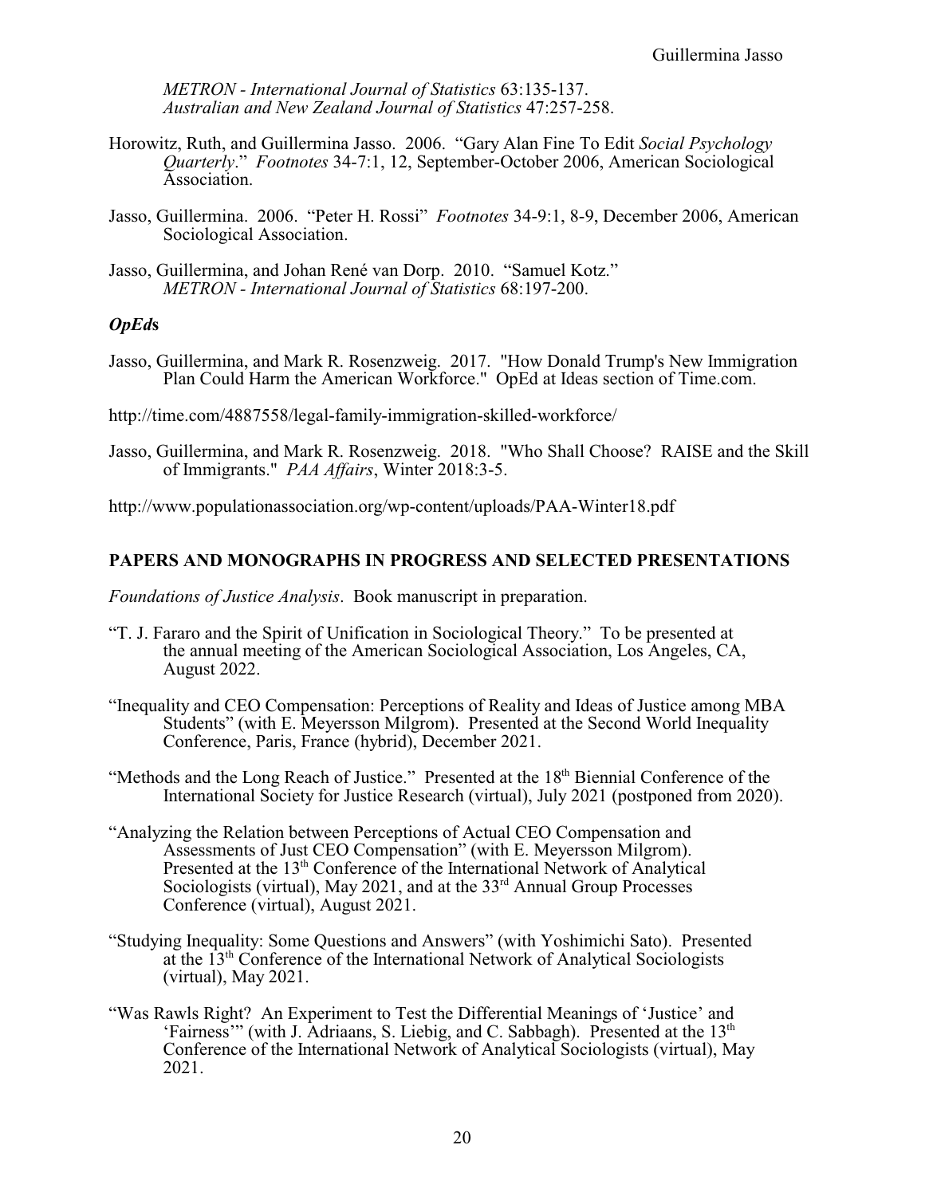*METRON - International Journal of Statistics* 63:135-137.
*Australian and New Zealand Journal of Statistics* 47:257-258.

Horowitz, Ruth, and Guillermina Jasso. 2006. "Gary Alan Fine To Edit *Social Psychology Quarterly*." *Footnotes* 34-7:1, 12, September-October 2006, American Sociological Association.

Jasso, Guillermina. 2006. "Peter H. Rossi" *Footnotes* 34-9:1, 8-9, December 2006, American Sociological Association.

Jasso, Guillermina, and Johan René van Dorp. 2010. "Samuel Kotz." *METRON - International Journal of Statistics* 68:197-200.

### *OpEd*s

Jasso, Guillermina, and Mark R. Rosenzweig. 2017. "How Donald Trump's New Immigration Plan Could Harm the American Workforce." OpEd at Ideas section of Time.com.

http://time.com/4887558/legal-family-immigration-skilled-workforce/

Jasso, Guillermina, and Mark R. Rosenzweig. 2018. "Who Shall Choose? RAISE and the Skill of Immigrants." *PAA Affairs*, Winter 2018:3-5.

http://www.populationassociation.org/wp-content/uploads/PAA-Winter18.pdf

## PAPERS AND MONOGRAPHS IN PROGRESS AND SELECTED PRESENTATIONS

*Foundations of Justice Analysis*. Book manuscript in preparation.

"T. J. Fararo and the Spirit of Unification in Sociological Theory." To be presented at the annual meeting of the American Sociological Association, Los Angeles, CA, August 2022.

"Inequality and CEO Compensation: Perceptions of Reality and Ideas of Justice among MBA Students" (with E. Meyersson Milgrom). Presented at the Second World Inequality Conference, Paris, France (hybrid), December 2021.

"Methods and the Long Reach of Justice." Presented at the 18th Biennial Conference of the International Society for Justice Research (virtual), July 2021 (postponed from 2020).

"Analyzing the Relation between Perceptions of Actual CEO Compensation and Assessments of Just CEO Compensation" (with E. Meyersson Milgrom). Presented at the 13th Conference of the International Network of Analytical Sociologists (virtual), May 2021, and at the 33rd Annual Group Processes Conference (virtual), August 2021.

"Studying Inequality: Some Questions and Answers" (with Yoshimichi Sato). Presented at the 13th Conference of the International Network of Analytical Sociologists (virtual), May 2021.

"Was Rawls Right? An Experiment to Test the Differential Meanings of 'Justice' and 'Fairness'" (with J. Adriaans, S. Liebig, and C. Sabbagh). Presented at the 13th Conference of the International Network of Analytical Sociologists (virtual), May 2021.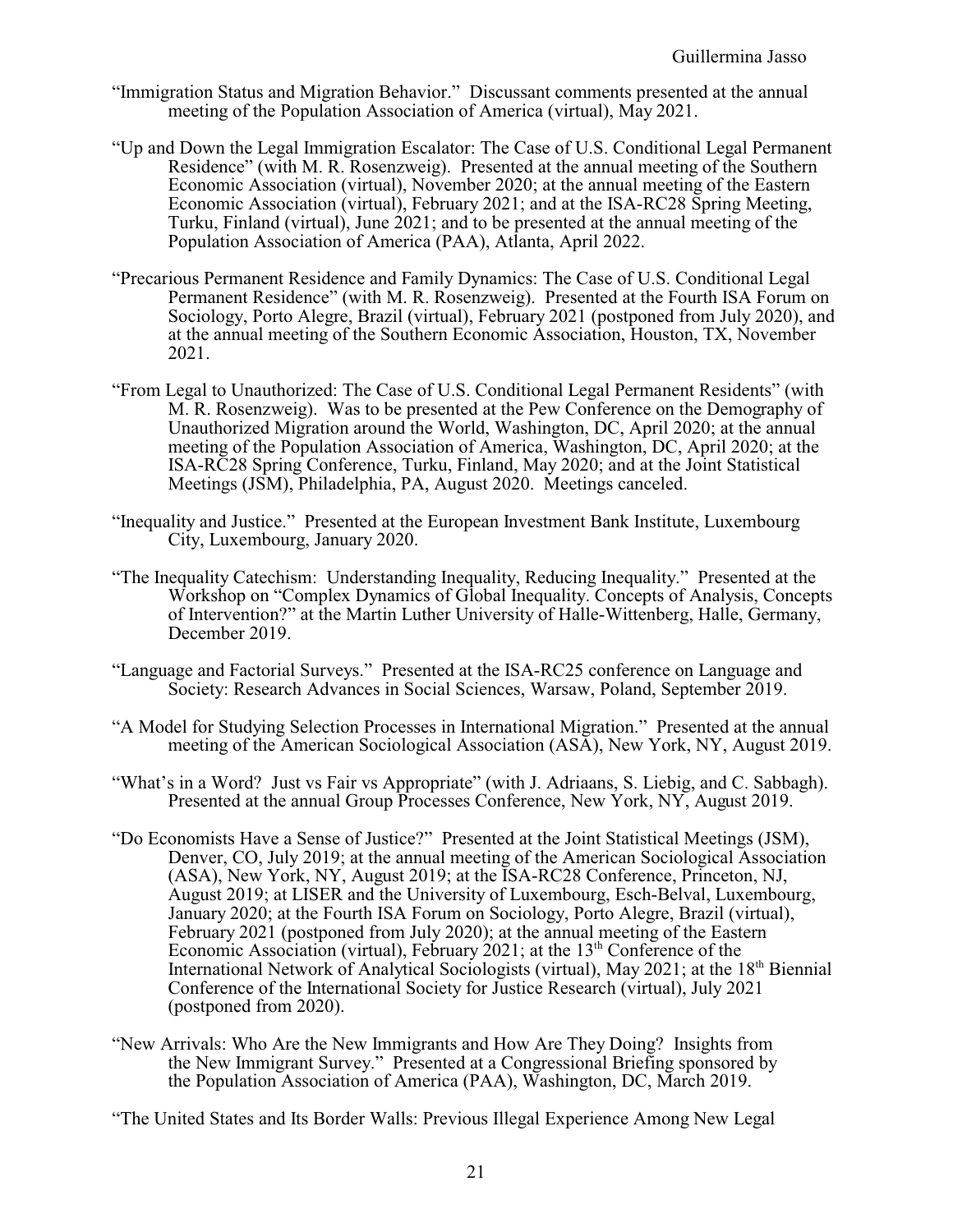"Immigration Status and Migration Behavior." Discussant comments presented at the annual meeting of the Population Association of America (virtual), May 2021.

"Up and Down the Legal Immigration Escalator: The Case of U.S. Conditional Legal Permanent Residence" (with M. R. Rosenzweig). Presented at the annual meeting of the Southern Economic Association (virtual), November 2020; at the annual meeting of the Eastern Economic Association (virtual), February 2021; and at the ISA-RC28 Spring Meeting, Turku, Finland (virtual), June 2021; and to be presented at the annual meeting of the Population Association of America (PAA), Atlanta, April 2022.

"Precarious Permanent Residence and Family Dynamics: The Case of U.S. Conditional Legal Permanent Residence" (with M. R. Rosenzweig). Presented at the Fourth ISA Forum on Sociology, Porto Alegre, Brazil (virtual), February 2021 (postponed from July 2020), and at the annual meeting of the Southern Economic Association, Houston, TX, November 2021.

"From Legal to Unauthorized: The Case of U.S. Conditional Legal Permanent Residents" (with M. R. Rosenzweig). Was to be presented at the Pew Conference on the Demography of Unauthorized Migration around the World, Washington, DC, April 2020; at the annual meeting of the Population Association of America, Washington, DC, April 2020; at the ISA-RC28 Spring Conference, Turku, Finland, May 2020; and at the Joint Statistical Meetings (JSM), Philadelphia, PA, August 2020. Meetings canceled.

"Inequality and Justice." Presented at the European Investment Bank Institute, Luxembourg City, Luxembourg, January 2020.

"The Inequality Catechism: Understanding Inequality, Reducing Inequality." Presented at the Workshop on "Complex Dynamics of Global Inequality. Concepts of Analysis, Concepts of Intervention?" at the Martin Luther University of Halle-Wittenberg, Halle, Germany, December 2019.

"Language and Factorial Surveys." Presented at the ISA-RC25 conference on Language and Society: Research Advances in Social Sciences, Warsaw, Poland, September 2019.

"A Model for Studying Selection Processes in International Migration." Presented at the annual meeting of the American Sociological Association (ASA), New York, NY, August 2019.

"What's in a Word? Just vs Fair vs Appropriate" (with J. Adriaans, S. Liebig, and C. Sabbagh). Presented at the annual Group Processes Conference, New York, NY, August 2019.

"Do Economists Have a Sense of Justice?" Presented at the Joint Statistical Meetings (JSM), Denver, CO, July 2019; at the annual meeting of the American Sociological Association (ASA), New York, NY, August 2019; at the ISA-RC28 Conference, Princeton, NJ, August 2019; at LISER and the University of Luxembourg, Esch-Belval, Luxembourg, January 2020; at the Fourth ISA Forum on Sociology, Porto Alegre, Brazil (virtual), February 2021 (postponed from July 2020); at the annual meeting of the Eastern Economic Association (virtual), February 2021; at the 13th Conference of the International Network of Analytical Sociologists (virtual), May 2021; at the 18th Biennial Conference of the International Society for Justice Research (virtual), July 2021 (postponed from 2020).

"New Arrivals: Who Are the New Immigrants and How Are They Doing? Insights from the New Immigrant Survey." Presented at a Congressional Briefing sponsored by the Population Association of America (PAA), Washington, DC, March 2019.

"The United States and Its Border Walls: Previous Illegal Experience Among New Legal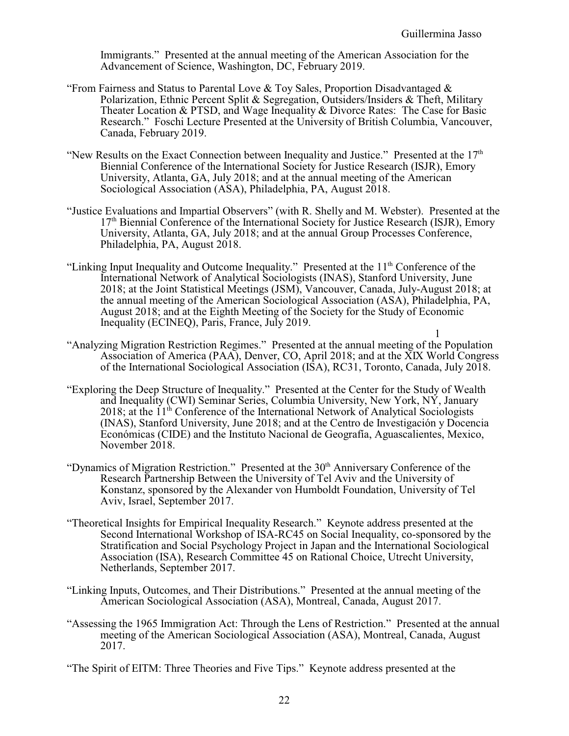Immigrants." Presented at the annual meeting of the American Association for the Advancement of Science, Washington, DC, February 2019.

"From Fairness and Status to Parental Love & Toy Sales, Proportion Disadvantaged & Polarization, Ethnic Percent Split & Segregation, Outsiders/Insiders & Theft, Military Theater Location & PTSD, and Wage Inequality & Divorce Rates: The Case for Basic Research." Foschi Lecture Presented at the University of British Columbia, Vancouver, Canada, February 2019.

"New Results on the Exact Connection between Inequality and Justice." Presented at the 17th Biennial Conference of the International Society for Justice Research (ISJR), Emory University, Atlanta, GA, July 2018; and at the annual meeting of the American Sociological Association (ASA), Philadelphia, PA, August 2018.

"Justice Evaluations and Impartial Observers" (with R. Shelly and M. Webster). Presented at the 17th Biennial Conference of the International Society for Justice Research (ISJR), Emory University, Atlanta, GA, July 2018; and at the annual Group Processes Conference, Philadelphia, PA, August 2018.

"Linking Input Inequality and Outcome Inequality." Presented at the 11th Conference of the International Network of Analytical Sociologists (INAS), Stanford University, June 2018; at the Joint Statistical Meetings (JSM), Vancouver, Canada, July-August 2018; at the annual meeting of the American Sociological Association (ASA), Philadelphia, PA, August 2018; and at the Eighth Meeting of the Society for the Study of Economic Inequality (ECINEQ), Paris, France, July 2019.

"Analyzing Migration Restriction Regimes." Presented at the annual meeting of the Population Association of America (PAA), Denver, CO, April 2018; and at the XIX World Congress of the International Sociological Association (ISA), RC31, Toronto, Canada, July 2018.

"Exploring the Deep Structure of Inequality." Presented at the Center for the Study of Wealth and Inequality (CWI) Seminar Series, Columbia University, New York, NY, January 2018; at the 11th Conference of the International Network of Analytical Sociologists (INAS), Stanford University, June 2018; and at the Centro de Investigación y Docencia Económicas (CIDE) and the Instituto Nacional de Geografía, Aguascalientes, Mexico, November 2018.

"Dynamics of Migration Restriction." Presented at the 30th Anniversary Conference of the Research Partnership Between the University of Tel Aviv and the University of Konstanz, sponsored by the Alexander von Humboldt Foundation, University of Tel Aviv, Israel, September 2017.

"Theoretical Insights for Empirical Inequality Research." Keynote address presented at the Second International Workshop of ISA-RC45 on Social Inequality, co-sponsored by the Stratification and Social Psychology Project in Japan and the International Sociological Association (ISA), Research Committee 45 on Rational Choice, Utrecht University, Netherlands, September 2017.

"Linking Inputs, Outcomes, and Their Distributions." Presented at the annual meeting of the American Sociological Association (ASA), Montreal, Canada, August 2017.

"Assessing the 1965 Immigration Act: Through the Lens of Restriction." Presented at the annual meeting of the American Sociological Association (ASA), Montreal, Canada, August 2017.

"The Spirit of EITM: Three Theories and Five Tips." Keynote address presented at the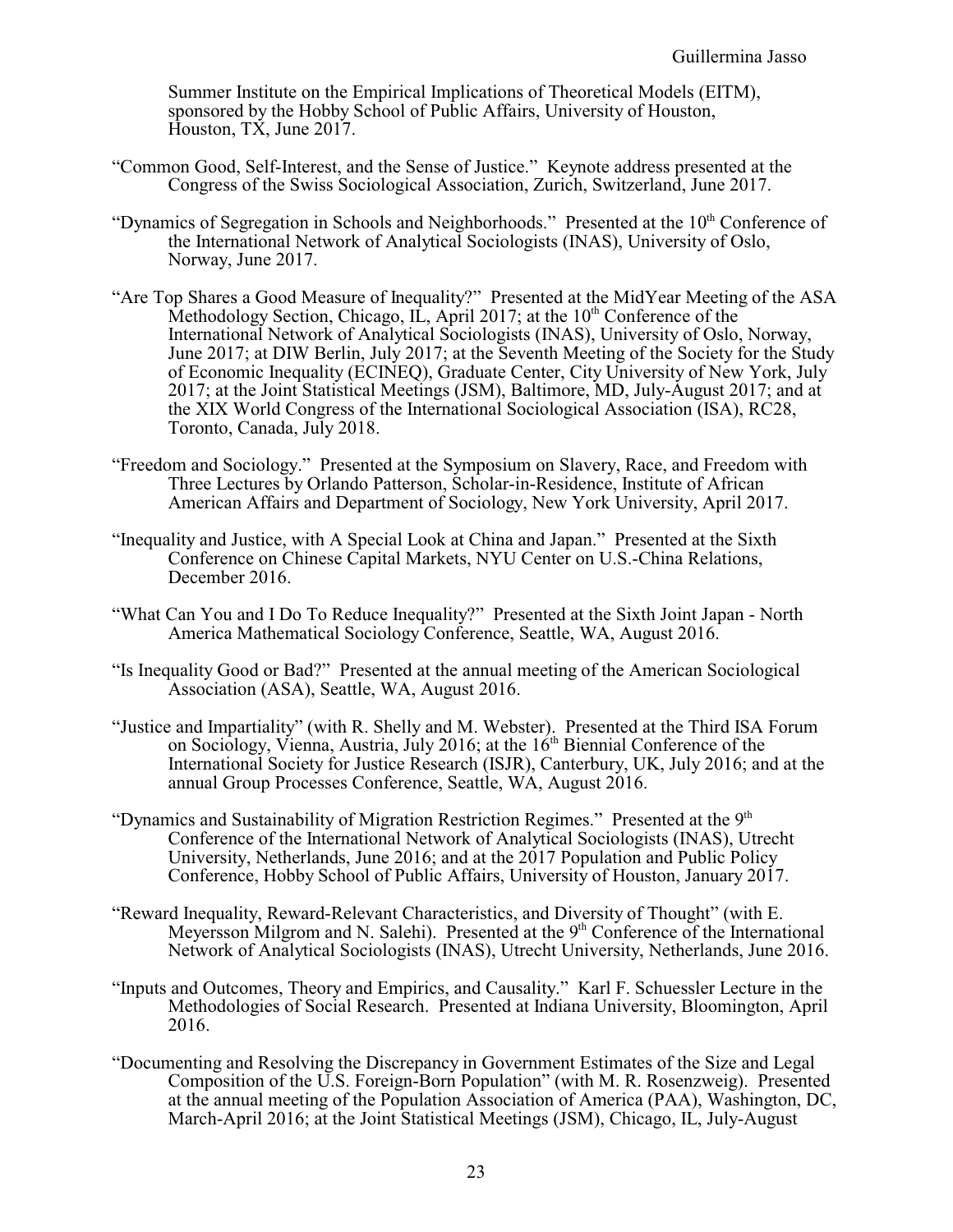Summer Institute on the Empirical Implications of Theoretical Models (EITM), sponsored by the Hobby School of Public Affairs, University of Houston, Houston, TX, June 2017.

"Common Good, Self-Interest, and the Sense of Justice." Keynote address presented at the Congress of the Swiss Sociological Association, Zurich, Switzerland, June 2017.

"Dynamics of Segregation in Schools and Neighborhoods." Presented at the 10th Conference of the International Network of Analytical Sociologists (INAS), University of Oslo, Norway, June 2017.

"Are Top Shares a Good Measure of Inequality?" Presented at the MidYear Meeting of the ASA Methodology Section, Chicago, IL, April 2017; at the 10th Conference of the International Network of Analytical Sociologists (INAS), University of Oslo, Norway, June 2017; at DIW Berlin, July 2017; at the Seventh Meeting of the Society for the Study of Economic Inequality (ECINEQ), Graduate Center, City University of New York, July 2017; at the Joint Statistical Meetings (JSM), Baltimore, MD, July-August 2017; and at the XIX World Congress of the International Sociological Association (ISA), RC28, Toronto, Canada, July 2018.

"Freedom and Sociology." Presented at the Symposium on Slavery, Race, and Freedom with Three Lectures by Orlando Patterson, Scholar-in-Residence, Institute of African American Affairs and Department of Sociology, New York University, April 2017.

"Inequality and Justice, with A Special Look at China and Japan." Presented at the Sixth Conference on Chinese Capital Markets, NYU Center on U.S.-China Relations, December 2016.

"What Can You and I Do To Reduce Inequality?" Presented at the Sixth Joint Japan - North America Mathematical Sociology Conference, Seattle, WA, August 2016.

"Is Inequality Good or Bad?" Presented at the annual meeting of the American Sociological Association (ASA), Seattle, WA, August 2016.

"Justice and Impartiality" (with R. Shelly and M. Webster). Presented at the Third ISA Forum on Sociology, Vienna, Austria, July 2016; at the 16th Biennial Conference of the International Society for Justice Research (ISJR), Canterbury, UK, July 2016; and at the annual Group Processes Conference, Seattle, WA, August 2016.

"Dynamics and Sustainability of Migration Restriction Regimes." Presented at the 9th Conference of the International Network of Analytical Sociologists (INAS), Utrecht University, Netherlands, June 2016; and at the 2017 Population and Public Policy Conference, Hobby School of Public Affairs, University of Houston, January 2017.

"Reward Inequality, Reward-Relevant Characteristics, and Diversity of Thought" (with E. Meyersson Milgrom and N. Salehi). Presented at the 9th Conference of the International Network of Analytical Sociologists (INAS), Utrecht University, Netherlands, June 2016.

"Inputs and Outcomes, Theory and Empirics, and Causality." Karl F. Schuessler Lecture in the Methodologies of Social Research. Presented at Indiana University, Bloomington, April 2016.

"Documenting and Resolving the Discrepancy in Government Estimates of the Size and Legal Composition of the U.S. Foreign-Born Population" (with M. R. Rosenzweig). Presented at the annual meeting of the Population Association of America (PAA), Washington, DC, March-April 2016; at the Joint Statistical Meetings (JSM), Chicago, IL, July-August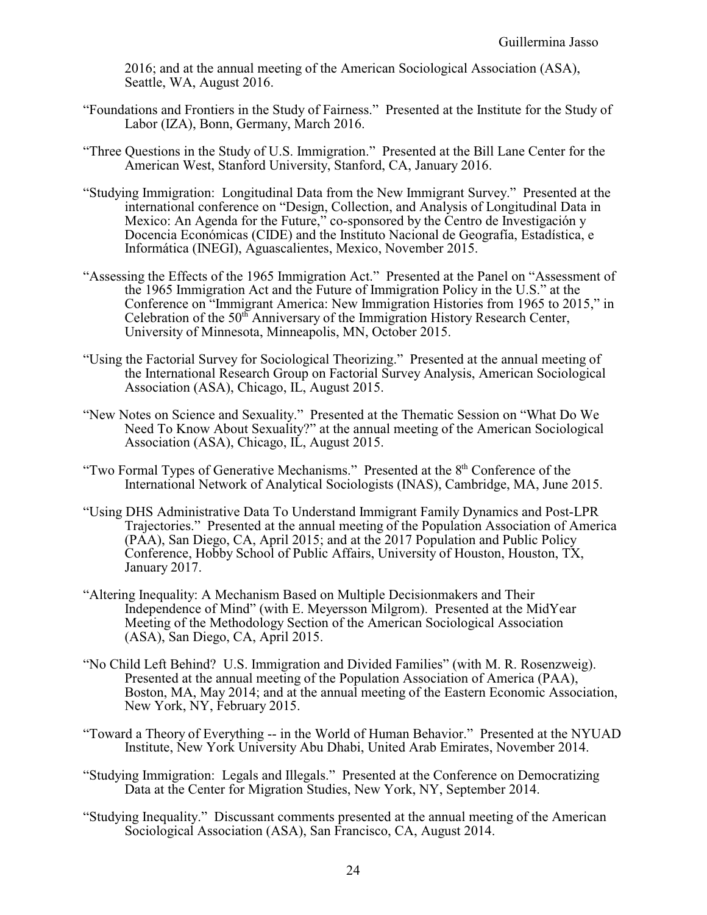2016; and at the annual meeting of the American Sociological Association (ASA), Seattle, WA, August 2016.

"Foundations and Frontiers in the Study of Fairness." Presented at the Institute for the Study of Labor (IZA), Bonn, Germany, March 2016.

"Three Questions in the Study of U.S. Immigration." Presented at the Bill Lane Center for the American West, Stanford University, Stanford, CA, January 2016.

"Studying Immigration: Longitudinal Data from the New Immigrant Survey." Presented at the international conference on "Design, Collection, and Analysis of Longitudinal Data in Mexico: An Agenda for the Future," co-sponsored by the Centro de Investigación y Docencia Económicas (CIDE) and the Instituto Nacional de Geografía, Estadística, e Informática (INEGI), Aguascalientes, Mexico, November 2015.

"Assessing the Effects of the 1965 Immigration Act." Presented at the Panel on "Assessment of the 1965 Immigration Act and the Future of Immigration Policy in the U.S." at the Conference on "Immigrant America: New Immigration Histories from 1965 to 2015," in Celebration of the 50th Anniversary of the Immigration History Research Center, University of Minnesota, Minneapolis, MN, October 2015.

"Using the Factorial Survey for Sociological Theorizing." Presented at the annual meeting of the International Research Group on Factorial Survey Analysis, American Sociological Association (ASA), Chicago, IL, August 2015.

"New Notes on Science and Sexuality." Presented at the Thematic Session on "What Do We Need To Know About Sexuality?" at the annual meeting of the American Sociological Association (ASA), Chicago, IL, August 2015.

"Two Formal Types of Generative Mechanisms." Presented at the 8th Conference of the International Network of Analytical Sociologists (INAS), Cambridge, MA, June 2015.

"Using DHS Administrative Data To Understand Immigrant Family Dynamics and Post-LPR Trajectories." Presented at the annual meeting of the Population Association of America (PAA), San Diego, CA, April 2015; and at the 2017 Population and Public Policy Conference, Hobby School of Public Affairs, University of Houston, Houston, TX, January 2017.

"Altering Inequality: A Mechanism Based on Multiple Decisionmakers and Their Independence of Mind" (with E. Meyersson Milgrom). Presented at the MidYear Meeting of the Methodology Section of the American Sociological Association (ASA), San Diego, CA, April 2015.

"No Child Left Behind? U.S. Immigration and Divided Families" (with M. R. Rosenzweig). Presented at the annual meeting of the Population Association of America (PAA), Boston, MA, May 2014; and at the annual meeting of the Eastern Economic Association, New York, NY, February 2015.

"Toward a Theory of Everything -- in the World of Human Behavior." Presented at the NYUAD Institute, New York University Abu Dhabi, United Arab Emirates, November 2014.

"Studying Immigration: Legals and Illegals." Presented at the Conference on Democratizing Data at the Center for Migration Studies, New York, NY, September 2014.

"Studying Inequality." Discussant comments presented at the annual meeting of the American Sociological Association (ASA), San Francisco, CA, August 2014.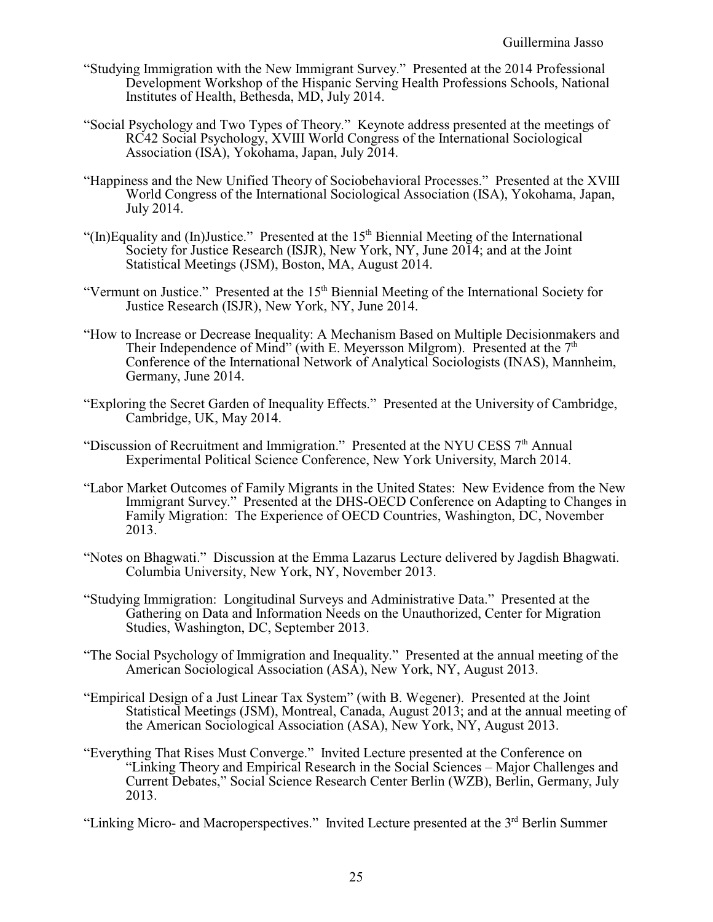"Studying Immigration with the New Immigrant Survey." Presented at the 2014 Professional Development Workshop of the Hispanic Serving Health Professions Schools, National Institutes of Health, Bethesda, MD, July 2014.

"Social Psychology and Two Types of Theory." Keynote address presented at the meetings of RC42 Social Psychology, XVIII World Congress of the International Sociological Association (ISA), Yokohama, Japan, July 2014.

"Happiness and the New Unified Theory of Sociobehavioral Processes." Presented at the XVIII World Congress of the International Sociological Association (ISA), Yokohama, Japan, July 2014.

"(In)Equality and (In)Justice." Presented at the 15th Biennial Meeting of the International Society for Justice Research (ISJR), New York, NY, June 2014; and at the Joint Statistical Meetings (JSM), Boston, MA, August 2014.

"Vermunt on Justice." Presented at the 15th Biennial Meeting of the International Society for Justice Research (ISJR), New York, NY, June 2014.

"How to Increase or Decrease Inequality: A Mechanism Based on Multiple Decisionmakers and Their Independence of Mind" (with E. Meyersson Milgrom). Presented at the 7th Conference of the International Network of Analytical Sociologists (INAS), Mannheim, Germany, June 2014.

"Exploring the Secret Garden of Inequality Effects." Presented at the University of Cambridge, Cambridge, UK, May 2014.

"Discussion of Recruitment and Immigration." Presented at the NYU CESS 7th Annual Experimental Political Science Conference, New York University, March 2014.

"Labor Market Outcomes of Family Migrants in the United States: New Evidence from the New Immigrant Survey." Presented at the DHS-OECD Conference on Adapting to Changes in Family Migration: The Experience of OECD Countries, Washington, DC, November 2013.

"Notes on Bhagwati." Discussion at the Emma Lazarus Lecture delivered by Jagdish Bhagwati. Columbia University, New York, NY, November 2013.

"Studying Immigration: Longitudinal Surveys and Administrative Data." Presented at the Gathering on Data and Information Needs on the Unauthorized, Center for Migration Studies, Washington, DC, September 2013.

"The Social Psychology of Immigration and Inequality." Presented at the annual meeting of the American Sociological Association (ASA), New York, NY, August 2013.

"Empirical Design of a Just Linear Tax System" (with B. Wegener). Presented at the Joint Statistical Meetings (JSM), Montreal, Canada, August 2013; and at the annual meeting of the American Sociological Association (ASA), New York, NY, August 2013.

"Everything That Rises Must Converge." Invited Lecture presented at the Conference on "Linking Theory and Empirical Research in the Social Sciences – Major Challenges and Current Debates," Social Science Research Center Berlin (WZB), Berlin, Germany, July 2013.

"Linking Micro- and Macroperspectives." Invited Lecture presented at the 3rd Berlin Summer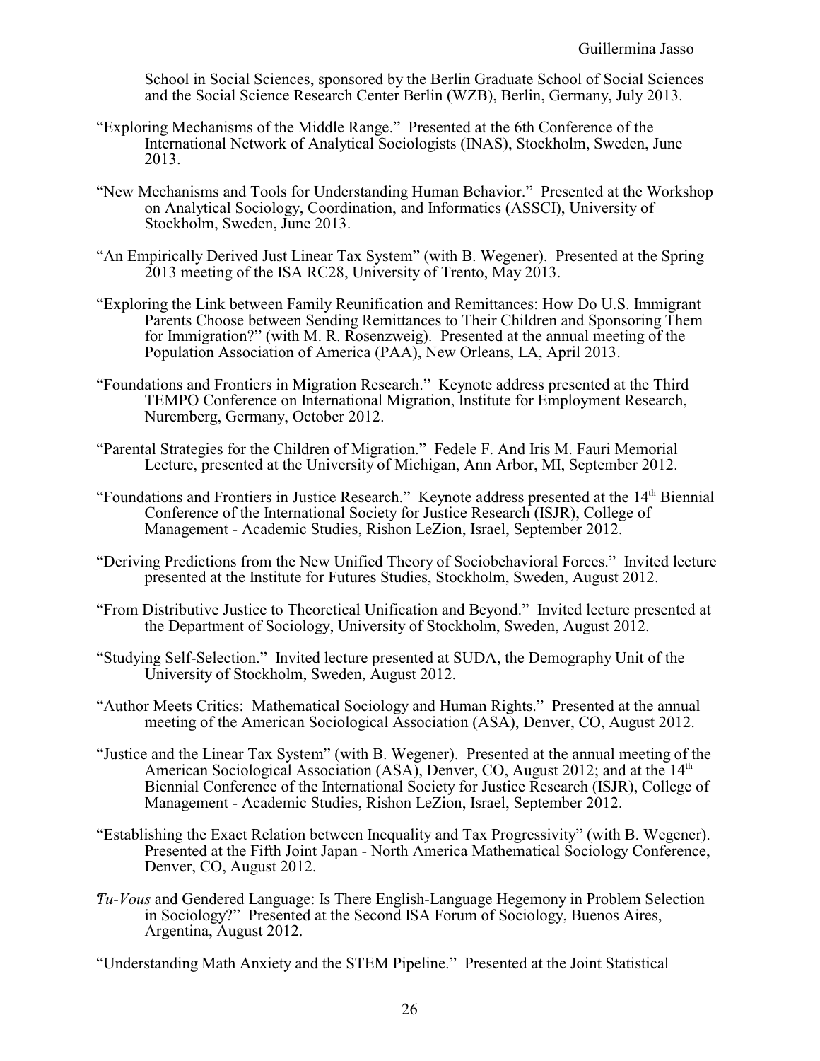School in Social Sciences, sponsored by the Berlin Graduate School of Social Sciences and the Social Science Research Center Berlin (WZB), Berlin, Germany, July 2013.

"Exploring Mechanisms of the Middle Range." Presented at the 6th Conference of the International Network of Analytical Sociologists (INAS), Stockholm, Sweden, June 2013.

"New Mechanisms and Tools for Understanding Human Behavior." Presented at the Workshop on Analytical Sociology, Coordination, and Informatics (ASSCI), University of Stockholm, Sweden, June 2013.

"An Empirically Derived Just Linear Tax System" (with B. Wegener). Presented at the Spring 2013 meeting of the ISA RC28, University of Trento, May 2013.

"Exploring the Link between Family Reunification and Remittances: How Do U.S. Immigrant Parents Choose between Sending Remittances to Their Children and Sponsoring Them for Immigration?" (with M. R. Rosenzweig). Presented at the annual meeting of the Population Association of America (PAA), New Orleans, LA, April 2013.

"Foundations and Frontiers in Migration Research." Keynote address presented at the Third TEMPO Conference on International Migration, Institute for Employment Research, Nuremberg, Germany, October 2012.

"Parental Strategies for the Children of Migration." Fedele F. And Iris M. Fauri Memorial Lecture, presented at the University of Michigan, Ann Arbor, MI, September 2012.

"Foundations and Frontiers in Justice Research." Keynote address presented at the 14th Biennial Conference of the International Society for Justice Research (ISJR), College of Management - Academic Studies, Rishon LeZion, Israel, September 2012.

"Deriving Predictions from the New Unified Theory of Sociobehavioral Forces." Invited lecture presented at the Institute for Futures Studies, Stockholm, Sweden, August 2012.

"From Distributive Justice to Theoretical Unification and Beyond." Invited lecture presented at the Department of Sociology, University of Stockholm, Sweden, August 2012.

"Studying Self-Selection." Invited lecture presented at SUDA, the Demography Unit of the University of Stockholm, Sweden, August 2012.

"Author Meets Critics: Mathematical Sociology and Human Rights." Presented at the annual meeting of the American Sociological Association (ASA), Denver, CO, August 2012.

"Justice and the Linear Tax System" (with B. Wegener). Presented at the annual meeting of the American Sociological Association (ASA), Denver, CO, August 2012; and at the 14th Biennial Conference of the International Society for Justice Research (ISJR), College of Management - Academic Studies, Rishon LeZion, Israel, September 2012.

"Establishing the Exact Relation between Inequality and Tax Progressivity" (with B. Wegener). Presented at the Fifth Joint Japan - North America Mathematical Sociology Conference, Denver, CO, August 2012.

"*Tu-Vous* and Gendered Language: Is There English-Language Hegemony in Problem Selection in Sociology?" Presented at the Second ISA Forum of Sociology, Buenos Aires, Argentina, August 2012.

"Understanding Math Anxiety and the STEM Pipeline." Presented at the Joint Statistical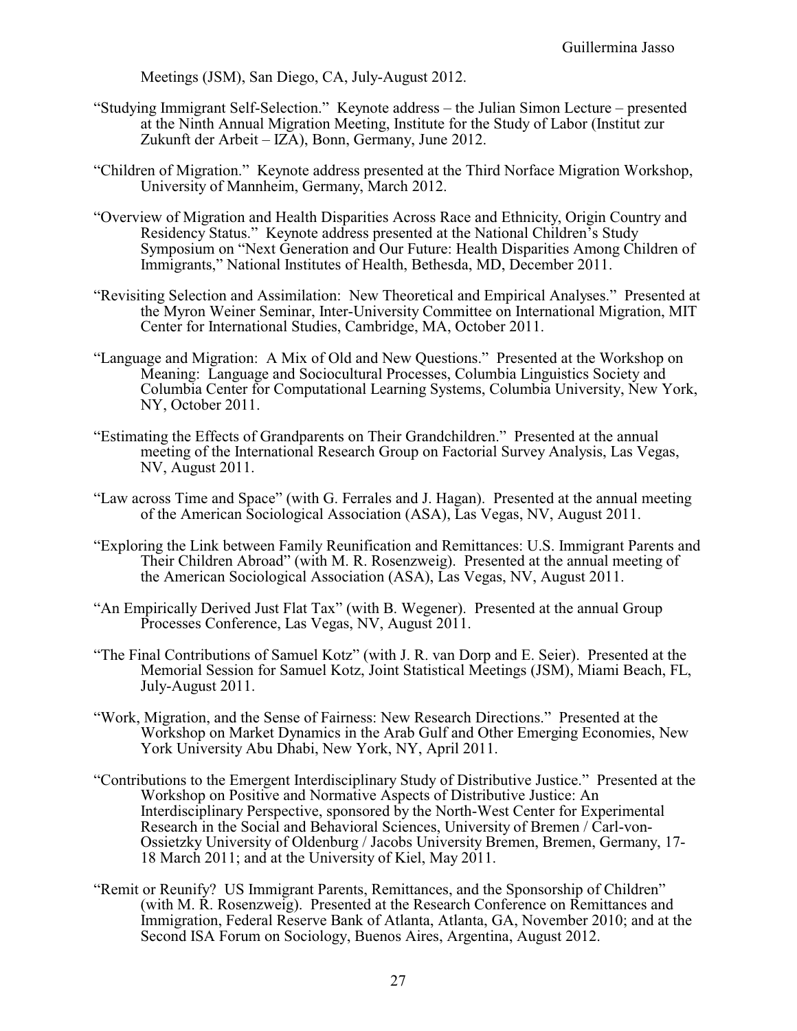Meetings (JSM), San Diego, CA, July-August 2012.

"Studying Immigrant Self-Selection." Keynote address – the Julian Simon Lecture – presented at the Ninth Annual Migration Meeting, Institute for the Study of Labor (Institut zur Zukunft der Arbeit – IZA), Bonn, Germany, June 2012.

"Children of Migration." Keynote address presented at the Third Norface Migration Workshop, University of Mannheim, Germany, March 2012.

"Overview of Migration and Health Disparities Across Race and Ethnicity, Origin Country and Residency Status." Keynote address presented at the National Children's Study Symposium on "Next Generation and Our Future: Health Disparities Among Children of Immigrants," National Institutes of Health, Bethesda, MD, December 2011.

"Revisiting Selection and Assimilation: New Theoretical and Empirical Analyses." Presented at the Myron Weiner Seminar, Inter-University Committee on International Migration, MIT Center for International Studies, Cambridge, MA, October 2011.

"Language and Migration: A Mix of Old and New Questions." Presented at the Workshop on Meaning: Language and Sociocultural Processes, Columbia Linguistics Society and Columbia Center for Computational Learning Systems, Columbia University, New York, NY, October 2011.

"Estimating the Effects of Grandparents on Their Grandchildren." Presented at the annual meeting of the International Research Group on Factorial Survey Analysis, Las Vegas, NV, August 2011.

"Law across Time and Space" (with G. Ferrales and J. Hagan). Presented at the annual meeting of the American Sociological Association (ASA), Las Vegas, NV, August 2011.

"Exploring the Link between Family Reunification and Remittances: U.S. Immigrant Parents and Their Children Abroad" (with M. R. Rosenzweig). Presented at the annual meeting of the American Sociological Association (ASA), Las Vegas, NV, August 2011.

"An Empirically Derived Just Flat Tax" (with B. Wegener). Presented at the annual Group Processes Conference, Las Vegas, NV, August 2011.

"The Final Contributions of Samuel Kotz" (with J. R. van Dorp and E. Seier). Presented at the Memorial Session for Samuel Kotz, Joint Statistical Meetings (JSM), Miami Beach, FL, July-August 2011.

"Work, Migration, and the Sense of Fairness: New Research Directions." Presented at the Workshop on Market Dynamics in the Arab Gulf and Other Emerging Economies, New York University Abu Dhabi, New York, NY, April 2011.

"Contributions to the Emergent Interdisciplinary Study of Distributive Justice." Presented at the Workshop on Positive and Normative Aspects of Distributive Justice: An Interdisciplinary Perspective, sponsored by the North-West Center for Experimental Research in the Social and Behavioral Sciences, University of Bremen / Carl-von-Ossietzky University of Oldenburg / Jacobs University Bremen, Bremen, Germany, 17-18 March 2011; and at the University of Kiel, May 2011.

"Remit or Reunify? US Immigrant Parents, Remittances, and the Sponsorship of Children" (with M. R. Rosenzweig). Presented at the Research Conference on Remittances and Immigration, Federal Reserve Bank of Atlanta, Atlanta, GA, November 2010; and at the Second ISA Forum on Sociology, Buenos Aires, Argentina, August 2012.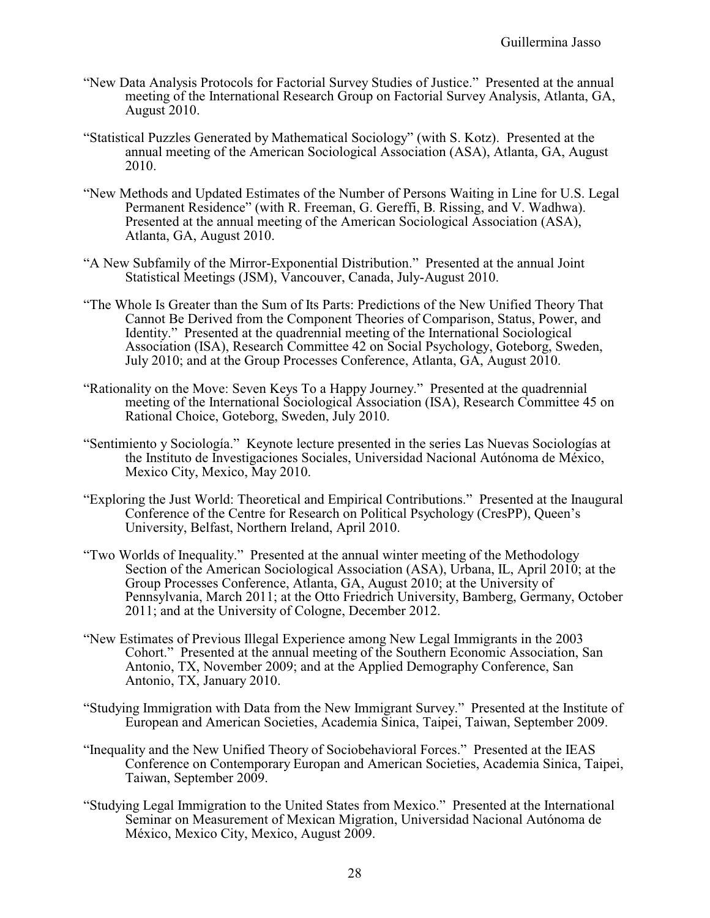"New Data Analysis Protocols for Factorial Survey Studies of Justice." Presented at the annual meeting of the International Research Group on Factorial Survey Analysis, Atlanta, GA, August 2010.

"Statistical Puzzles Generated by Mathematical Sociology" (with S. Kotz). Presented at the annual meeting of the American Sociological Association (ASA), Atlanta, GA, August 2010.

"New Methods and Updated Estimates of the Number of Persons Waiting in Line for U.S. Legal Permanent Residence" (with R. Freeman, G. Gereffi, B. Rissing, and V. Wadhwa). Presented at the annual meeting of the American Sociological Association (ASA), Atlanta, GA, August 2010.

"A New Subfamily of the Mirror-Exponential Distribution." Presented at the annual Joint Statistical Meetings (JSM), Vancouver, Canada, July-August 2010.

"The Whole Is Greater than the Sum of Its Parts: Predictions of the New Unified Theory That Cannot Be Derived from the Component Theories of Comparison, Status, Power, and Identity." Presented at the quadrennial meeting of the International Sociological Association (ISA), Research Committee 42 on Social Psychology, Goteborg, Sweden, July 2010; and at the Group Processes Conference, Atlanta, GA, August 2010.

"Rationality on the Move: Seven Keys To a Happy Journey." Presented at the quadrennial meeting of the International Sociological Association (ISA), Research Committee 45 on Rational Choice, Goteborg, Sweden, July 2010.

"Sentimiento y Sociología." Keynote lecture presented in the series Las Nuevas Sociologías at the Instituto de Investigaciones Sociales, Universidad Nacional Autónoma de México, Mexico City, Mexico, May 2010.

"Exploring the Just World: Theoretical and Empirical Contributions." Presented at the Inaugural Conference of the Centre for Research on Political Psychology (CresPP), Queen's University, Belfast, Northern Ireland, April 2010.

"Two Worlds of Inequality." Presented at the annual winter meeting of the Methodology Section of the American Sociological Association (ASA), Urbana, IL, April 2010; at the Group Processes Conference, Atlanta, GA, August 2010; at the University of Pennsylvania, March 2011; at the Otto Friedrich University, Bamberg, Germany, October 2011; and at the University of Cologne, December 2012.

"New Estimates of Previous Illegal Experience among New Legal Immigrants in the 2003 Cohort." Presented at the annual meeting of the Southern Economic Association, San Antonio, TX, November 2009; and at the Applied Demography Conference, San Antonio, TX, January 2010.

"Studying Immigration with Data from the New Immigrant Survey." Presented at the Institute of European and American Societies, Academia Sinica, Taipei, Taiwan, September 2009.

"Inequality and the New Unified Theory of Sociobehavioral Forces." Presented at the IEAS Conference on Contemporary Europan and American Societies, Academia Sinica, Taipei, Taiwan, September 2009.

"Studying Legal Immigration to the United States from Mexico." Presented at the International Seminar on Measurement of Mexican Migration, Universidad Nacional Autónoma de México, Mexico City, Mexico, August 2009.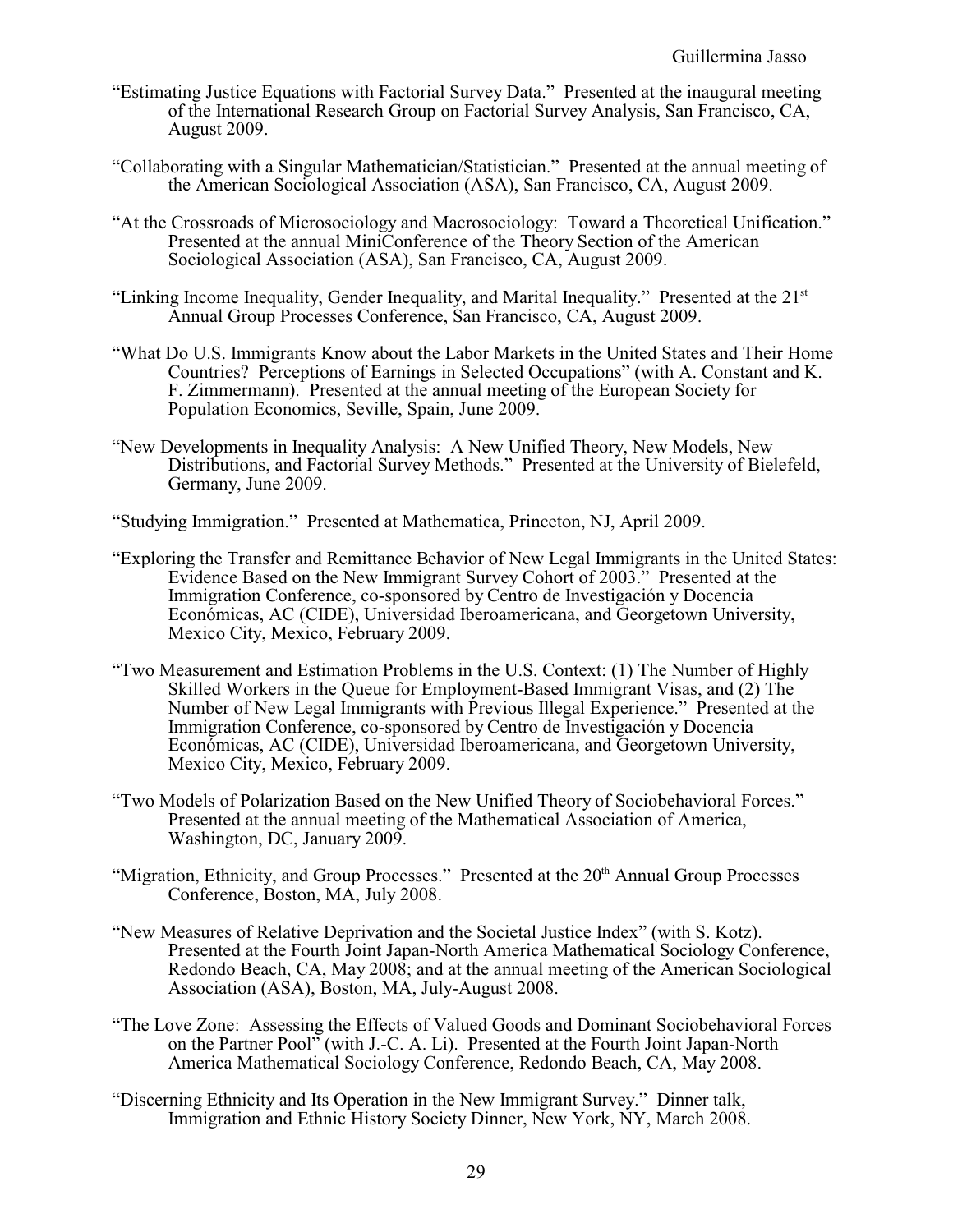"Estimating Justice Equations with Factorial Survey Data." Presented at the inaugural meeting of the International Research Group on Factorial Survey Analysis, San Francisco, CA, August 2009.

"Collaborating with a Singular Mathematician/Statistician." Presented at the annual meeting of the American Sociological Association (ASA), San Francisco, CA, August 2009.

"At the Crossroads of Microsociology and Macrosociology: Toward a Theoretical Unification." Presented at the annual MiniConference of the Theory Section of the American Sociological Association (ASA), San Francisco, CA, August 2009.

"Linking Income Inequality, Gender Inequality, and Marital Inequality." Presented at the 21st Annual Group Processes Conference, San Francisco, CA, August 2009.

"What Do U.S. Immigrants Know about the Labor Markets in the United States and Their Home Countries? Perceptions of Earnings in Selected Occupations" (with A. Constant and K. F. Zimmermann). Presented at the annual meeting of the European Society for Population Economics, Seville, Spain, June 2009.

"New Developments in Inequality Analysis: A New Unified Theory, New Models, New Distributions, and Factorial Survey Methods." Presented at the University of Bielefeld, Germany, June 2009.

"Studying Immigration." Presented at Mathematica, Princeton, NJ, April 2009.

"Exploring the Transfer and Remittance Behavior of New Legal Immigrants in the United States: Evidence Based on the New Immigrant Survey Cohort of 2003." Presented at the Immigration Conference, co-sponsored by Centro de Investigación y Docencia Económicas, AC (CIDE), Universidad Iberoamericana, and Georgetown University, Mexico City, Mexico, February 2009.

"Two Measurement and Estimation Problems in the U.S. Context: (1) The Number of Highly Skilled Workers in the Queue for Employment-Based Immigrant Visas, and (2) The Number of New Legal Immigrants with Previous Illegal Experience." Presented at the Immigration Conference, co-sponsored by Centro de Investigación y Docencia Económicas, AC (CIDE), Universidad Iberoamericana, and Georgetown University, Mexico City, Mexico, February 2009.

"Two Models of Polarization Based on the New Unified Theory of Sociobehavioral Forces." Presented at the annual meeting of the Mathematical Association of America, Washington, DC, January 2009.

"Migration, Ethnicity, and Group Processes." Presented at the 20th Annual Group Processes Conference, Boston, MA, July 2008.

"New Measures of Relative Deprivation and the Societal Justice Index" (with S. Kotz). Presented at the Fourth Joint Japan-North America Mathematical Sociology Conference, Redondo Beach, CA, May 2008; and at the annual meeting of the American Sociological Association (ASA), Boston, MA, July-August 2008.

"The Love Zone: Assessing the Effects of Valued Goods and Dominant Sociobehavioral Forces on the Partner Pool" (with J.-C. A. Li). Presented at the Fourth Joint Japan-North America Mathematical Sociology Conference, Redondo Beach, CA, May 2008.

"Discerning Ethnicity and Its Operation in the New Immigrant Survey." Dinner talk, Immigration and Ethnic History Society Dinner, New York, NY, March 2008.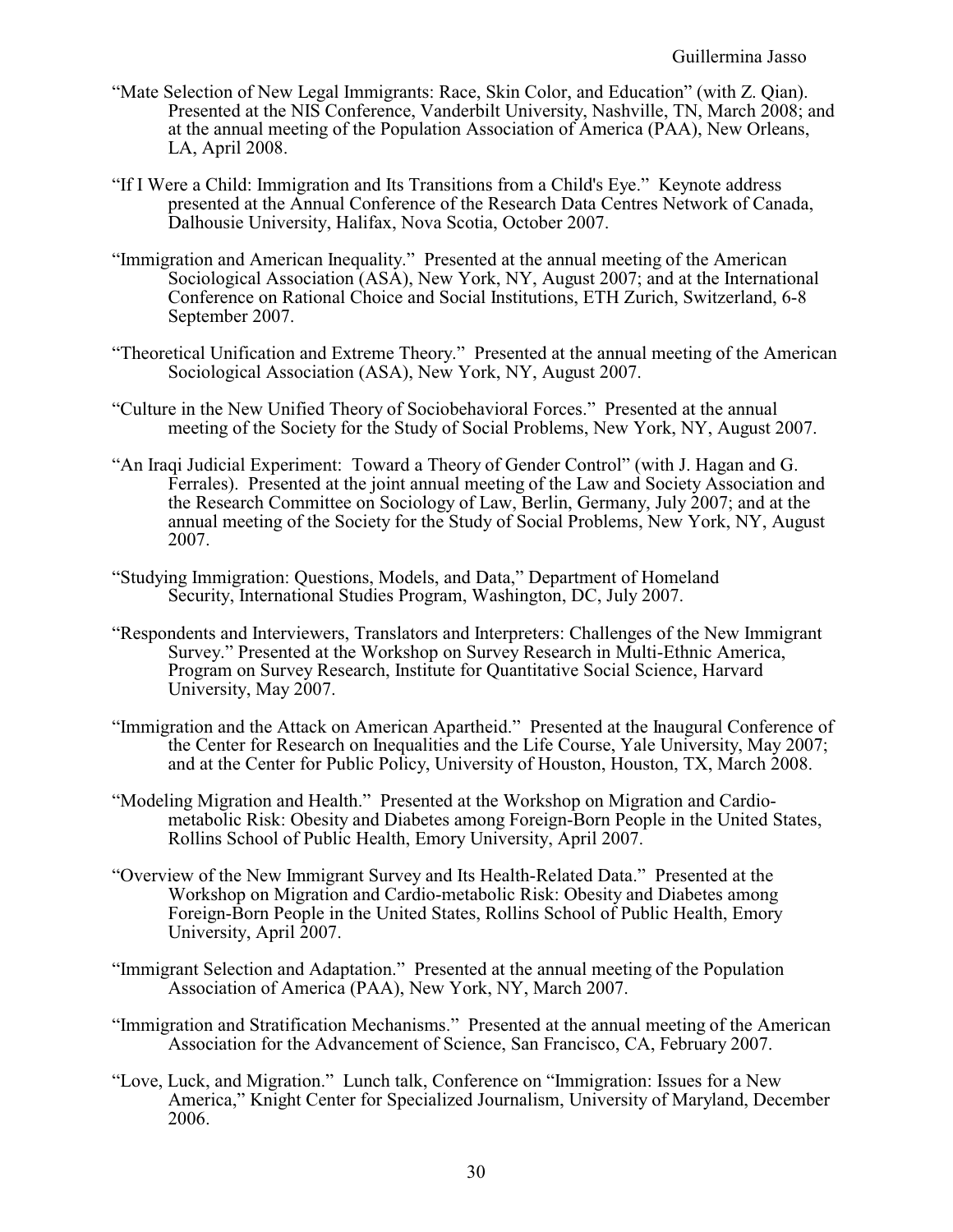"Mate Selection of New Legal Immigrants: Race, Skin Color, and Education" (with Z. Qian). Presented at the NIS Conference, Vanderbilt University, Nashville, TN, March 2008; and at the annual meeting of the Population Association of America (PAA), New Orleans, LA, April 2008.

"If I Were a Child: Immigration and Its Transitions from a Child's Eye." Keynote address presented at the Annual Conference of the Research Data Centres Network of Canada, Dalhousie University, Halifax, Nova Scotia, October 2007.

"Immigration and American Inequality." Presented at the annual meeting of the American Sociological Association (ASA), New York, NY, August 2007; and at the International Conference on Rational Choice and Social Institutions, ETH Zurich, Switzerland, 6-8 September 2007.

"Theoretical Unification and Extreme Theory." Presented at the annual meeting of the American Sociological Association (ASA), New York, NY, August 2007.

"Culture in the New Unified Theory of Sociobehavioral Forces." Presented at the annual meeting of the Society for the Study of Social Problems, New York, NY, August 2007.

"An Iraqi Judicial Experiment: Toward a Theory of Gender Control" (with J. Hagan and G. Ferrales). Presented at the joint annual meeting of the Law and Society Association and the Research Committee on Sociology of Law, Berlin, Germany, July 2007; and at the annual meeting of the Society for the Study of Social Problems, New York, NY, August 2007.

"Studying Immigration: Questions, Models, and Data," Department of Homeland Security, International Studies Program, Washington, DC, July 2007.

"Respondents and Interviewers, Translators and Interpreters: Challenges of the New Immigrant Survey." Presented at the Workshop on Survey Research in Multi-Ethnic America, Program on Survey Research, Institute for Quantitative Social Science, Harvard University, May 2007.

"Immigration and the Attack on American Apartheid." Presented at the Inaugural Conference of the Center for Research on Inequalities and the Life Course, Yale University, May 2007; and at the Center for Public Policy, University of Houston, Houston, TX, March 2008.

"Modeling Migration and Health." Presented at the Workshop on Migration and Cardio-metabolic Risk: Obesity and Diabetes among Foreign-Born People in the United States, Rollins School of Public Health, Emory University, April 2007.

"Overview of the New Immigrant Survey and Its Health-Related Data." Presented at the Workshop on Migration and Cardio-metabolic Risk: Obesity and Diabetes among Foreign-Born People in the United States, Rollins School of Public Health, Emory University, April 2007.

"Immigrant Selection and Adaptation." Presented at the annual meeting of the Population Association of America (PAA), New York, NY, March 2007.

"Immigration and Stratification Mechanisms." Presented at the annual meeting of the American Association for the Advancement of Science, San Francisco, CA, February 2007.

"Love, Luck, and Migration." Lunch talk, Conference on "Immigration: Issues for a New America," Knight Center for Specialized Journalism, University of Maryland, December 2006.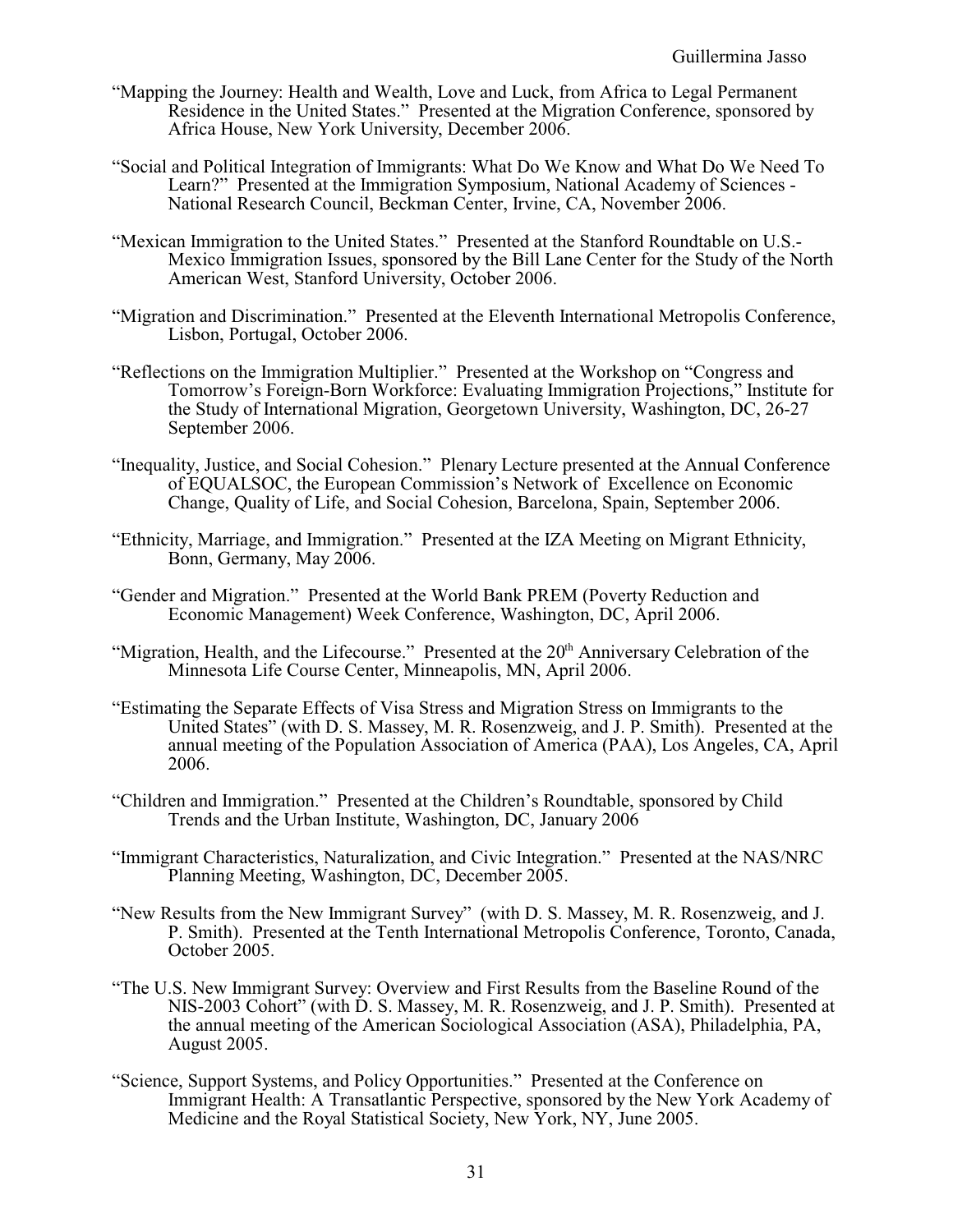"Mapping the Journey: Health and Wealth, Love and Luck, from Africa to Legal Permanent Residence in the United States." Presented at the Migration Conference, sponsored by Africa House, New York University, December 2006.

"Social and Political Integration of Immigrants: What Do We Know and What Do We Need To Learn?" Presented at the Immigration Symposium, National Academy of Sciences - National Research Council, Beckman Center, Irvine, CA, November 2006.

"Mexican Immigration to the United States." Presented at the Stanford Roundtable on U.S.-Mexico Immigration Issues, sponsored by the Bill Lane Center for the Study of the North American West, Stanford University, October 2006.

"Migration and Discrimination." Presented at the Eleventh International Metropolis Conference, Lisbon, Portugal, October 2006.

"Reflections on the Immigration Multiplier." Presented at the Workshop on "Congress and Tomorrow's Foreign-Born Workforce: Evaluating Immigration Projections," Institute for the Study of International Migration, Georgetown University, Washington, DC, 26-27 September 2006.

"Inequality, Justice, and Social Cohesion." Plenary Lecture presented at the Annual Conference of EQUALSOC, the European Commission's Network of Excellence on Economic Change, Quality of Life, and Social Cohesion, Barcelona, Spain, September 2006.

"Ethnicity, Marriage, and Immigration." Presented at the IZA Meeting on Migrant Ethnicity, Bonn, Germany, May 2006.

"Gender and Migration." Presented at the World Bank PREM (Poverty Reduction and Economic Management) Week Conference, Washington, DC, April 2006.

"Migration, Health, and the Lifecourse." Presented at the 20th Anniversary Celebration of the Minnesota Life Course Center, Minneapolis, MN, April 2006.

"Estimating the Separate Effects of Visa Stress and Migration Stress on Immigrants to the United States" (with D. S. Massey, M. R. Rosenzweig, and J. P. Smith). Presented at the annual meeting of the Population Association of America (PAA), Los Angeles, CA, April 2006.

"Children and Immigration." Presented at the Children's Roundtable, sponsored by Child Trends and the Urban Institute, Washington, DC, January 2006

"Immigrant Characteristics, Naturalization, and Civic Integration." Presented at the NAS/NRC Planning Meeting, Washington, DC, December 2005.

"New Results from the New Immigrant Survey" (with D. S. Massey, M. R. Rosenzweig, and J. P. Smith). Presented at the Tenth International Metropolis Conference, Toronto, Canada, October 2005.

"The U.S. New Immigrant Survey: Overview and First Results from the Baseline Round of the NIS-2003 Cohort" (with D. S. Massey, M. R. Rosenzweig, and J. P. Smith). Presented at the annual meeting of the American Sociological Association (ASA), Philadelphia, PA, August 2005.

"Science, Support Systems, and Policy Opportunities." Presented at the Conference on Immigrant Health: A Transatlantic Perspective, sponsored by the New York Academy of Medicine and the Royal Statistical Society, New York, NY, June 2005.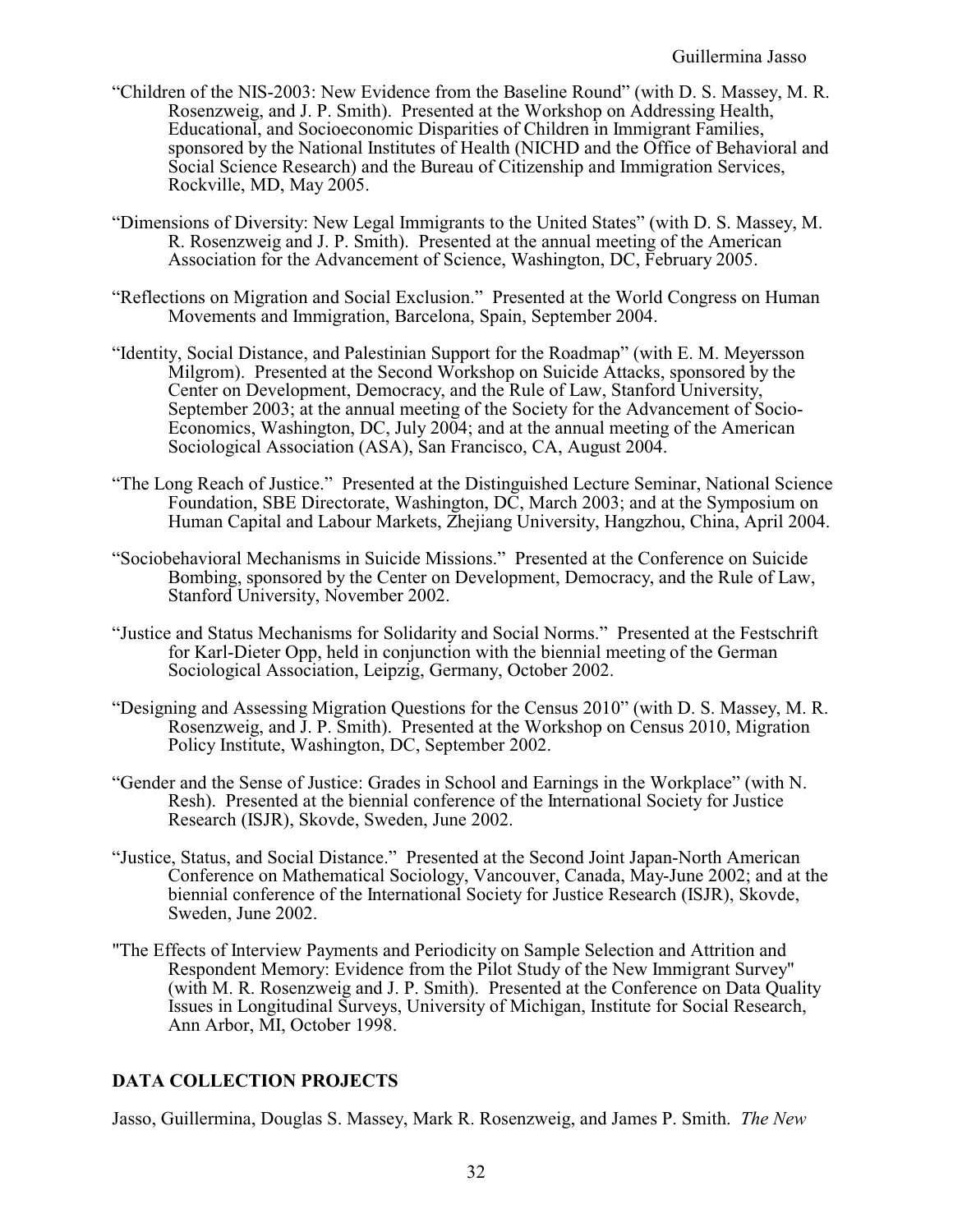"Children of the NIS-2003: New Evidence from the Baseline Round" (with D. S. Massey, M. R. Rosenzweig, and J. P. Smith). Presented at the Workshop on Addressing Health, Educational, and Socioeconomic Disparities of Children in Immigrant Families, sponsored by the National Institutes of Health (NICHD and the Office of Behavioral and Social Science Research) and the Bureau of Citizenship and Immigration Services, Rockville, MD, May 2005.

"Dimensions of Diversity: New Legal Immigrants to the United States" (with D. S. Massey, M. R. Rosenzweig and J. P. Smith). Presented at the annual meeting of the American Association for the Advancement of Science, Washington, DC, February 2005.

"Reflections on Migration and Social Exclusion." Presented at the World Congress on Human Movements and Immigration, Barcelona, Spain, September 2004.

"Identity, Social Distance, and Palestinian Support for the Roadmap" (with E. M. Meyersson Milgrom). Presented at the Second Workshop on Suicide Attacks, sponsored by the Center on Development, Democracy, and the Rule of Law, Stanford University, September 2003; at the annual meeting of the Society for the Advancement of Socio-Economics, Washington, DC, July 2004; and at the annual meeting of the American Sociological Association (ASA), San Francisco, CA, August 2004.

"The Long Reach of Justice." Presented at the Distinguished Lecture Seminar, National Science Foundation, SBE Directorate, Washington, DC, March 2003; and at the Symposium on Human Capital and Labour Markets, Zhejiang University, Hangzhou, China, April 2004.

"Sociobehavioral Mechanisms in Suicide Missions." Presented at the Conference on Suicide Bombing, sponsored by the Center on Development, Democracy, and the Rule of Law, Stanford University, November 2002.

"Justice and Status Mechanisms for Solidarity and Social Norms." Presented at the Festschrift for Karl-Dieter Opp, held in conjunction with the biennial meeting of the German Sociological Association, Leipzig, Germany, October 2002.

"Designing and Assessing Migration Questions for the Census 2010" (with D. S. Massey, M. R. Rosenzweig, and J. P. Smith). Presented at the Workshop on Census 2010, Migration Policy Institute, Washington, DC, September 2002.

"Gender and the Sense of Justice: Grades in School and Earnings in the Workplace" (with N. Resh). Presented at the biennial conference of the International Society for Justice Research (ISJR), Skovde, Sweden, June 2002.

"Justice, Status, and Social Distance." Presented at the Second Joint Japan-North American Conference on Mathematical Sociology, Vancouver, Canada, May-June 2002; and at the biennial conference of the International Society for Justice Research (ISJR), Skovde, Sweden, June 2002.

"The Effects of Interview Payments and Periodicity on Sample Selection and Attrition and Respondent Memory: Evidence from the Pilot Study of the New Immigrant Survey" (with M. R. Rosenzweig and J. P. Smith). Presented at the Conference on Data Quality Issues in Longitudinal Surveys, University of Michigan, Institute for Social Research, Ann Arbor, MI, October 1998.

## DATA COLLECTION PROJECTS

Jasso, Guillermina, Douglas S. Massey, Mark R. Rosenzweig, and James P. Smith. *The New*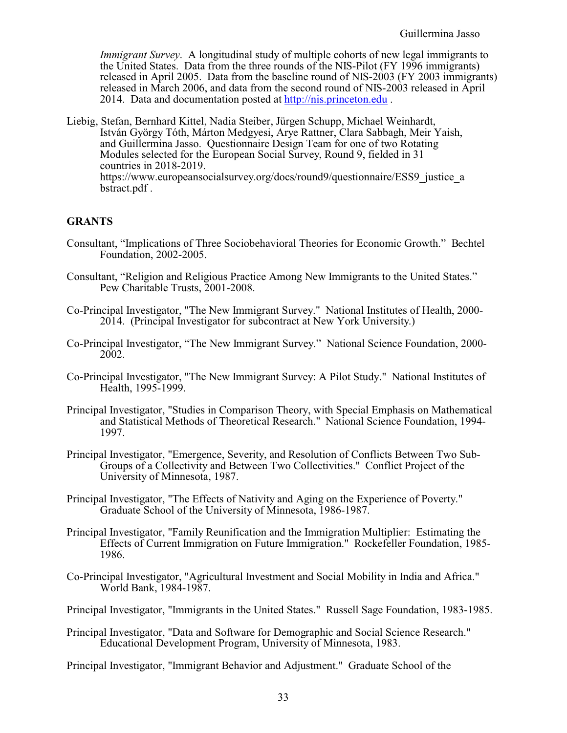*Immigrant Survey*. A longitudinal study of multiple cohorts of new legal immigrants to the United States. Data from the three rounds of the NIS-Pilot (FY 1996 immigrants) released in April 2005. Data from the baseline round of NIS-2003 (FY 2003 immigrants) released in March 2006, and data from the second round of NIS-2003 released in April 2014. Data and documentation posted at http://nis.princeton.edu .

Liebig, Stefan, Bernhard Kittel, Nadia Steiber, Jürgen Schupp, Michael Weinhardt, István György Tóth, Márton Medgyesi, Arye Rattner, Clara Sabbagh, Meir Yaish, and Guillermina Jasso. Questionnaire Design Team for one of two Rotating Modules selected for the European Social Survey, Round 9, fielded in 31 countries in 2018-2019. https://www.europeansocialsurvey.org/docs/round9/questionnaire/ESS9_justice_abstract.pdf .

## GRANTS

Consultant, "Implications of Three Sociobehavioral Theories for Economic Growth." Bechtel Foundation, 2002-2005.

Consultant, "Religion and Religious Practice Among New Immigrants to the United States." Pew Charitable Trusts, 2001-2008.

Co-Principal Investigator, "The New Immigrant Survey." National Institutes of Health, 2000-2014. (Principal Investigator for subcontract at New York University.)

Co-Principal Investigator, "The New Immigrant Survey." National Science Foundation, 2000-2002.

Co-Principal Investigator, "The New Immigrant Survey: A Pilot Study." National Institutes of Health, 1995-1999.

Principal Investigator, "Studies in Comparison Theory, with Special Emphasis on Mathematical and Statistical Methods of Theoretical Research." National Science Foundation, 1994-1997.

Principal Investigator, "Emergence, Severity, and Resolution of Conflicts Between Two Sub-Groups of a Collectivity and Between Two Collectivities." Conflict Project of the University of Minnesota, 1987.

Principal Investigator, "The Effects of Nativity and Aging on the Experience of Poverty." Graduate School of the University of Minnesota, 1986-1987.

Principal Investigator, "Family Reunification and the Immigration Multiplier: Estimating the Effects of Current Immigration on Future Immigration." Rockefeller Foundation, 1985-1986.

Co-Principal Investigator, "Agricultural Investment and Social Mobility in India and Africa." World Bank, 1984-1987.

Principal Investigator, "Immigrants in the United States." Russell Sage Foundation, 1983-1985.

Principal Investigator, "Data and Software for Demographic and Social Science Research." Educational Development Program, University of Minnesota, 1983.

Principal Investigator, "Immigrant Behavior and Adjustment." Graduate School of the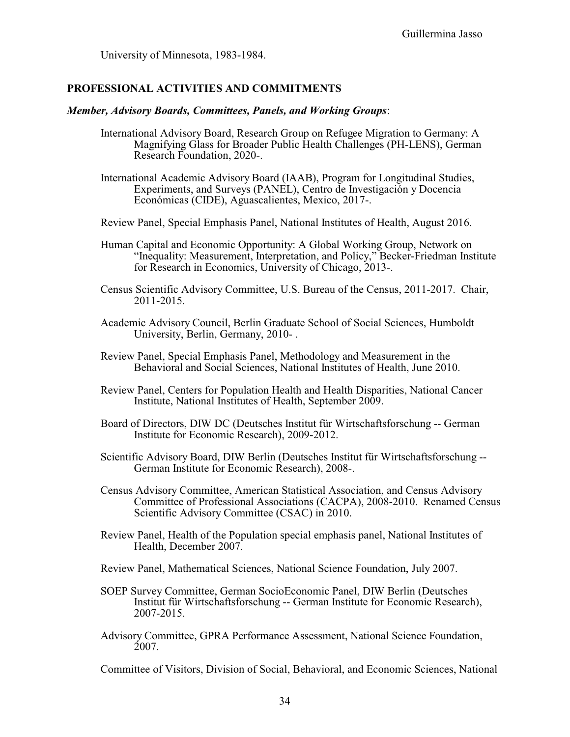University of Minnesota, 1983-1984.

## PROFESSIONAL ACTIVITIES AND COMMITMENTS

***Member, Advisory Boards, Committees, Panels, and Working Groups***:

International Advisory Board, Research Group on Refugee Migration to Germany: A Magnifying Glass for Broader Public Health Challenges (PH-LENS), German Research Foundation, 2020-.

International Academic Advisory Board (IAAB), Program for Longitudinal Studies, Experiments, and Surveys (PANEL), Centro de Investigación y Docencia Económicas (CIDE), Aguascalientes, Mexico, 2017-.

Review Panel, Special Emphasis Panel, National Institutes of Health, August 2016.

Human Capital and Economic Opportunity: A Global Working Group, Network on "Inequality: Measurement, Interpretation, and Policy," Becker-Friedman Institute for Research in Economics, University of Chicago, 2013-.

Census Scientific Advisory Committee, U.S. Bureau of the Census, 2011-2017. Chair, 2011-2015.

Academic Advisory Council, Berlin Graduate School of Social Sciences, Humboldt University, Berlin, Germany, 2010- .

Review Panel, Special Emphasis Panel, Methodology and Measurement in the Behavioral and Social Sciences, National Institutes of Health, June 2010.

Review Panel, Centers for Population Health and Health Disparities, National Cancer Institute, National Institutes of Health, September 2009.

Board of Directors, DIW DC (Deutsches Institut für Wirtschaftsforschung -- German Institute for Economic Research), 2009-2012.

Scientific Advisory Board, DIW Berlin (Deutsches Institut für Wirtschaftsforschung -- German Institute for Economic Research), 2008-.

Census Advisory Committee, American Statistical Association, and Census Advisory Committee of Professional Associations (CACPA), 2008-2010. Renamed Census Scientific Advisory Committee (CSAC) in 2010.

Review Panel, Health of the Population special emphasis panel, National Institutes of Health, December 2007.

Review Panel, Mathematical Sciences, National Science Foundation, July 2007.

SOEP Survey Committee, German SocioEconomic Panel, DIW Berlin (Deutsches Institut für Wirtschaftsforschung -- German Institute for Economic Research), 2007-2015.

Advisory Committee, GPRA Performance Assessment, National Science Foundation, 2007.

Committee of Visitors, Division of Social, Behavioral, and Economic Sciences, National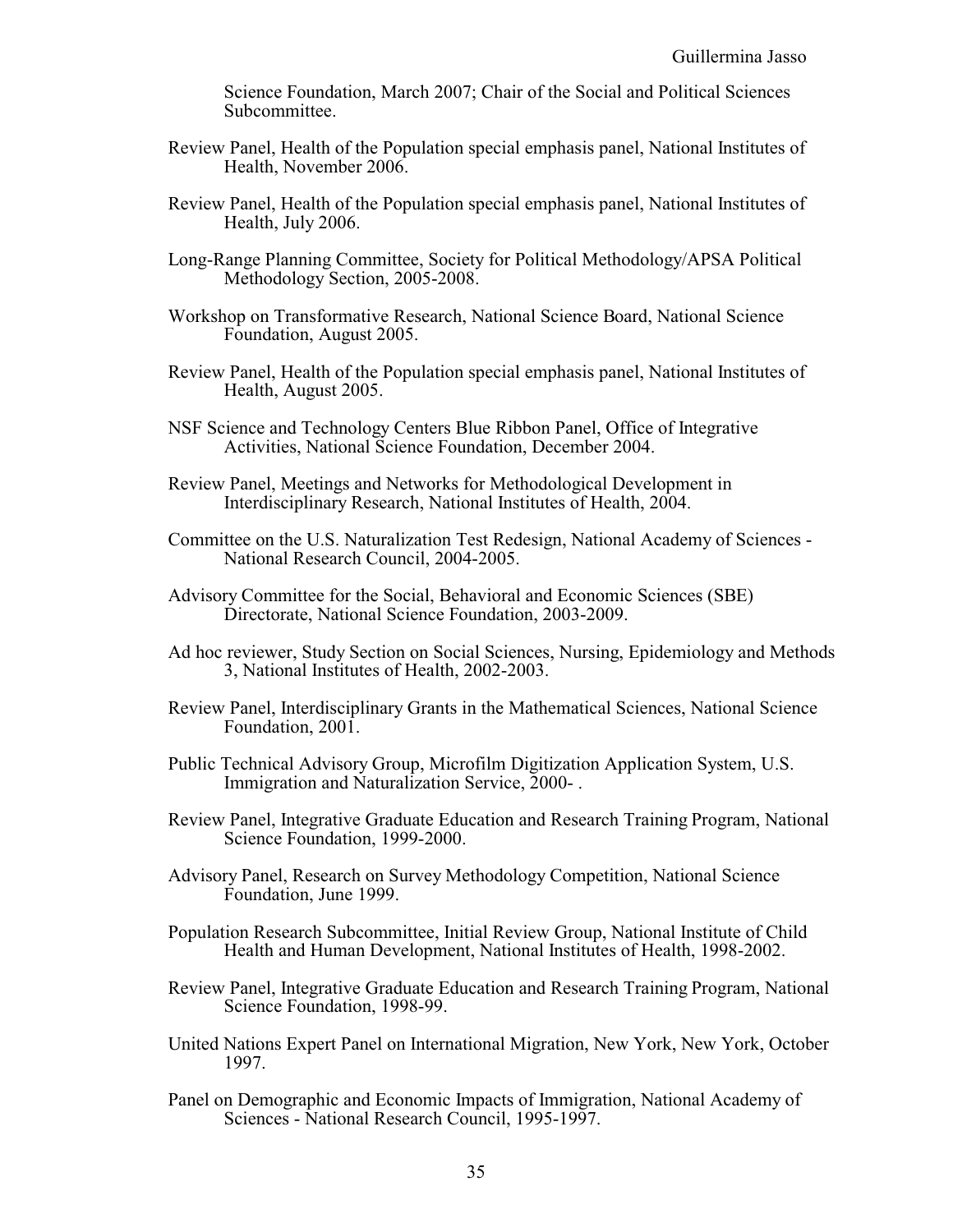Science Foundation, March 2007; Chair of the Social and Political Sciences Subcommittee.

Review Panel, Health of the Population special emphasis panel, National Institutes of Health, November 2006.

Review Panel, Health of the Population special emphasis panel, National Institutes of Health, July 2006.

Long-Range Planning Committee, Society for Political Methodology/APSA Political Methodology Section, 2005-2008.

Workshop on Transformative Research, National Science Board, National Science Foundation, August 2005.

Review Panel, Health of the Population special emphasis panel, National Institutes of Health, August 2005.

NSF Science and Technology Centers Blue Ribbon Panel, Office of Integrative Activities, National Science Foundation, December 2004.

Review Panel, Meetings and Networks for Methodological Development in Interdisciplinary Research, National Institutes of Health, 2004.

Committee on the U.S. Naturalization Test Redesign, National Academy of Sciences - National Research Council, 2004-2005.

Advisory Committee for the Social, Behavioral and Economic Sciences (SBE) Directorate, National Science Foundation, 2003-2009.

Ad hoc reviewer, Study Section on Social Sciences, Nursing, Epidemiology and Methods 3, National Institutes of Health, 2002-2003.

Review Panel, Interdisciplinary Grants in the Mathematical Sciences, National Science Foundation, 2001.

Public Technical Advisory Group, Microfilm Digitization Application System, U.S. Immigration and Naturalization Service, 2000- .

Review Panel, Integrative Graduate Education and Research Training Program, National Science Foundation, 1999-2000.

Advisory Panel, Research on Survey Methodology Competition, National Science Foundation, June 1999.

Population Research Subcommittee, Initial Review Group, National Institute of Child Health and Human Development, National Institutes of Health, 1998-2002.

Review Panel, Integrative Graduate Education and Research Training Program, National Science Foundation, 1998-99.

United Nations Expert Panel on International Migration, New York, New York, October 1997.

Panel on Demographic and Economic Impacts of Immigration, National Academy of Sciences - National Research Council, 1995-1997.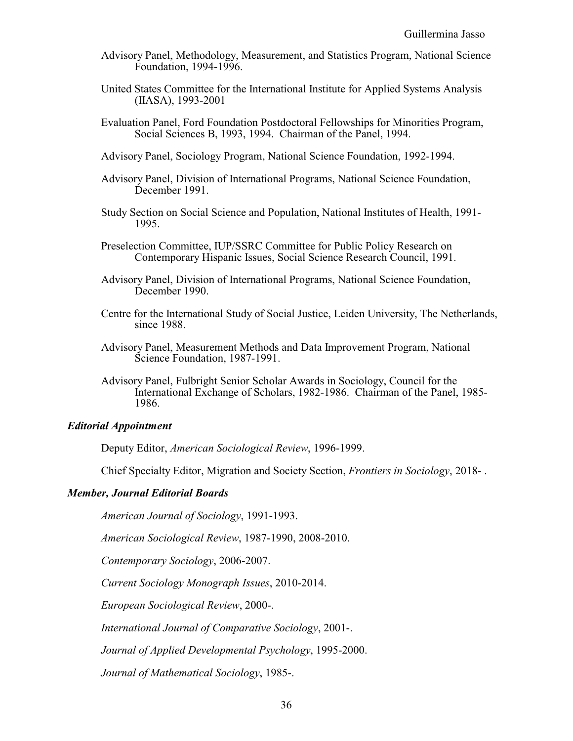Advisory Panel, Methodology, Measurement, and Statistics Program, National Science Foundation, 1994-1996.

United States Committee for the International Institute for Applied Systems Analysis (IIASA), 1993-2001

Evaluation Panel, Ford Foundation Postdoctoral Fellowships for Minorities Program, Social Sciences B, 1993, 1994. Chairman of the Panel, 1994.

Advisory Panel, Sociology Program, National Science Foundation, 1992-1994.

Advisory Panel, Division of International Programs, National Science Foundation, December 1991.

Study Section on Social Science and Population, National Institutes of Health, 1991-1995.

Preselection Committee, IUP/SSRC Committee for Public Policy Research on Contemporary Hispanic Issues, Social Science Research Council, 1991.

Advisory Panel, Division of International Programs, National Science Foundation, December 1990.

Centre for the International Study of Social Justice, Leiden University, The Netherlands, since 1988.

Advisory Panel, Measurement Methods and Data Improvement Program, National Science Foundation, 1987-1991.

Advisory Panel, Fulbright Senior Scholar Awards in Sociology, Council for the International Exchange of Scholars, 1982-1986. Chairman of the Panel, 1985-1986.

### *Editorial Appointment*

Deputy Editor, *American Sociological Review*, 1996-1999.

Chief Specialty Editor, Migration and Society Section, *Frontiers in Sociology*, 2018- .

### *Member, Journal Editorial Boards*

*American Journal of Sociology*, 1991-1993.

*American Sociological Review*, 1987-1990, 2008-2010.

*Contemporary Sociology*, 2006-2007.

*Current Sociology Monograph Issues*, 2010-2014.

*European Sociological Review*, 2000-.

*International Journal of Comparative Sociology*, 2001-.

*Journal of Applied Developmental Psychology*, 1995-2000.

*Journal of Mathematical Sociology*, 1985-.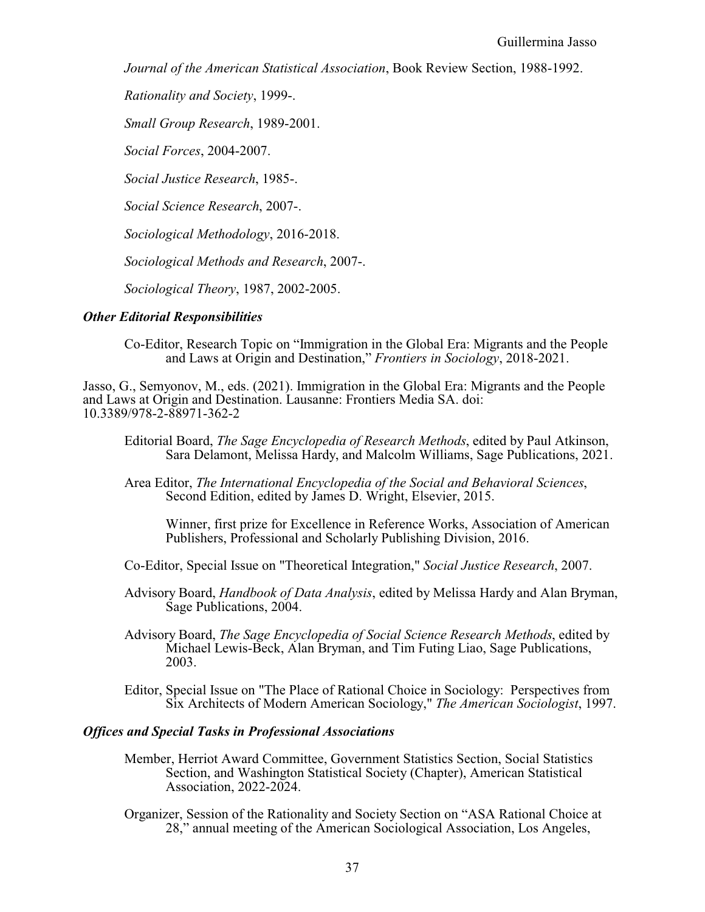*Journal of the American Statistical Association*, Book Review Section, 1988-1992.

*Rationality and Society*, 1999-.

*Small Group Research*, 1989-2001.

*Social Forces*, 2004-2007.

*Social Justice Research*, 1985-.

*Social Science Research*, 2007-.

*Sociological Methodology*, 2016-2018.

*Sociological Methods and Research*, 2007-.

*Sociological Theory*, 1987, 2002-2005.

### *Other Editorial Responsibilities*

Co-Editor, Research Topic on "Immigration in the Global Era: Migrants and the People and Laws at Origin and Destination," *Frontiers in Sociology*, 2018-2021.

Jasso, G., Semyonov, M., eds. (2021). Immigration in the Global Era: Migrants and the People and Laws at Origin and Destination. Lausanne: Frontiers Media SA. doi: 10.3389/978-2-88971-362-2

Editorial Board, *The Sage Encyclopedia of Research Methods*, edited by Paul Atkinson, Sara Delamont, Melissa Hardy, and Malcolm Williams, Sage Publications, 2021.

Area Editor, *The International Encyclopedia of the Social and Behavioral Sciences*, Second Edition, edited by James D. Wright, Elsevier, 2015.

Winner, first prize for Excellence in Reference Works, Association of American Publishers, Professional and Scholarly Publishing Division, 2016.

Co-Editor, Special Issue on "Theoretical Integration," *Social Justice Research*, 2007.

Advisory Board, *Handbook of Data Analysis*, edited by Melissa Hardy and Alan Bryman, Sage Publications, 2004.

Advisory Board, *The Sage Encyclopedia of Social Science Research Methods*, edited by Michael Lewis-Beck, Alan Bryman, and Tim Futing Liao, Sage Publications, 2003.

Editor, Special Issue on "The Place of Rational Choice in Sociology: Perspectives from Six Architects of Modern American Sociology," *The American Sociologist*, 1997.

### *Offices and Special Tasks in Professional Associations*

Member, Herriot Award Committee, Government Statistics Section, Social Statistics Section, and Washington Statistical Society (Chapter), American Statistical Association, 2022-2024.

Organizer, Session of the Rationality and Society Section on "ASA Rational Choice at 28," annual meeting of the American Sociological Association, Los Angeles,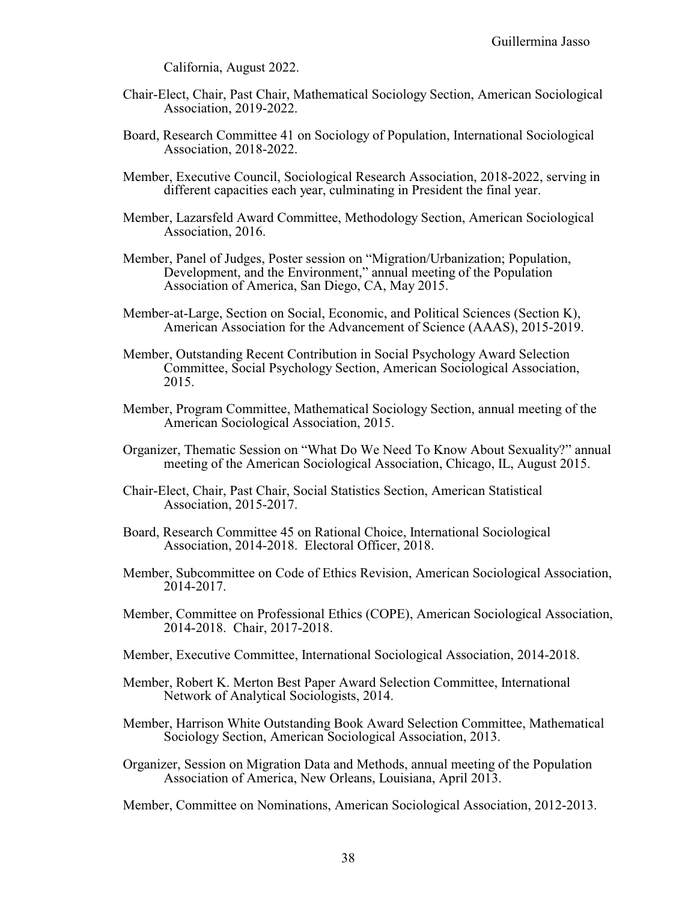California, August 2022.

Chair-Elect, Chair, Past Chair, Mathematical Sociology Section, American Sociological Association, 2019-2022.

Board, Research Committee 41 on Sociology of Population, International Sociological Association, 2018-2022.

Member, Executive Council, Sociological Research Association, 2018-2022, serving in different capacities each year, culminating in President the final year.

Member, Lazarsfeld Award Committee, Methodology Section, American Sociological Association, 2016.

Member, Panel of Judges, Poster session on "Migration/Urbanization; Population, Development, and the Environment," annual meeting of the Population Association of America, San Diego, CA, May 2015.

Member-at-Large, Section on Social, Economic, and Political Sciences (Section K), American Association for the Advancement of Science (AAAS), 2015-2019.

Member, Outstanding Recent Contribution in Social Psychology Award Selection Committee, Social Psychology Section, American Sociological Association, 2015.

Member, Program Committee, Mathematical Sociology Section, annual meeting of the American Sociological Association, 2015.

Organizer, Thematic Session on "What Do We Need To Know About Sexuality?" annual meeting of the American Sociological Association, Chicago, IL, August 2015.

Chair-Elect, Chair, Past Chair, Social Statistics Section, American Statistical Association, 2015-2017.

Board, Research Committee 45 on Rational Choice, International Sociological Association, 2014-2018. Electoral Officer, 2018.

Member, Subcommittee on Code of Ethics Revision, American Sociological Association, 2014-2017.

Member, Committee on Professional Ethics (COPE), American Sociological Association, 2014-2018. Chair, 2017-2018.

Member, Executive Committee, International Sociological Association, 2014-2018.

Member, Robert K. Merton Best Paper Award Selection Committee, International Network of Analytical Sociologists, 2014.

Member, Harrison White Outstanding Book Award Selection Committee, Mathematical Sociology Section, American Sociological Association, 2013.

Organizer, Session on Migration Data and Methods, annual meeting of the Population Association of America, New Orleans, Louisiana, April 2013.

Member, Committee on Nominations, American Sociological Association, 2012-2013.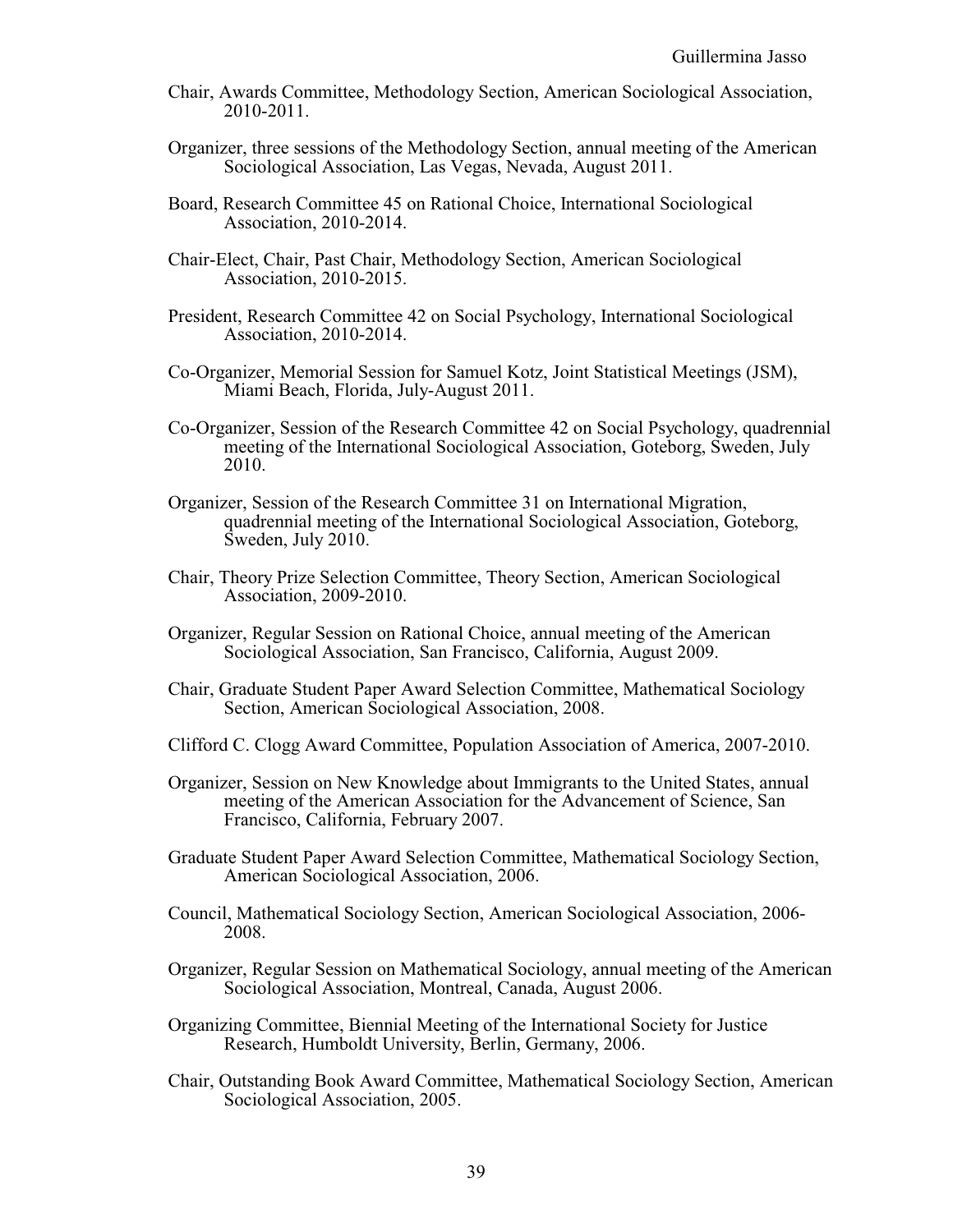Chair, Awards Committee, Methodology Section, American Sociological Association, 2010-2011.

Organizer, three sessions of the Methodology Section, annual meeting of the American Sociological Association, Las Vegas, Nevada, August 2011.

Board, Research Committee 45 on Rational Choice, International Sociological Association, 2010-2014.

Chair-Elect, Chair, Past Chair, Methodology Section, American Sociological Association, 2010-2015.

President, Research Committee 42 on Social Psychology, International Sociological Association, 2010-2014.

Co-Organizer, Memorial Session for Samuel Kotz, Joint Statistical Meetings (JSM), Miami Beach, Florida, July-August 2011.

Co-Organizer, Session of the Research Committee 42 on Social Psychology, quadrennial meeting of the International Sociological Association, Goteborg, Sweden, July 2010.

Organizer, Session of the Research Committee 31 on International Migration, quadrennial meeting of the International Sociological Association, Goteborg, Sweden, July 2010.

Chair, Theory Prize Selection Committee, Theory Section, American Sociological Association, 2009-2010.

Organizer, Regular Session on Rational Choice, annual meeting of the American Sociological Association, San Francisco, California, August 2009.

Chair, Graduate Student Paper Award Selection Committee, Mathematical Sociology Section, American Sociological Association, 2008.

Clifford C. Clogg Award Committee, Population Association of America, 2007-2010.

Organizer, Session on New Knowledge about Immigrants to the United States, annual meeting of the American Association for the Advancement of Science, San Francisco, California, February 2007.

Graduate Student Paper Award Selection Committee, Mathematical Sociology Section, American Sociological Association, 2006.

Council, Mathematical Sociology Section, American Sociological Association, 2006-2008.

Organizer, Regular Session on Mathematical Sociology, annual meeting of the American Sociological Association, Montreal, Canada, August 2006.

Organizing Committee, Biennial Meeting of the International Society for Justice Research, Humboldt University, Berlin, Germany, 2006.

Chair, Outstanding Book Award Committee, Mathematical Sociology Section, American Sociological Association, 2005.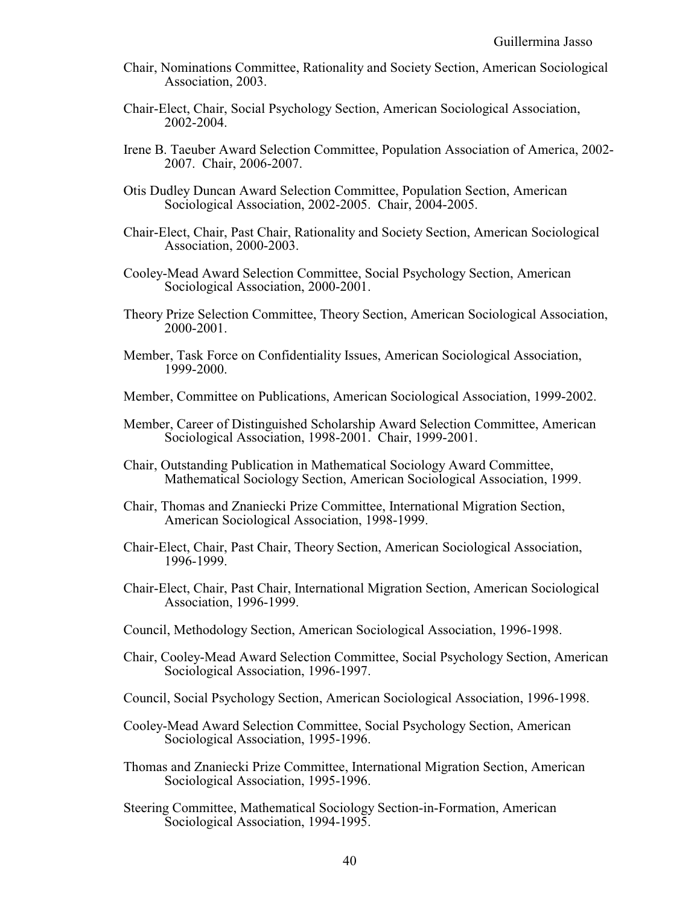Chair, Nominations Committee, Rationality and Society Section, American Sociological Association, 2003.

Chair-Elect, Chair, Social Psychology Section, American Sociological Association, 2002-2004.

Irene B. Taeuber Award Selection Committee, Population Association of America, 2002-2007. Chair, 2006-2007.

Otis Dudley Duncan Award Selection Committee, Population Section, American Sociological Association, 2002-2005. Chair, 2004-2005.

Chair-Elect, Chair, Past Chair, Rationality and Society Section, American Sociological Association, 2000-2003.

Cooley-Mead Award Selection Committee, Social Psychology Section, American Sociological Association, 2000-2001.

Theory Prize Selection Committee, Theory Section, American Sociological Association, 2000-2001.

Member, Task Force on Confidentiality Issues, American Sociological Association, 1999-2000.

Member, Committee on Publications, American Sociological Association, 1999-2002.

Member, Career of Distinguished Scholarship Award Selection Committee, American Sociological Association, 1998-2001. Chair, 1999-2001.

Chair, Outstanding Publication in Mathematical Sociology Award Committee, Mathematical Sociology Section, American Sociological Association, 1999.

Chair, Thomas and Znaniecki Prize Committee, International Migration Section, American Sociological Association, 1998-1999.

Chair-Elect, Chair, Past Chair, Theory Section, American Sociological Association, 1996-1999.

Chair-Elect, Chair, Past Chair, International Migration Section, American Sociological Association, 1996-1999.

Council, Methodology Section, American Sociological Association, 1996-1998.

Chair, Cooley-Mead Award Selection Committee, Social Psychology Section, American Sociological Association, 1996-1997.

Council, Social Psychology Section, American Sociological Association, 1996-1998.

Cooley-Mead Award Selection Committee, Social Psychology Section, American Sociological Association, 1995-1996.

Thomas and Znaniecki Prize Committee, International Migration Section, American Sociological Association, 1995-1996.

Steering Committee, Mathematical Sociology Section-in-Formation, American Sociological Association, 1994-1995.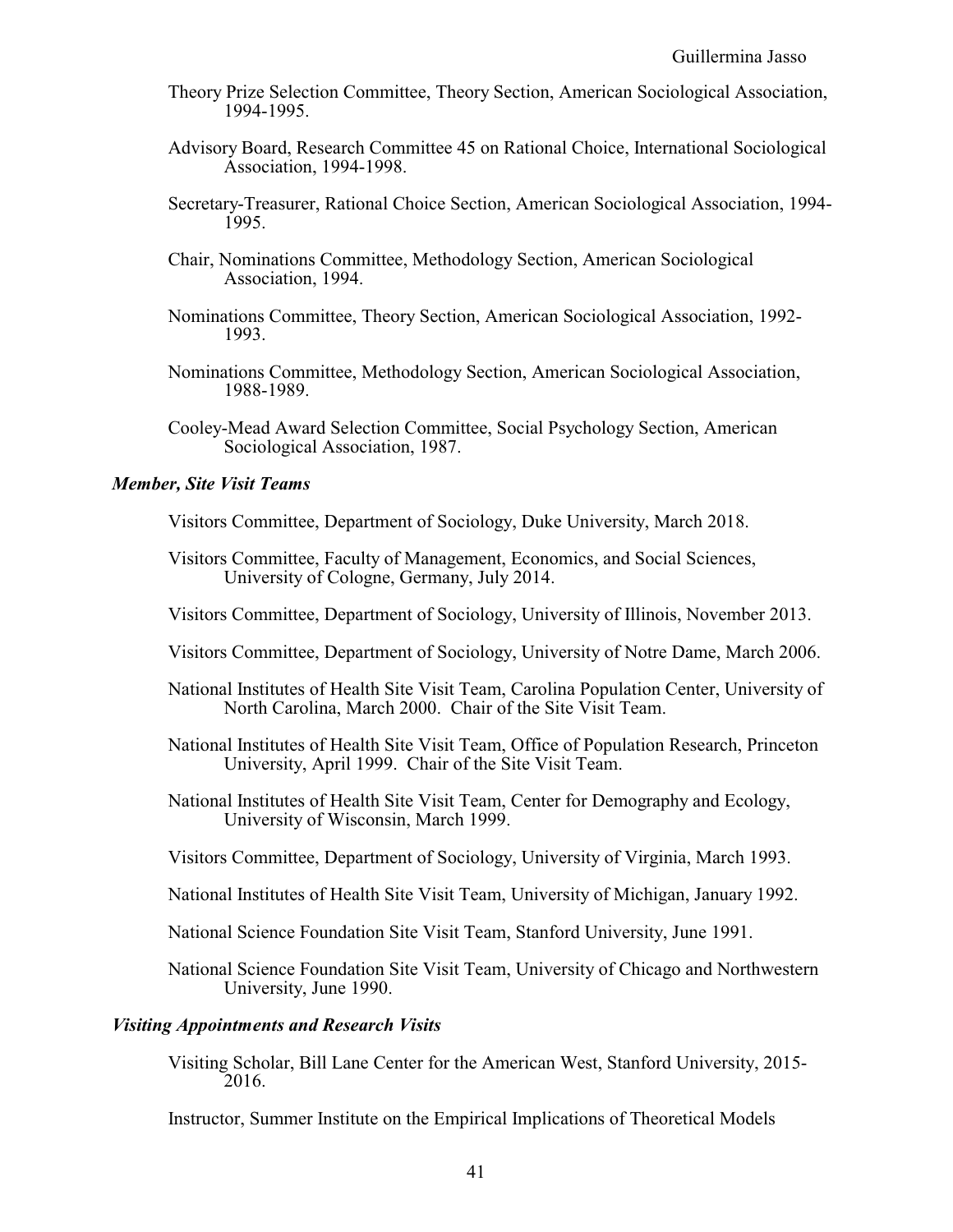Theory Prize Selection Committee, Theory Section, American Sociological Association, 1994-1995.

Advisory Board, Research Committee 45 on Rational Choice, International Sociological Association, 1994-1998.

Secretary-Treasurer, Rational Choice Section, American Sociological Association, 1994-1995.

Chair, Nominations Committee, Methodology Section, American Sociological Association, 1994.

Nominations Committee, Theory Section, American Sociological Association, 1992-1993.

Nominations Committee, Methodology Section, American Sociological Association, 1988-1989.

Cooley-Mead Award Selection Committee, Social Psychology Section, American Sociological Association, 1987.

***Member, Site Visit Teams***

Visitors Committee, Department of Sociology, Duke University, March 2018.

Visitors Committee, Faculty of Management, Economics, and Social Sciences, University of Cologne, Germany, July 2014.

Visitors Committee, Department of Sociology, University of Illinois, November 2013.

Visitors Committee, Department of Sociology, University of Notre Dame, March 2006.

National Institutes of Health Site Visit Team, Carolina Population Center, University of North Carolina, March 2000. Chair of the Site Visit Team.

National Institutes of Health Site Visit Team, Office of Population Research, Princeton University, April 1999. Chair of the Site Visit Team.

National Institutes of Health Site Visit Team, Center for Demography and Ecology, University of Wisconsin, March 1999.

Visitors Committee, Department of Sociology, University of Virginia, March 1993.

National Institutes of Health Site Visit Team, University of Michigan, January 1992.

National Science Foundation Site Visit Team, Stanford University, June 1991.

National Science Foundation Site Visit Team, University of Chicago and Northwestern University, June 1990.

***Visiting Appointments and Research Visits***

Visiting Scholar, Bill Lane Center for the American West, Stanford University, 2015-2016.

Instructor, Summer Institute on the Empirical Implications of Theoretical Models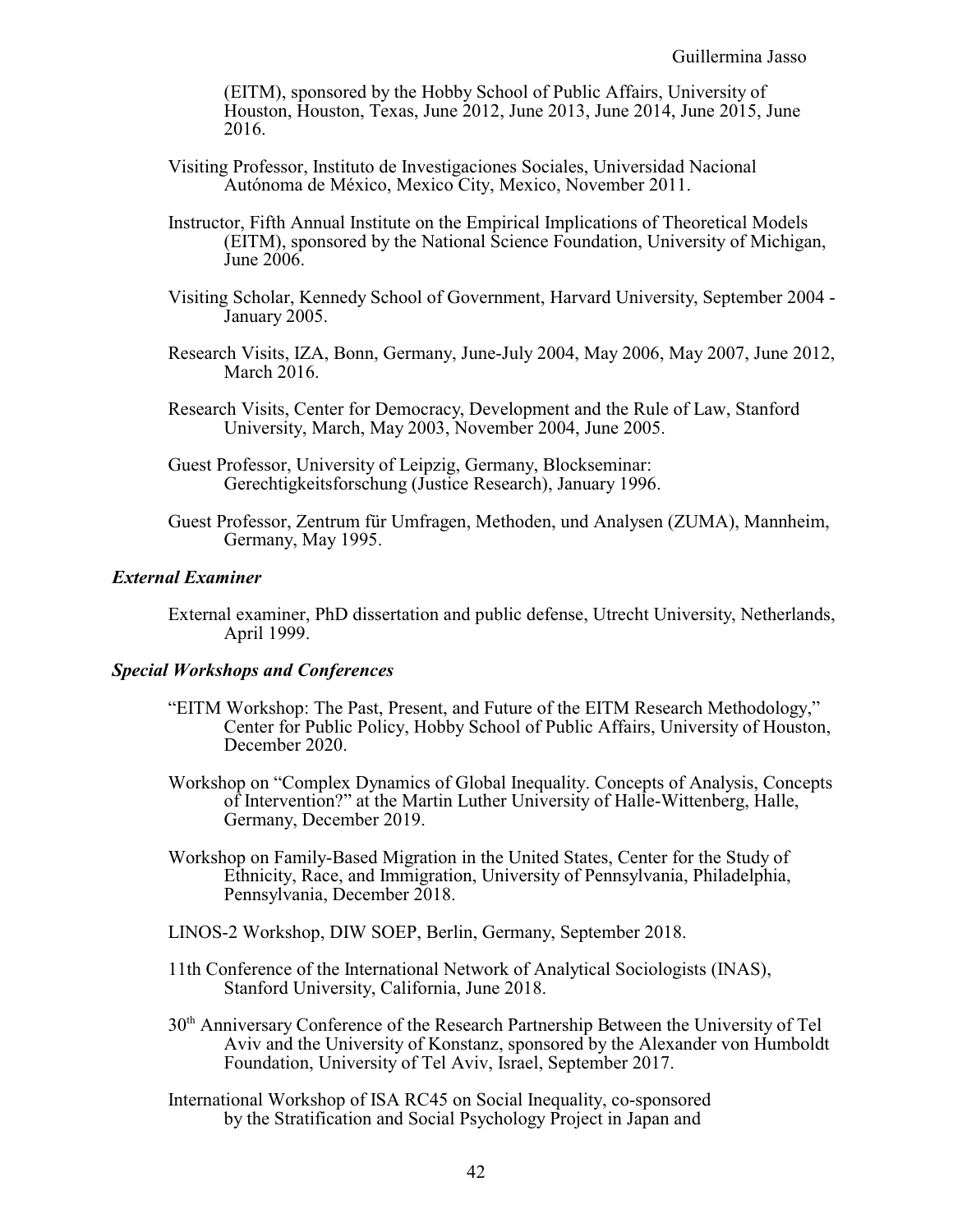(EITM), sponsored by the Hobby School of Public Affairs, University of Houston, Houston, Texas, June 2012, June 2013, June 2014, June 2015, June 2016.

Visiting Professor, Instituto de Investigaciones Sociales, Universidad Nacional Autónoma de México, Mexico City, Mexico, November 2011.

Instructor, Fifth Annual Institute on the Empirical Implications of Theoretical Models (EITM), sponsored by the National Science Foundation, University of Michigan, June 2006.

Visiting Scholar, Kennedy School of Government, Harvard University, September 2004 - January 2005.

Research Visits, IZA, Bonn, Germany, June-July 2004, May 2006, May 2007, June 2012, March 2016.

Research Visits, Center for Democracy, Development and the Rule of Law, Stanford University, March, May 2003, November 2004, June 2005.

Guest Professor, University of Leipzig, Germany, Blockseminar: Gerechtigkeitsforschung (Justice Research), January 1996.

Guest Professor, Zentrum für Umfragen, Methoden, und Analysen (ZUMA), Mannheim, Germany, May 1995.

### *External Examiner*

External examiner, PhD dissertation and public defense, Utrecht University, Netherlands, April 1999.

### *Special Workshops and Conferences*

"EITM Workshop: The Past, Present, and Future of the EITM Research Methodology," Center for Public Policy, Hobby School of Public Affairs, University of Houston, December 2020.

Workshop on "Complex Dynamics of Global Inequality. Concepts of Analysis, Concepts of Intervention?" at the Martin Luther University of Halle-Wittenberg, Halle, Germany, December 2019.

Workshop on Family-Based Migration in the United States, Center for the Study of Ethnicity, Race, and Immigration, University of Pennsylvania, Philadelphia, Pennsylvania, December 2018.

LINOS-2 Workshop, DIW SOEP, Berlin, Germany, September 2018.

11th Conference of the International Network of Analytical Sociologists (INAS), Stanford University, California, June 2018.

30th Anniversary Conference of the Research Partnership Between the University of Tel Aviv and the University of Konstanz, sponsored by the Alexander von Humboldt Foundation, University of Tel Aviv, Israel, September 2017.

International Workshop of ISA RC45 on Social Inequality, co-sponsored by the Stratification and Social Psychology Project in Japan and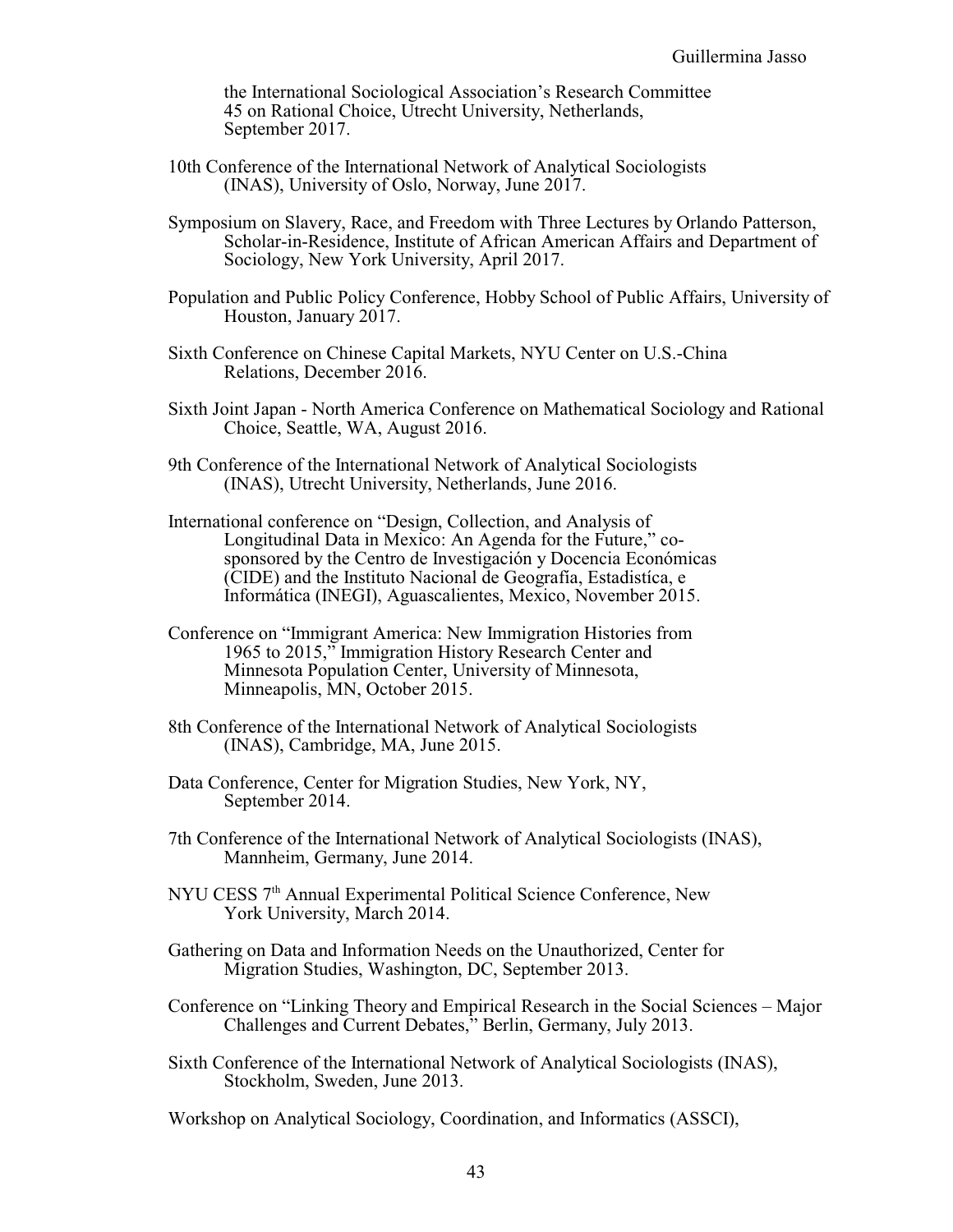the International Sociological Association's Research Committee 45 on Rational Choice, Utrecht University, Netherlands, September 2017.

10th Conference of the International Network of Analytical Sociologists (INAS), University of Oslo, Norway, June 2017.

Symposium on Slavery, Race, and Freedom with Three Lectures by Orlando Patterson, Scholar-in-Residence, Institute of African American Affairs and Department of Sociology, New York University, April 2017.

Population and Public Policy Conference, Hobby School of Public Affairs, University of Houston, January 2017.

Sixth Conference on Chinese Capital Markets, NYU Center on U.S.-China Relations, December 2016.

Sixth Joint Japan - North America Conference on Mathematical Sociology and Rational Choice, Seattle, WA, August 2016.

9th Conference of the International Network of Analytical Sociologists (INAS), Utrecht University, Netherlands, June 2016.

International conference on "Design, Collection, and Analysis of Longitudinal Data in Mexico: An Agenda for the Future," co-sponsored by the Centro de Investigación y Docencia Económicas (CIDE) and the Instituto Nacional de Geografía, Estadistíca, e Informática (INEGI), Aguascalientes, Mexico, November 2015.

Conference on "Immigrant America: New Immigration Histories from 1965 to 2015," Immigration History Research Center and Minnesota Population Center, University of Minnesota, Minneapolis, MN, October 2015.

8th Conference of the International Network of Analytical Sociologists (INAS), Cambridge, MA, June 2015.

Data Conference, Center for Migration Studies, New York, NY, September 2014.

7th Conference of the International Network of Analytical Sociologists (INAS), Mannheim, Germany, June 2014.

NYU CESS 7th Annual Experimental Political Science Conference, New York University, March 2014.

Gathering on Data and Information Needs on the Unauthorized, Center for Migration Studies, Washington, DC, September 2013.

Conference on "Linking Theory and Empirical Research in the Social Sciences – Major Challenges and Current Debates," Berlin, Germany, July 2013.

Sixth Conference of the International Network of Analytical Sociologists (INAS), Stockholm, Sweden, June 2013.

Workshop on Analytical Sociology, Coordination, and Informatics (ASSCI),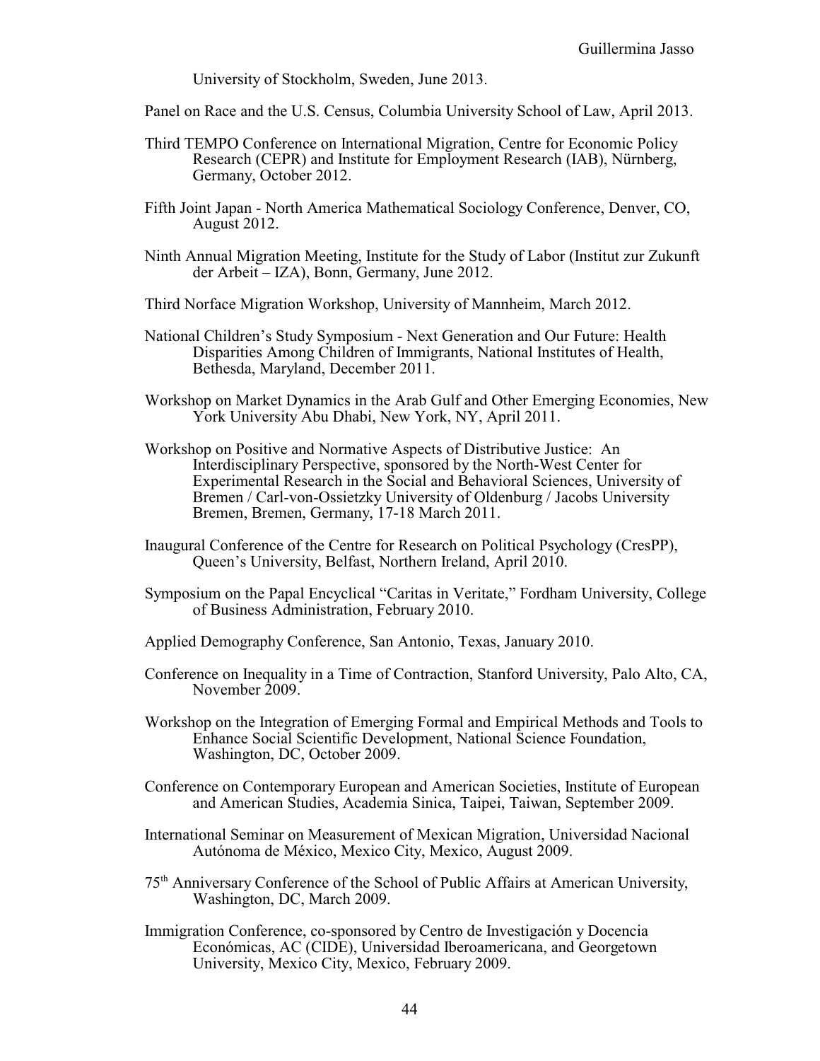University of Stockholm, Sweden, June 2013.

Panel on Race and the U.S. Census, Columbia University School of Law, April 2013.

Third TEMPO Conference on International Migration, Centre for Economic Policy Research (CEPR) and Institute for Employment Research (IAB), Nürnberg, Germany, October 2012.

Fifth Joint Japan - North America Mathematical Sociology Conference, Denver, CO, August 2012.

Ninth Annual Migration Meeting, Institute for the Study of Labor (Institut zur Zukunft der Arbeit – IZA), Bonn, Germany, June 2012.

Third Norface Migration Workshop, University of Mannheim, March 2012.

National Children's Study Symposium - Next Generation and Our Future: Health Disparities Among Children of Immigrants, National Institutes of Health, Bethesda, Maryland, December 2011.

Workshop on Market Dynamics in the Arab Gulf and Other Emerging Economies, New York University Abu Dhabi, New York, NY, April 2011.

Workshop on Positive and Normative Aspects of Distributive Justice: An Interdisciplinary Perspective, sponsored by the North-West Center for Experimental Research in the Social and Behavioral Sciences, University of Bremen / Carl-von-Ossietzky University of Oldenburg / Jacobs University Bremen, Bremen, Germany, 17-18 March 2011.

Inaugural Conference of the Centre for Research on Political Psychology (CresPP), Queen's University, Belfast, Northern Ireland, April 2010.

Symposium on the Papal Encyclical "Caritas in Veritate," Fordham University, College of Business Administration, February 2010.

Applied Demography Conference, San Antonio, Texas, January 2010.

Conference on Inequality in a Time of Contraction, Stanford University, Palo Alto, CA, November 2009.

Workshop on the Integration of Emerging Formal and Empirical Methods and Tools to Enhance Social Scientific Development, National Science Foundation, Washington, DC, October 2009.

Conference on Contemporary European and American Societies, Institute of European and American Studies, Academia Sinica, Taipei, Taiwan, September 2009.

International Seminar on Measurement of Mexican Migration, Universidad Nacional Autónoma de México, Mexico City, Mexico, August 2009.

75th Anniversary Conference of the School of Public Affairs at American University, Washington, DC, March 2009.

Immigration Conference, co-sponsored by Centro de Investigación y Docencia Económicas, AC (CIDE), Universidad Iberoamericana, and Georgetown University, Mexico City, Mexico, February 2009.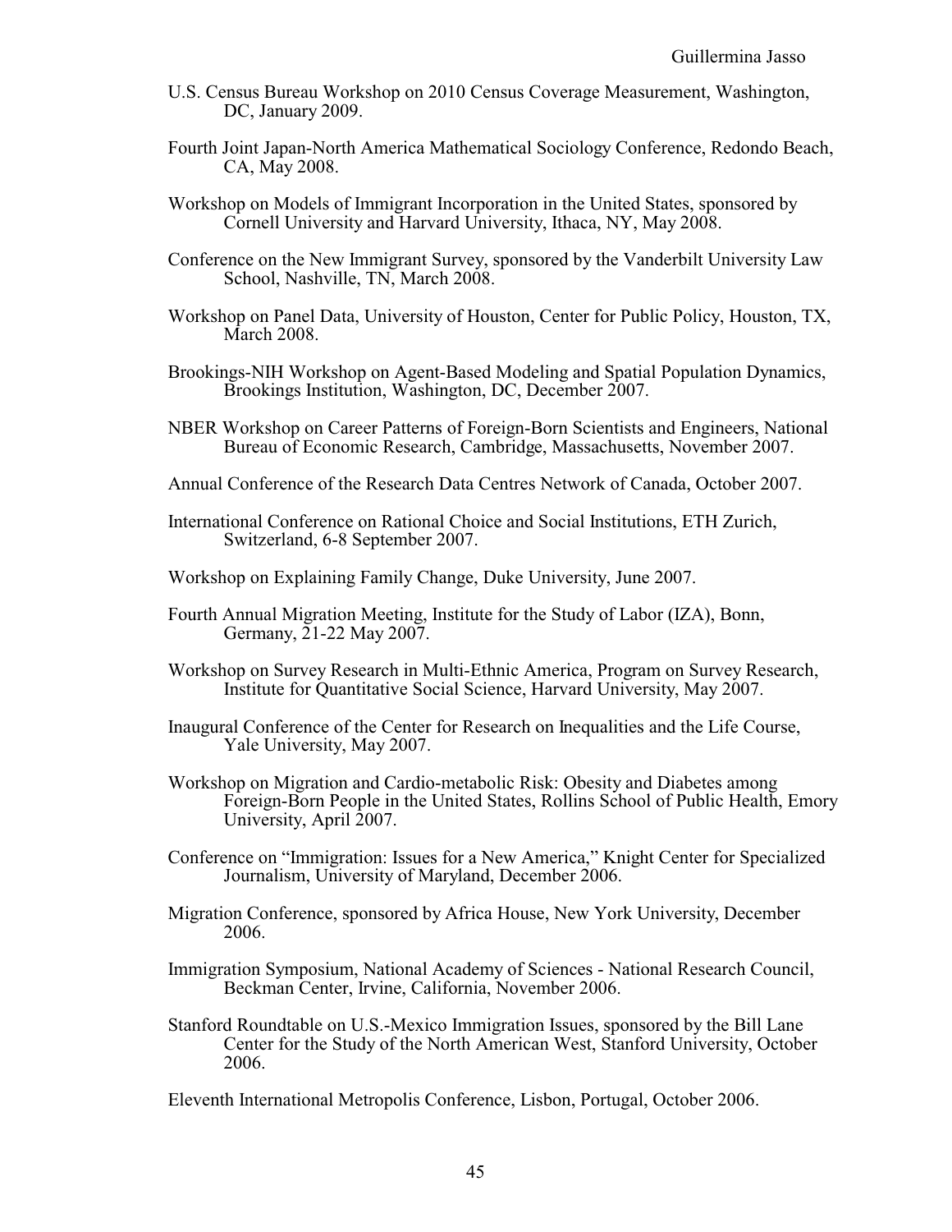U.S. Census Bureau Workshop on 2010 Census Coverage Measurement, Washington, DC, January 2009.

Fourth Joint Japan-North America Mathematical Sociology Conference, Redondo Beach, CA, May 2008.

Workshop on Models of Immigrant Incorporation in the United States, sponsored by Cornell University and Harvard University, Ithaca, NY, May 2008.

Conference on the New Immigrant Survey, sponsored by the Vanderbilt University Law School, Nashville, TN, March 2008.

Workshop on Panel Data, University of Houston, Center for Public Policy, Houston, TX, March 2008.

Brookings-NIH Workshop on Agent-Based Modeling and Spatial Population Dynamics, Brookings Institution, Washington, DC, December 2007.

NBER Workshop on Career Patterns of Foreign-Born Scientists and Engineers, National Bureau of Economic Research, Cambridge, Massachusetts, November 2007.

Annual Conference of the Research Data Centres Network of Canada, October 2007.

International Conference on Rational Choice and Social Institutions, ETH Zurich, Switzerland, 6-8 September 2007.

Workshop on Explaining Family Change, Duke University, June 2007.

Fourth Annual Migration Meeting, Institute for the Study of Labor (IZA), Bonn, Germany, 21-22 May 2007.

Workshop on Survey Research in Multi-Ethnic America, Program on Survey Research, Institute for Quantitative Social Science, Harvard University, May 2007.

Inaugural Conference of the Center for Research on Inequalities and the Life Course, Yale University, May 2007.

Workshop on Migration and Cardio-metabolic Risk: Obesity and Diabetes among Foreign-Born People in the United States, Rollins School of Public Health, Emory University, April 2007.

Conference on "Immigration: Issues for a New America," Knight Center for Specialized Journalism, University of Maryland, December 2006.

Migration Conference, sponsored by Africa House, New York University, December 2006.

Immigration Symposium, National Academy of Sciences - National Research Council, Beckman Center, Irvine, California, November 2006.

Stanford Roundtable on U.S.-Mexico Immigration Issues, sponsored by the Bill Lane Center for the Study of the North American West, Stanford University, October 2006.

Eleventh International Metropolis Conference, Lisbon, Portugal, October 2006.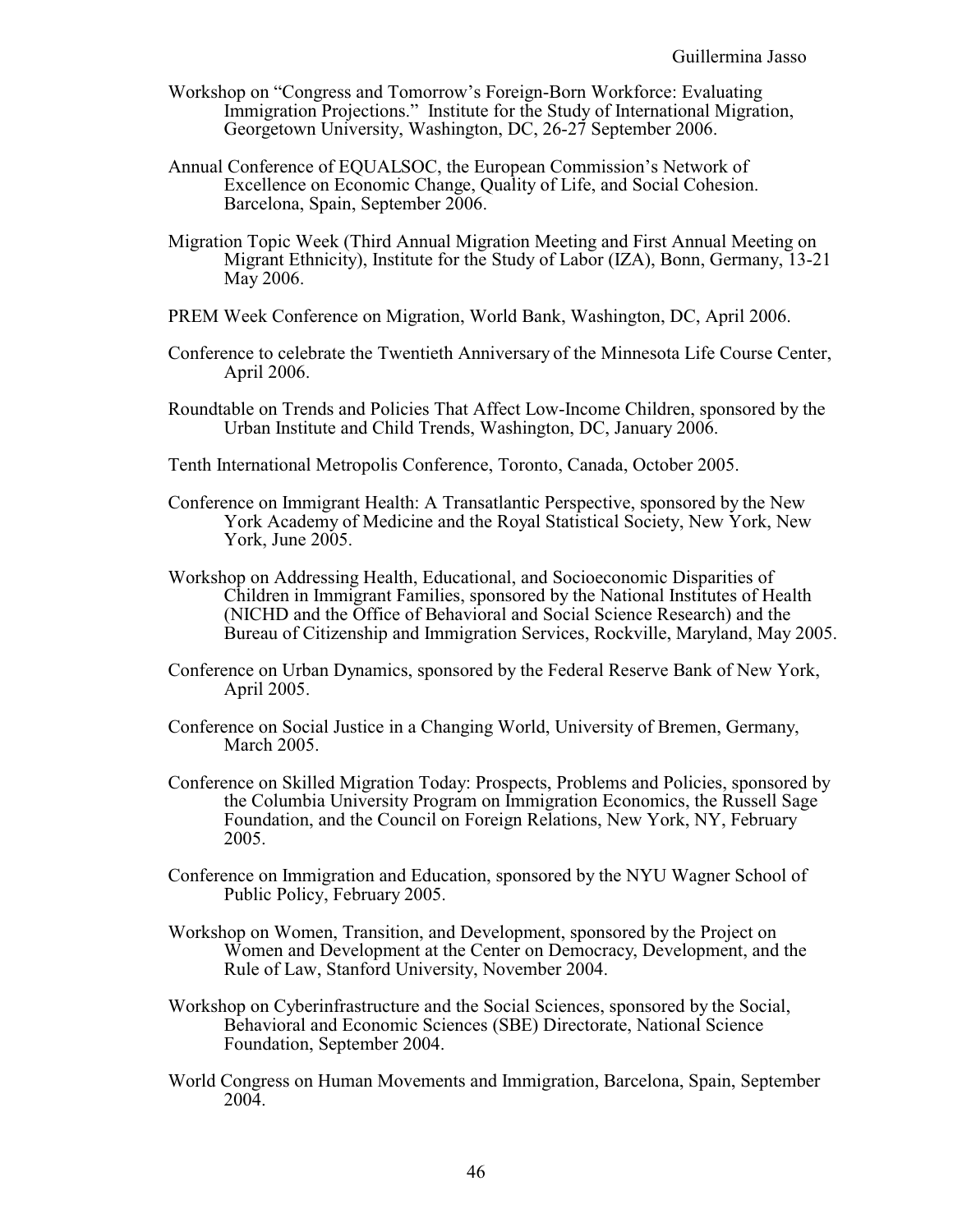Workshop on "Congress and Tomorrow's Foreign-Born Workforce: Evaluating Immigration Projections." Institute for the Study of International Migration, Georgetown University, Washington, DC, 26-27 September 2006.

Annual Conference of EQUALSOC, the European Commission's Network of Excellence on Economic Change, Quality of Life, and Social Cohesion. Barcelona, Spain, September 2006.

Migration Topic Week (Third Annual Migration Meeting and First Annual Meeting on Migrant Ethnicity), Institute for the Study of Labor (IZA), Bonn, Germany, 13-21 May 2006.

PREM Week Conference on Migration, World Bank, Washington, DC, April 2006.

Conference to celebrate the Twentieth Anniversary of the Minnesota Life Course Center, April 2006.

Roundtable on Trends and Policies That Affect Low-Income Children, sponsored by the Urban Institute and Child Trends, Washington, DC, January 2006.

Tenth International Metropolis Conference, Toronto, Canada, October 2005.

Conference on Immigrant Health: A Transatlantic Perspective, sponsored by the New York Academy of Medicine and the Royal Statistical Society, New York, New York, June 2005.

Workshop on Addressing Health, Educational, and Socioeconomic Disparities of Children in Immigrant Families, sponsored by the National Institutes of Health (NICHD and the Office of Behavioral and Social Science Research) and the Bureau of Citizenship and Immigration Services, Rockville, Maryland, May 2005.

Conference on Urban Dynamics, sponsored by the Federal Reserve Bank of New York, April 2005.

Conference on Social Justice in a Changing World, University of Bremen, Germany, March 2005.

Conference on Skilled Migration Today: Prospects, Problems and Policies, sponsored by the Columbia University Program on Immigration Economics, the Russell Sage Foundation, and the Council on Foreign Relations, New York, NY, February 2005.

Conference on Immigration and Education, sponsored by the NYU Wagner School of Public Policy, February 2005.

Workshop on Women, Transition, and Development, sponsored by the Project on Women and Development at the Center on Democracy, Development, and the Rule of Law, Stanford University, November 2004.

Workshop on Cyberinfrastructure and the Social Sciences, sponsored by the Social, Behavioral and Economic Sciences (SBE) Directorate, National Science Foundation, September 2004.

World Congress on Human Movements and Immigration, Barcelona, Spain, September 2004.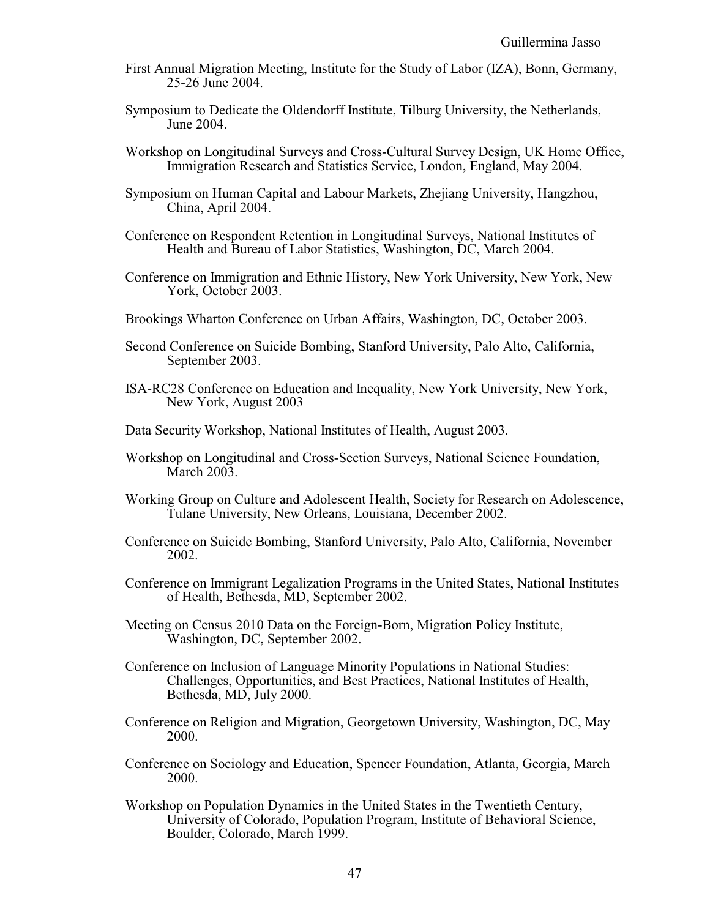First Annual Migration Meeting, Institute for the Study of Labor (IZA), Bonn, Germany, 25-26 June 2004.

Symposium to Dedicate the Oldendorff Institute, Tilburg University, the Netherlands, June 2004.

Workshop on Longitudinal Surveys and Cross-Cultural Survey Design, UK Home Office, Immigration Research and Statistics Service, London, England, May 2004.

Symposium on Human Capital and Labour Markets, Zhejiang University, Hangzhou, China, April 2004.

Conference on Respondent Retention in Longitudinal Surveys, National Institutes of Health and Bureau of Labor Statistics, Washington, DC, March 2004.

Conference on Immigration and Ethnic History, New York University, New York, New York, October 2003.

Brookings Wharton Conference on Urban Affairs, Washington, DC, October 2003.

Second Conference on Suicide Bombing, Stanford University, Palo Alto, California, September 2003.

ISA-RC28 Conference on Education and Inequality, New York University, New York, New York, August 2003

Data Security Workshop, National Institutes of Health, August 2003.

Workshop on Longitudinal and Cross-Section Surveys, National Science Foundation, March 2003.

Working Group on Culture and Adolescent Health, Society for Research on Adolescence, Tulane University, New Orleans, Louisiana, December 2002.

Conference on Suicide Bombing, Stanford University, Palo Alto, California, November 2002.

Conference on Immigrant Legalization Programs in the United States, National Institutes of Health, Bethesda, MD, September 2002.

Meeting on Census 2010 Data on the Foreign-Born, Migration Policy Institute, Washington, DC, September 2002.

Conference on Inclusion of Language Minority Populations in National Studies: Challenges, Opportunities, and Best Practices, National Institutes of Health, Bethesda, MD, July 2000.

Conference on Religion and Migration, Georgetown University, Washington, DC, May 2000.

Conference on Sociology and Education, Spencer Foundation, Atlanta, Georgia, March 2000.

Workshop on Population Dynamics in the United States in the Twentieth Century, University of Colorado, Population Program, Institute of Behavioral Science, Boulder, Colorado, March 1999.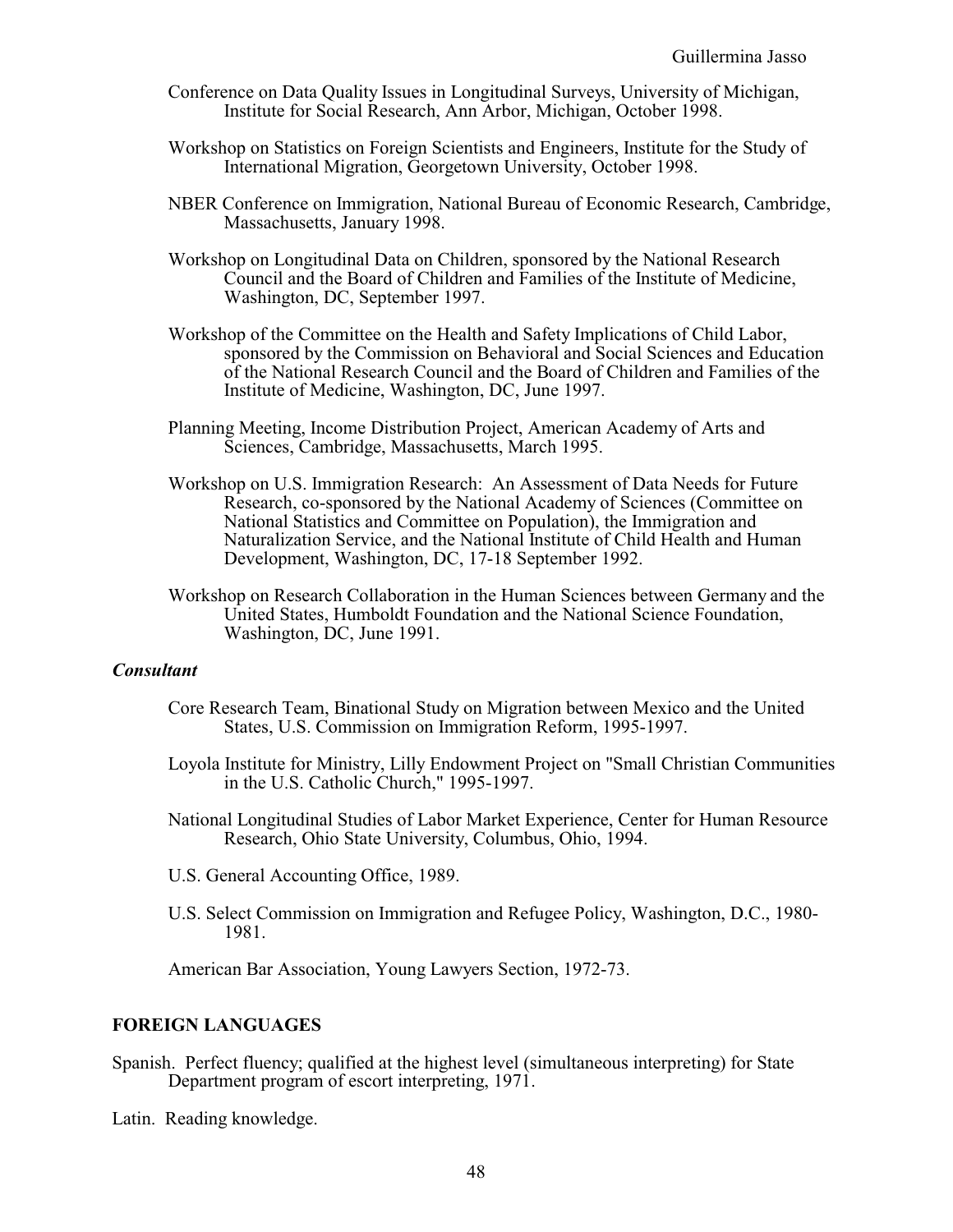Conference on Data Quality Issues in Longitudinal Surveys, University of Michigan, Institute for Social Research, Ann Arbor, Michigan, October 1998.

Workshop on Statistics on Foreign Scientists and Engineers, Institute for the Study of International Migration, Georgetown University, October 1998.

NBER Conference on Immigration, National Bureau of Economic Research, Cambridge, Massachusetts, January 1998.

Workshop on Longitudinal Data on Children, sponsored by the National Research Council and the Board of Children and Families of the Institute of Medicine, Washington, DC, September 1997.

Workshop of the Committee on the Health and Safety Implications of Child Labor, sponsored by the Commission on Behavioral and Social Sciences and Education of the National Research Council and the Board of Children and Families of the Institute of Medicine, Washington, DC, June 1997.

Planning Meeting, Income Distribution Project, American Academy of Arts and Sciences, Cambridge, Massachusetts, March 1995.

Workshop on U.S. Immigration Research: An Assessment of Data Needs for Future Research, co-sponsored by the National Academy of Sciences (Committee on National Statistics and Committee on Population), the Immigration and Naturalization Service, and the National Institute of Child Health and Human Development, Washington, DC, 17-18 September 1992.

Workshop on Research Collaboration in the Human Sciences between Germany and the United States, Humboldt Foundation and the National Science Foundation, Washington, DC, June 1991.

### *Consultant*

Core Research Team, Binational Study on Migration between Mexico and the United States, U.S. Commission on Immigration Reform, 1995-1997.

Loyola Institute for Ministry, Lilly Endowment Project on "Small Christian Communities in the U.S. Catholic Church," 1995-1997.

National Longitudinal Studies of Labor Market Experience, Center for Human Resource Research, Ohio State University, Columbus, Ohio, 1994.

U.S. General Accounting Office, 1989.

U.S. Select Commission on Immigration and Refugee Policy, Washington, D.C., 1980-1981.

American Bar Association, Young Lawyers Section, 1972-73.

## FOREIGN LANGUAGES

Spanish. Perfect fluency; qualified at the highest level (simultaneous interpreting) for State Department program of escort interpreting, 1971.

Latin. Reading knowledge.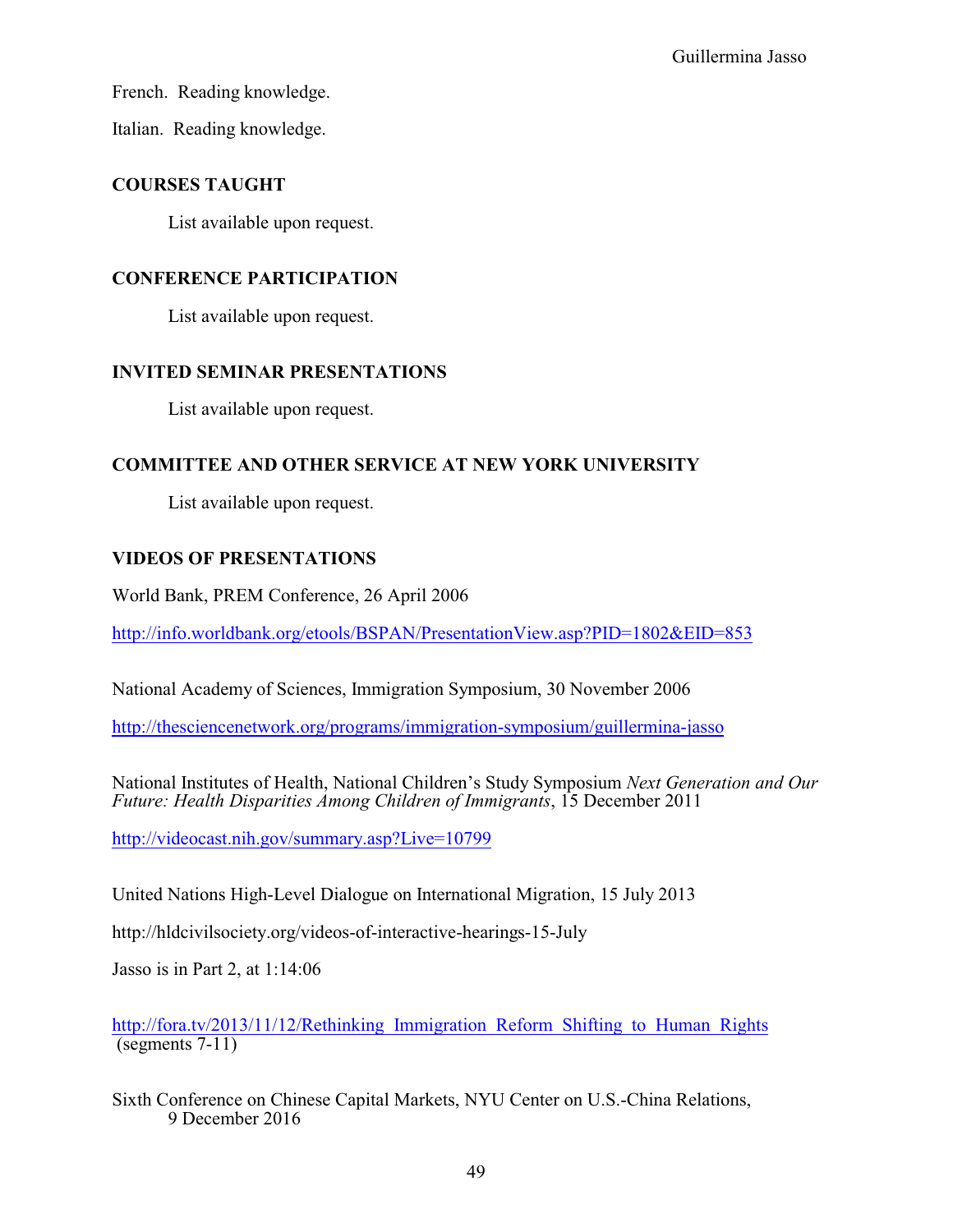French. Reading knowledge.

Italian. Reading knowledge.

## COURSES TAUGHT

List available upon request.

## CONFERENCE PARTICIPATION

List available upon request.

## INVITED SEMINAR PRESENTATIONS

List available upon request.

## COMMITTEE AND OTHER SERVICE AT NEW YORK UNIVERSITY

List available upon request.

## VIDEOS OF PRESENTATIONS

World Bank, PREM Conference, 26 April 2006

http://info.worldbank.org/etools/BSPAN/PresentationView.asp?PID=1802&EID=853

National Academy of Sciences, Immigration Symposium, 30 November 2006

http://thesciencenetwork.org/programs/immigration-symposium/guillermina-jasso

National Institutes of Health, National Children's Study Symposium *Next Generation and Our Future: Health Disparities Among Children of Immigrants*, 15 December 2011

http://videocast.nih.gov/summary.asp?Live=10799

United Nations High-Level Dialogue on International Migration, 15 July 2013

http://hldcivilsociety.org/videos-of-interactive-hearings-15-July

Jasso is in Part 2, at 1:14:06

http://fora.tv/2013/11/12/Rethinking_Immigration_Reform_Shifting_to_Human_Rights (segments 7-11)

Sixth Conference on Chinese Capital Markets, NYU Center on U.S.-China Relations, 9 December 2016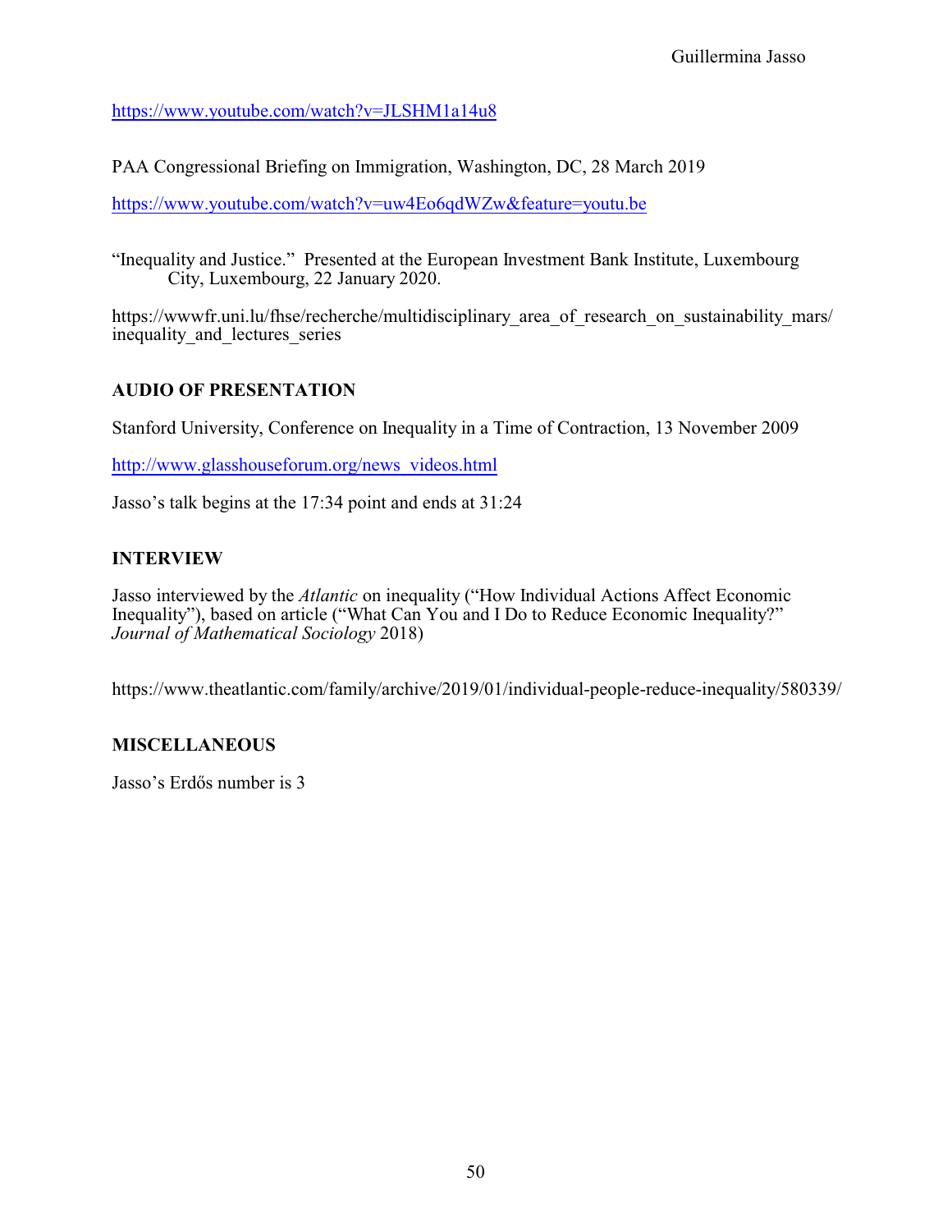https://www.youtube.com/watch?v=JLSHM1a14u8

PAA Congressional Briefing on Immigration, Washington, DC, 28 March 2019

https://www.youtube.com/watch?v=uw4Eo6qdWZw&feature=youtu.be

"Inequality and Justice." Presented at the European Investment Bank Institute, Luxembourg City, Luxembourg, 22 January 2020.

https://wwwfr.uni.lu/fhse/recherche/multidisciplinary_area_of_research_on_sustainability_mars/inequality_and_lectures_series

## AUDIO OF PRESENTATION

Stanford University, Conference on Inequality in a Time of Contraction, 13 November 2009

http://www.glasshouseforum.org/news_videos.html

Jasso's talk begins at the 17:34 point and ends at 31:24

## INTERVIEW

Jasso interviewed by the *Atlantic* on inequality ("How Individual Actions Affect Economic Inequality"), based on article ("What Can You and I Do to Reduce Economic Inequality?" *Journal of Mathematical Sociology* 2018)

https://www.theatlantic.com/family/archive/2019/01/individual-people-reduce-inequality/580339/

## MISCELLANEOUS

Jasso's Erdős number is 3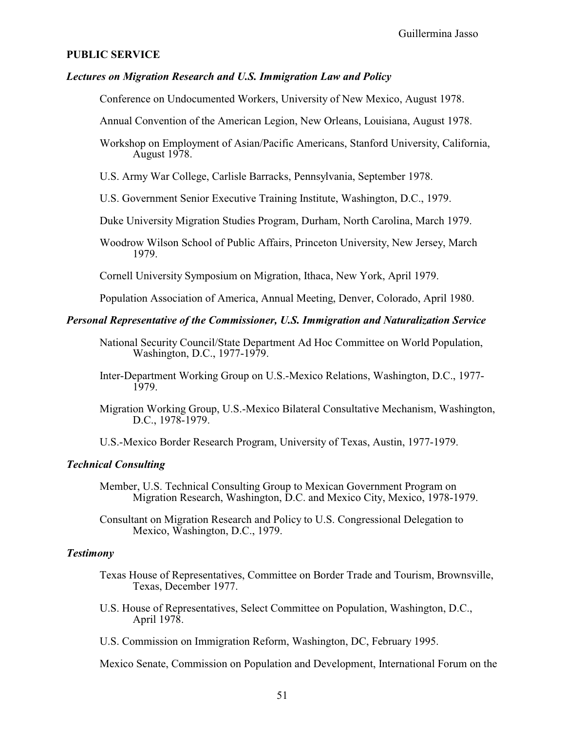## PUBLIC SERVICE

### *Lectures on Migration Research and U.S. Immigration Law and Policy*

Conference on Undocumented Workers, University of New Mexico, August 1978.

Annual Convention of the American Legion, New Orleans, Louisiana, August 1978.

Workshop on Employment of Asian/Pacific Americans, Stanford University, California, August 1978.

U.S. Army War College, Carlisle Barracks, Pennsylvania, September 1978.

U.S. Government Senior Executive Training Institute, Washington, D.C., 1979.

Duke University Migration Studies Program, Durham, North Carolina, March 1979.

Woodrow Wilson School of Public Affairs, Princeton University, New Jersey, March 1979.

Cornell University Symposium on Migration, Ithaca, New York, April 1979.

Population Association of America, Annual Meeting, Denver, Colorado, April 1980.

### *Personal Representative of the Commissioner, U.S. Immigration and Naturalization Service*

National Security Council/State Department Ad Hoc Committee on World Population, Washington, D.C., 1977-1979.

Inter-Department Working Group on U.S.-Mexico Relations, Washington, D.C., 1977-1979.

Migration Working Group, U.S.-Mexico Bilateral Consultative Mechanism, Washington, D.C., 1978-1979.

U.S.-Mexico Border Research Program, University of Texas, Austin, 1977-1979.

### *Technical Consulting*

Member, U.S. Technical Consulting Group to Mexican Government Program on Migration Research, Washington, D.C. and Mexico City, Mexico, 1978-1979.

Consultant on Migration Research and Policy to U.S. Congressional Delegation to Mexico, Washington, D.C., 1979.

### *Testimony*

Texas House of Representatives, Committee on Border Trade and Tourism, Brownsville, Texas, December 1977.

U.S. House of Representatives, Select Committee on Population, Washington, D.C., April 1978.

U.S. Commission on Immigration Reform, Washington, DC, February 1995.

Mexico Senate, Commission on Population and Development, International Forum on the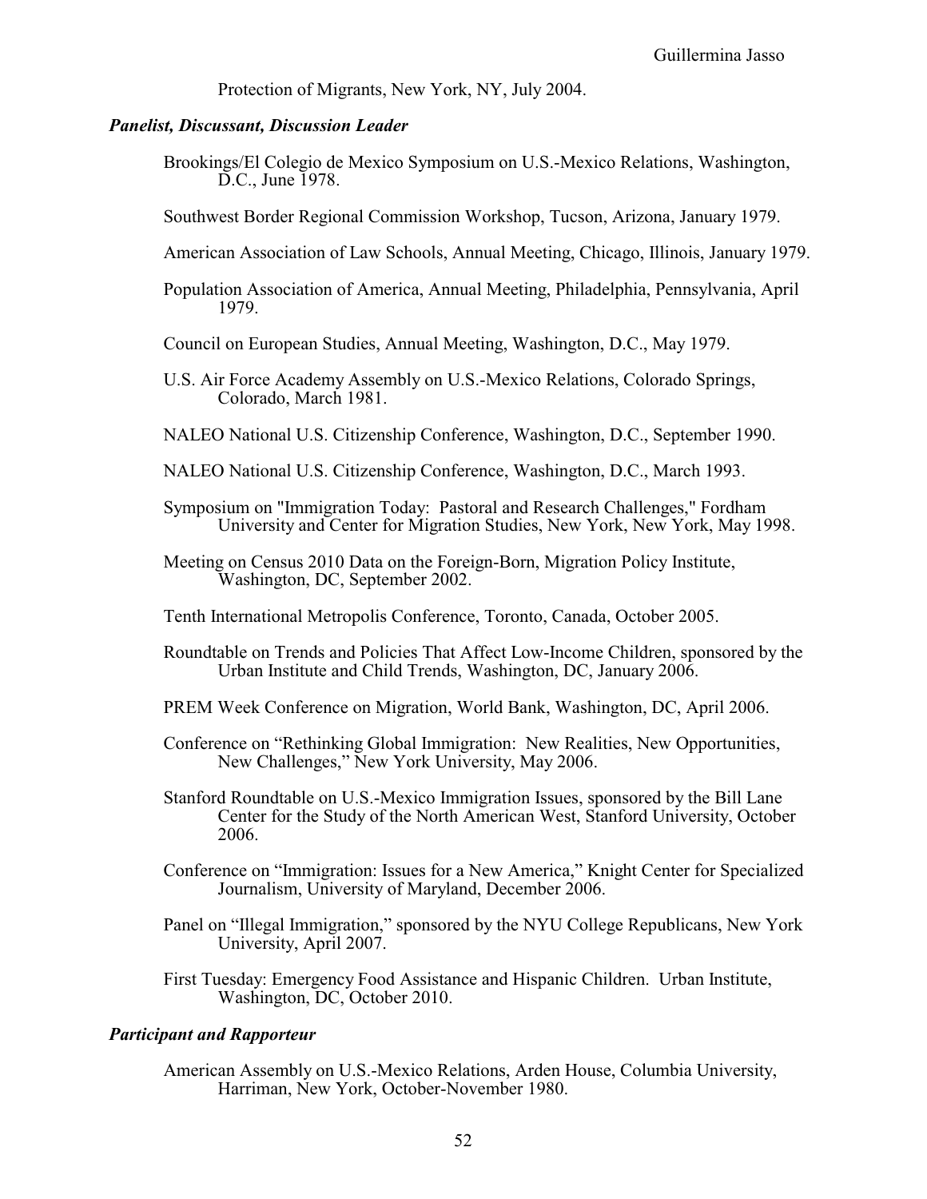Protection of Migrants, New York, NY, July 2004.

### *Panelist, Discussant, Discussion Leader*

Brookings/El Colegio de Mexico Symposium on U.S.-Mexico Relations, Washington, D.C., June 1978.

Southwest Border Regional Commission Workshop, Tucson, Arizona, January 1979.

American Association of Law Schools, Annual Meeting, Chicago, Illinois, January 1979.

Population Association of America, Annual Meeting, Philadelphia, Pennsylvania, April 1979.

Council on European Studies, Annual Meeting, Washington, D.C., May 1979.

U.S. Air Force Academy Assembly on U.S.-Mexico Relations, Colorado Springs, Colorado, March 1981.

NALEO National U.S. Citizenship Conference, Washington, D.C., September 1990.

NALEO National U.S. Citizenship Conference, Washington, D.C., March 1993.

Symposium on "Immigration Today: Pastoral and Research Challenges," Fordham University and Center for Migration Studies, New York, New York, May 1998.

Meeting on Census 2010 Data on the Foreign-Born, Migration Policy Institute, Washington, DC, September 2002.

Tenth International Metropolis Conference, Toronto, Canada, October 2005.

Roundtable on Trends and Policies That Affect Low-Income Children, sponsored by the Urban Institute and Child Trends, Washington, DC, January 2006.

PREM Week Conference on Migration, World Bank, Washington, DC, April 2006.

Conference on "Rethinking Global Immigration: New Realities, New Opportunities, New Challenges," New York University, May 2006.

Stanford Roundtable on U.S.-Mexico Immigration Issues, sponsored by the Bill Lane Center for the Study of the North American West, Stanford University, October 2006.

Conference on "Immigration: Issues for a New America," Knight Center for Specialized Journalism, University of Maryland, December 2006.

Panel on "Illegal Immigration," sponsored by the NYU College Republicans, New York University, April 2007.

First Tuesday: Emergency Food Assistance and Hispanic Children. Urban Institute, Washington, DC, October 2010.

### *Participant and Rapporteur*

American Assembly on U.S.-Mexico Relations, Arden House, Columbia University, Harriman, New York, October-November 1980.